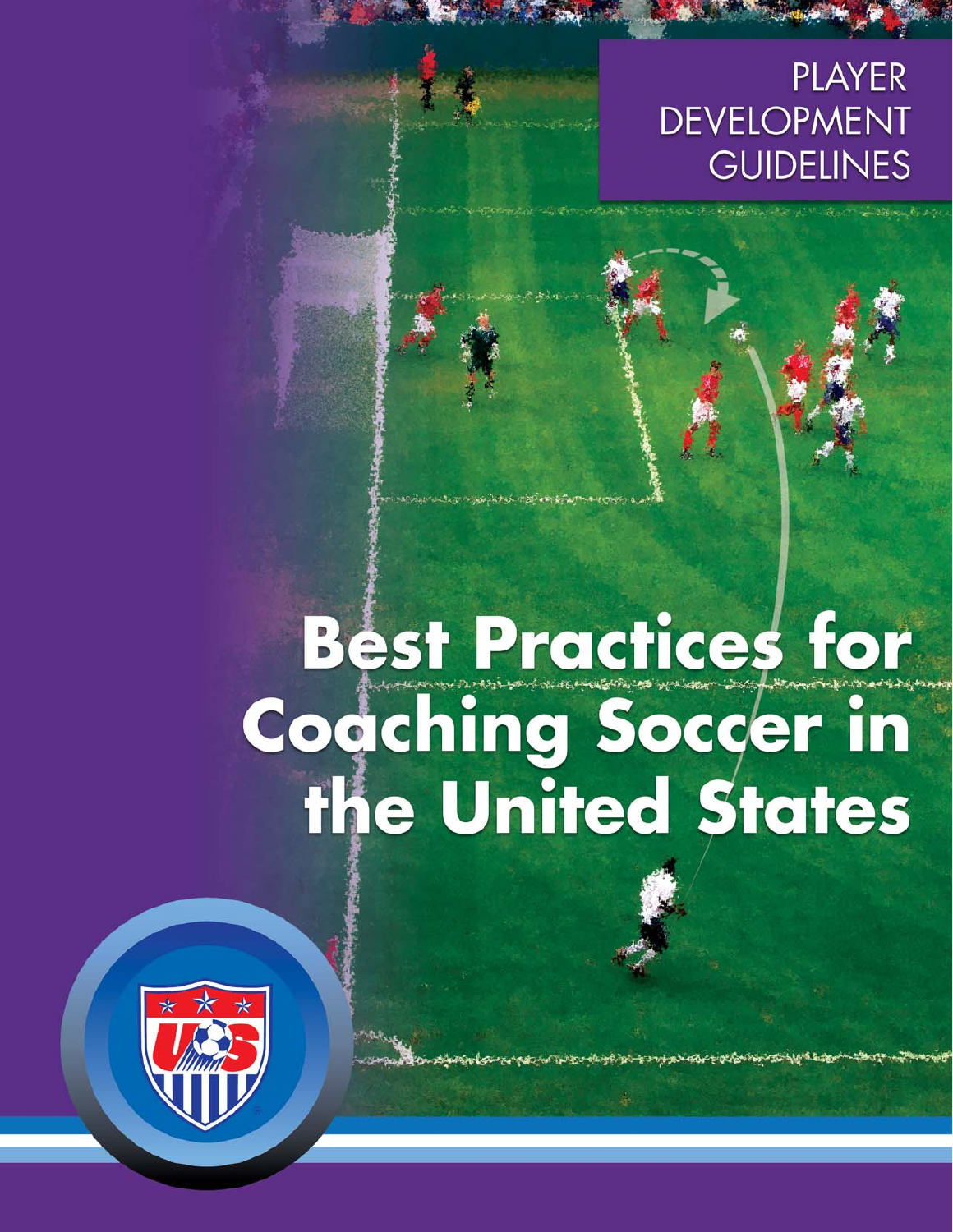PLAYER DEVELOPMENT GUIDELINES

# Best Practices for Coaching Soccer in the United States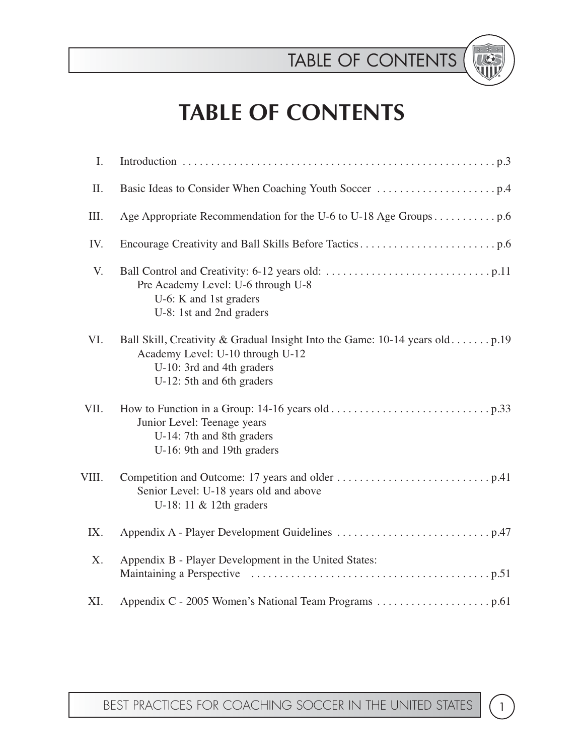# TABLE OF CONTENTS

I. Introduction . . . . . . . . . . . . . . . . . . . . . . . . . . . . . . . . . . . . . . . . . . . . . . . . . . . . . p.3

II. Basic Ideas to Consider When Coaching Youth Soccer . . . . . . . . . . . . . . . . . . . . . p.4

III. Age Appropriate Recommendation for the U-6 to U-18 Age Groups . . . . . . . . . . . p.6

IV. Encourage Creativity and Ball Skills Before Tactics . . . . . . . . . . . . . . . . . . . . . . . . . p.6

V. Ball Control and Creativity: 6-12 years old: . . . . . . . . . . . . . . . . . . . . . . . . . . . . . p.11
   - Pre Academy Level: U-6 through U-8
     - U-6: K and 1st graders
     - U-8: 1st and 2nd graders

VI. Ball Skill, Creativity & Gradual Insight Into the Game: 10-14 years old . . . . . . . p.19
   - Academy Level: U-10 through U-12
     - U-10: 3rd and 4th graders
     - U-12: 5th and 6th graders

VII. How to Function in a Group: 14-16 years old . . . . . . . . . . . . . . . . . . . . . . . . . . . . p.33
   - Junior Level: Teenage years
     - U-14: 7th and 8th graders
     - U-16: 9th and 19th graders

VIII. Competition and Outcome: 17 years and older . . . . . . . . . . . . . . . . . . . . . . . . . . . p.41
   - Senior Level: U-18 years old and above
     - U-18: 11 & 12th graders

IX. Appendix A - Player Development Guidelines . . . . . . . . . . . . . . . . . . . . . . . . . . . p.47

X. Appendix B - Player Development in the United States: Maintaining a Perspective . . . . . . . . . . . . . . . . . . . . . . . . . . . . . . . . . . . . . . . . . . p.51

XI. Appendix C - 2005 Women's National Team Programs . . . . . . . . . . . . . . . . . . . . p.61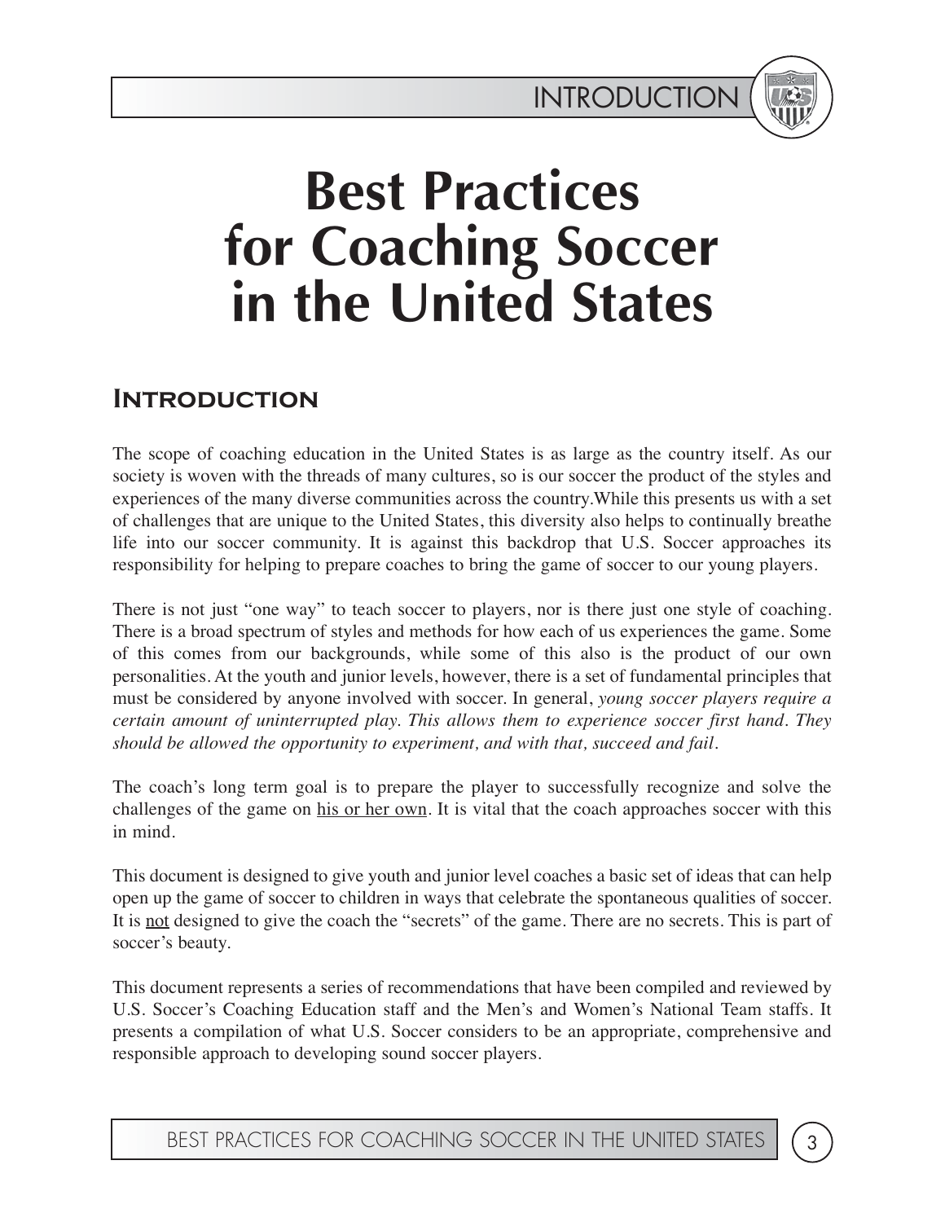# Best Practices for Coaching Soccer in the United States

## Introduction

The scope of coaching education in the United States is as large as the country itself. As our society is woven with the threads of many cultures, so is our soccer the product of the styles and experiences of the many diverse communities across the country.While this presents us with a set of challenges that are unique to the United States, this diversity also helps to continually breathe life into our soccer community. It is against this backdrop that U.S. Soccer approaches its responsibility for helping to prepare coaches to bring the game of soccer to our young players.

There is not just "one way" to teach soccer to players, nor is there just one style of coaching. There is a broad spectrum of styles and methods for how each of us experiences the game. Some of this comes from our backgrounds, while some of this also is the product of our own personalities. At the youth and junior levels, however, there is a set of fundamental principles that must be considered by anyone involved with soccer. In general, *young soccer players require a certain amount of uninterrupted play. This allows them to experience soccer first hand. They should be allowed the opportunity to experiment, and with that, succeed and fail.*

The coach's long term goal is to prepare the player to successfully recognize and solve the challenges of the game on <u>his or her own</u>. It is vital that the coach approaches soccer with this in mind.

This document is designed to give youth and junior level coaches a basic set of ideas that can help open up the game of soccer to children in ways that celebrate the spontaneous qualities of soccer. It is <u>not</u> designed to give the coach the "secrets" of the game. There are no secrets. This is part of soccer's beauty.

This document represents a series of recommendations that have been compiled and reviewed by U.S. Soccer's Coaching Education staff and the Men's and Women's National Team staffs. It presents a compilation of what U.S. Soccer considers to be an appropriate, comprehensive and responsible approach to developing sound soccer players.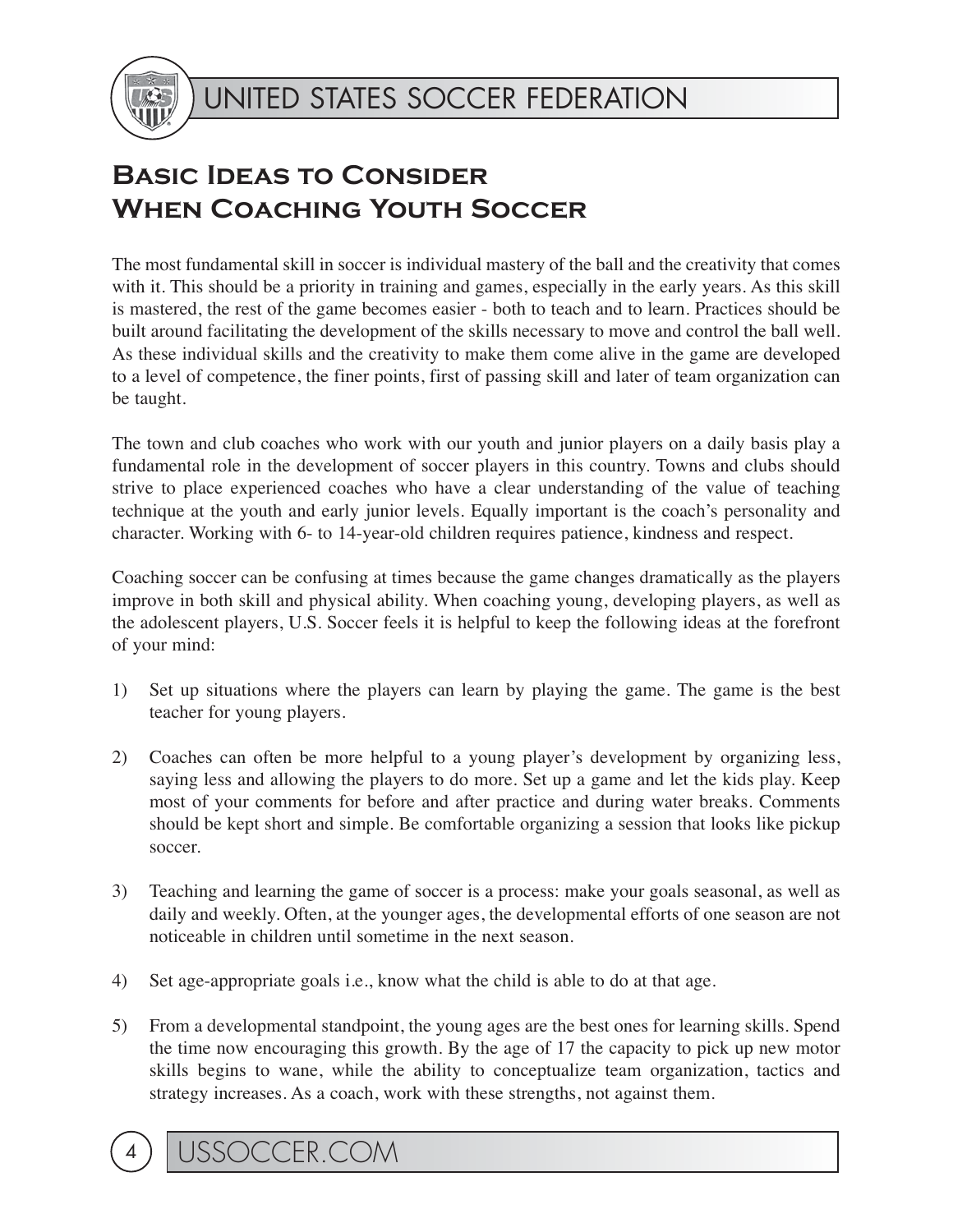# Basic Ideas to Consider When Coaching Youth Soccer

The most fundamental skill in soccer is individual mastery of the ball and the creativity that comes with it. This should be a priority in training and games, especially in the early years. As this skill is mastered, the rest of the game becomes easier - both to teach and to learn. Practices should be built around facilitating the development of the skills necessary to move and control the ball well. As these individual skills and the creativity to make them come alive in the game are developed to a level of competence, the finer points, first of passing skill and later of team organization can be taught.

The town and club coaches who work with our youth and junior players on a daily basis play a fundamental role in the development of soccer players in this country. Towns and clubs should strive to place experienced coaches who have a clear understanding of the value of teaching technique at the youth and early junior levels. Equally important is the coach's personality and character. Working with 6- to 14-year-old children requires patience, kindness and respect.

Coaching soccer can be confusing at times because the game changes dramatically as the players improve in both skill and physical ability. When coaching young, developing players, as well as the adolescent players, U.S. Soccer feels it is helpful to keep the following ideas at the forefront of your mind:

1) Set up situations where the players can learn by playing the game. The game is the best teacher for young players.

2) Coaches can often be more helpful to a young player's development by organizing less, saying less and allowing the players to do more. Set up a game and let the kids play. Keep most of your comments for before and after practice and during water breaks. Comments should be kept short and simple. Be comfortable organizing a session that looks like pickup soccer.

3) Teaching and learning the game of soccer is a process: make your goals seasonal, as well as daily and weekly. Often, at the younger ages, the developmental efforts of one season are not noticeable in children until sometime in the next season.

4) Set age-appropriate goals i.e., know what the child is able to do at that age.

5) From a developmental standpoint, the young ages are the best ones for learning skills. Spend the time now encouraging this growth. By the age of 17 the capacity to pick up new motor skills begins to wane, while the ability to conceptualize team organization, tactics and strategy increases. As a coach, work with these strengths, not against them.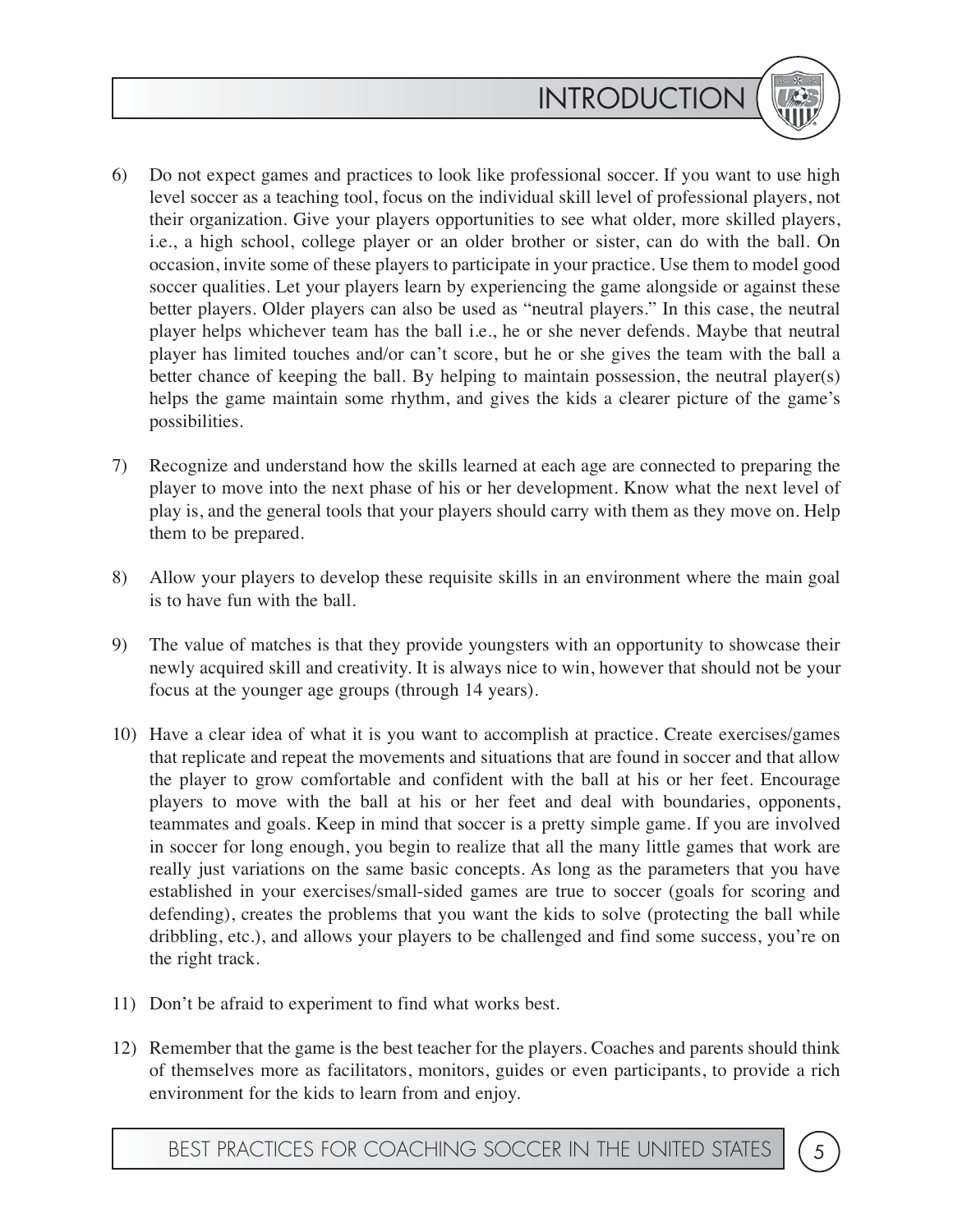6) Do not expect games and practices to look like professional soccer. If you want to use high level soccer as a teaching tool, focus on the individual skill level of professional players, not their organization. Give your players opportunities to see what older, more skilled players, i.e., a high school, college player or an older brother or sister, can do with the ball. On occasion, invite some of these players to participate in your practice. Use them to model good soccer qualities. Let your players learn by experiencing the game alongside or against these better players. Older players can also be used as "neutral players." In this case, the neutral player helps whichever team has the ball i.e., he or she never defends. Maybe that neutral player has limited touches and/or can't score, but he or she gives the team with the ball a better chance of keeping the ball. By helping to maintain possession, the neutral player(s) helps the game maintain some rhythm, and gives the kids a clearer picture of the game's possibilities.

7) Recognize and understand how the skills learned at each age are connected to preparing the player to move into the next phase of his or her development. Know what the next level of play is, and the general tools that your players should carry with them as they move on. Help them to be prepared.

8) Allow your players to develop these requisite skills in an environment where the main goal is to have fun with the ball.

9) The value of matches is that they provide youngsters with an opportunity to showcase their newly acquired skill and creativity. It is always nice to win, however that should not be your focus at the younger age groups (through 14 years).

10) Have a clear idea of what it is you want to accomplish at practice. Create exercises/games that replicate and repeat the movements and situations that are found in soccer and that allow the player to grow comfortable and confident with the ball at his or her feet. Encourage players to move with the ball at his or her feet and deal with boundaries, opponents, teammates and goals. Keep in mind that soccer is a pretty simple game. If you are involved in soccer for long enough, you begin to realize that all the many little games that work are really just variations on the same basic concepts. As long as the parameters that you have established in your exercises/small-sided games are true to soccer (goals for scoring and defending), creates the problems that you want the kids to solve (protecting the ball while dribbling, etc.), and allows your players to be challenged and find some success, you're on the right track.

11) Don't be afraid to experiment to find what works best.

12) Remember that the game is the best teacher for the players. Coaches and parents should think of themselves more as facilitators, monitors, guides or even participants, to provide a rich environment for the kids to learn from and enjoy.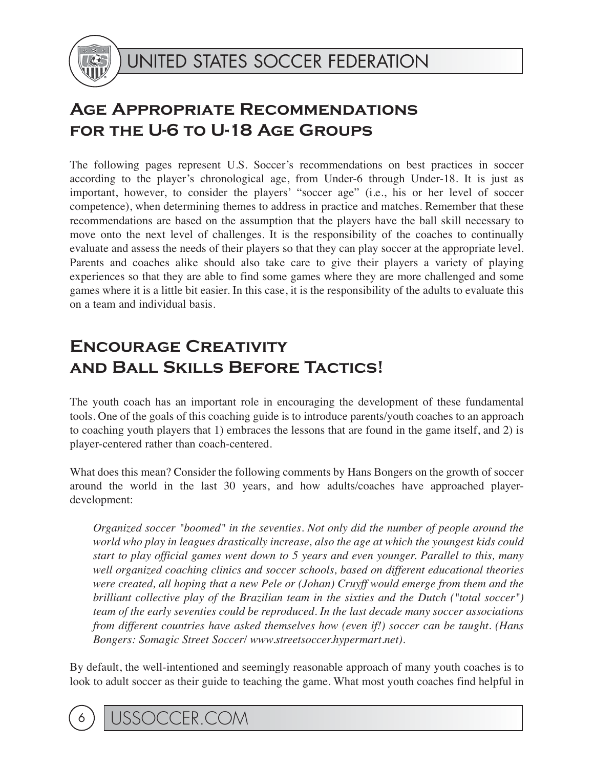## Age Appropriate Recommendations for the U-6 to U-18 Age Groups

The following pages represent U.S. Soccer's recommendations on best practices in soccer according to the player's chronological age, from Under-6 through Under-18. It is just as important, however, to consider the players' "soccer age" (i.e., his or her level of soccer competence), when determining themes to address in practice and matches. Remember that these recommendations are based on the assumption that the players have the ball skill necessary to move onto the next level of challenges. It is the responsibility of the coaches to continually evaluate and assess the needs of their players so that they can play soccer at the appropriate level. Parents and coaches alike should also take care to give their players a variety of playing experiences so that they are able to find some games where they are more challenged and some games where it is a little bit easier. In this case, it is the responsibility of the adults to evaluate this on a team and individual basis.

## Encourage Creativity and Ball Skills Before Tactics!

The youth coach has an important role in encouraging the development of these fundamental tools. One of the goals of this coaching guide is to introduce parents/youth coaches to an approach to coaching youth players that 1) embraces the lessons that are found in the game itself, and 2) is player-centered rather than coach-centered.

What does this mean? Consider the following comments by Hans Bongers on the growth of soccer around the world in the last 30 years, and how adults/coaches have approached player-development:

> *Organized soccer "boomed" in the seventies. Not only did the number of people around the world who play in leagues drastically increase, also the age at which the youngest kids could start to play official games went down to 5 years and even younger. Parallel to this, many well organized coaching clinics and soccer schools, based on different educational theories were created, all hoping that a new Pele or (Johan) Cruyff would emerge from them and the brilliant collective play of the Brazilian team in the sixties and the Dutch ("total soccer") team of the early seventies could be reproduced. In the last decade many soccer associations from different countries have asked themselves how (even if!) soccer can be taught. (Hans Bongers: Somagic Street Soccer/ www.streetsoccer.hypermart.net).*

By default, the well-intentioned and seemingly reasonable approach of many youth coaches is to look to adult soccer as their guide to teaching the game. What most youth coaches find helpful in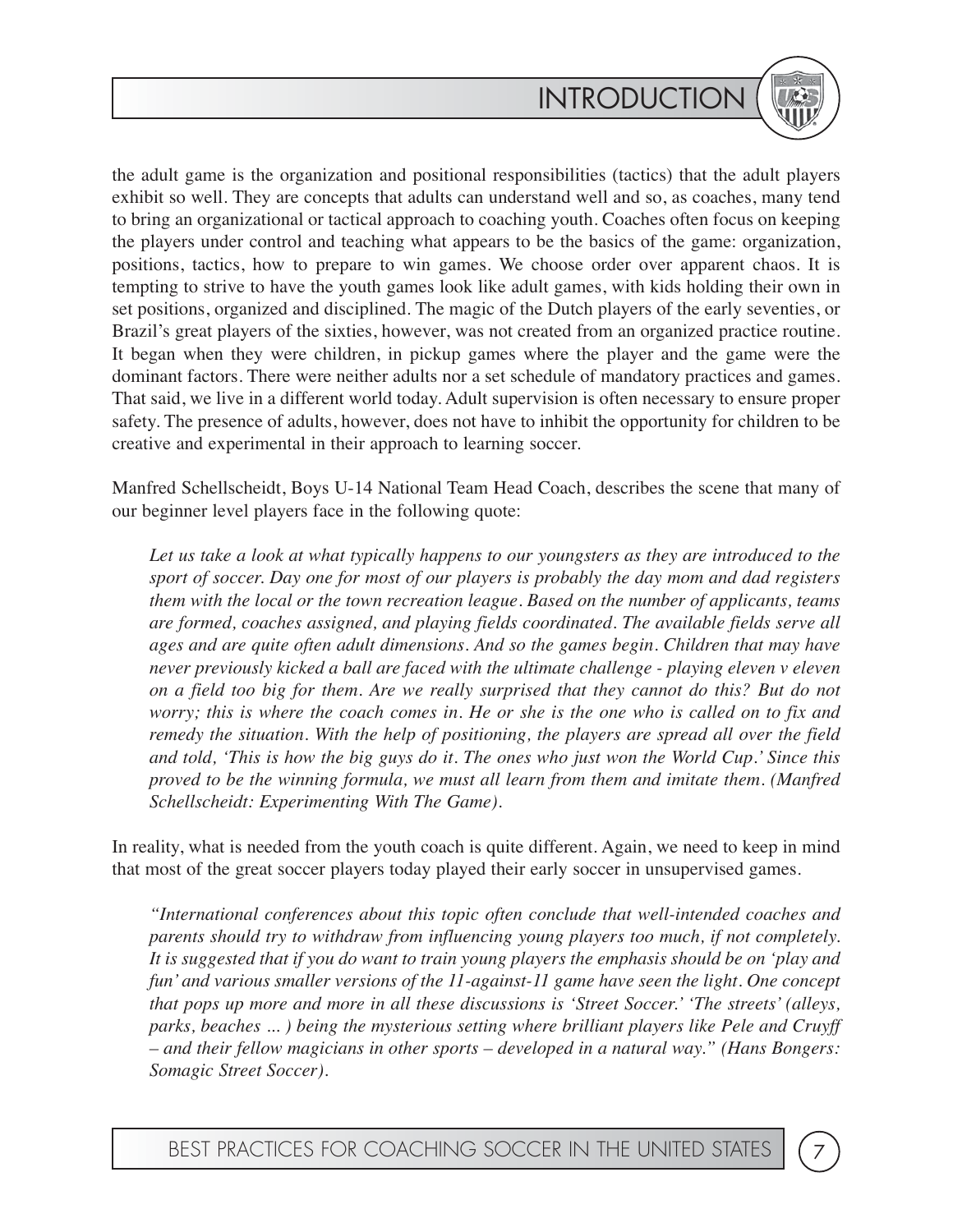the adult game is the organization and positional responsibilities (tactics) that the adult players exhibit so well. They are concepts that adults can understand well and so, as coaches, many tend to bring an organizational or tactical approach to coaching youth. Coaches often focus on keeping the players under control and teaching what appears to be the basics of the game: organization, positions, tactics, how to prepare to win games. We choose order over apparent chaos. It is tempting to strive to have the youth games look like adult games, with kids holding their own in set positions, organized and disciplined. The magic of the Dutch players of the early seventies, or Brazil's great players of the sixties, however, was not created from an organized practice routine. It began when they were children, in pickup games where the player and the game were the dominant factors. There were neither adults nor a set schedule of mandatory practices and games. That said, we live in a different world today. Adult supervision is often necessary to ensure proper safety. The presence of adults, however, does not have to inhibit the opportunity for children to be creative and experimental in their approach to learning soccer.

Manfred Schellscheidt, Boys U-14 National Team Head Coach, describes the scene that many of our beginner level players face in the following quote:

> *Let us take a look at what typically happens to our youngsters as they are introduced to the sport of soccer. Day one for most of our players is probably the day mom and dad registers them with the local or the town recreation league. Based on the number of applicants, teams are formed, coaches assigned, and playing fields coordinated. The available fields serve all ages and are quite often adult dimensions. And so the games begin. Children that may have never previously kicked a ball are faced with the ultimate challenge - playing eleven v eleven on a field too big for them. Are we really surprised that they cannot do this? But do not worry; this is where the coach comes in. He or she is the one who is called on to fix and remedy the situation. With the help of positioning, the players are spread all over the field and told, 'This is how the big guys do it. The ones who just won the World Cup.' Since this proved to be the winning formula, we must all learn from them and imitate them. (Manfred Schellscheidt: Experimenting With The Game).*

In reality, what is needed from the youth coach is quite different. Again, we need to keep in mind that most of the great soccer players today played their early soccer in unsupervised games.

> *"International conferences about this topic often conclude that well-intended coaches and parents should try to withdraw from influencing young players too much, if not completely. It is suggested that if you do want to train young players the emphasis should be on 'play and fun' and various smaller versions of the 11-against-11 game have seen the light. One concept that pops up more and more in all these discussions is 'Street Soccer.' 'The streets' (alleys, parks, beaches ... ) being the mysterious setting where brilliant players like Pele and Cruyff – and their fellow magicians in other sports – developed in a natural way." (Hans Bongers: Somagic Street Soccer).*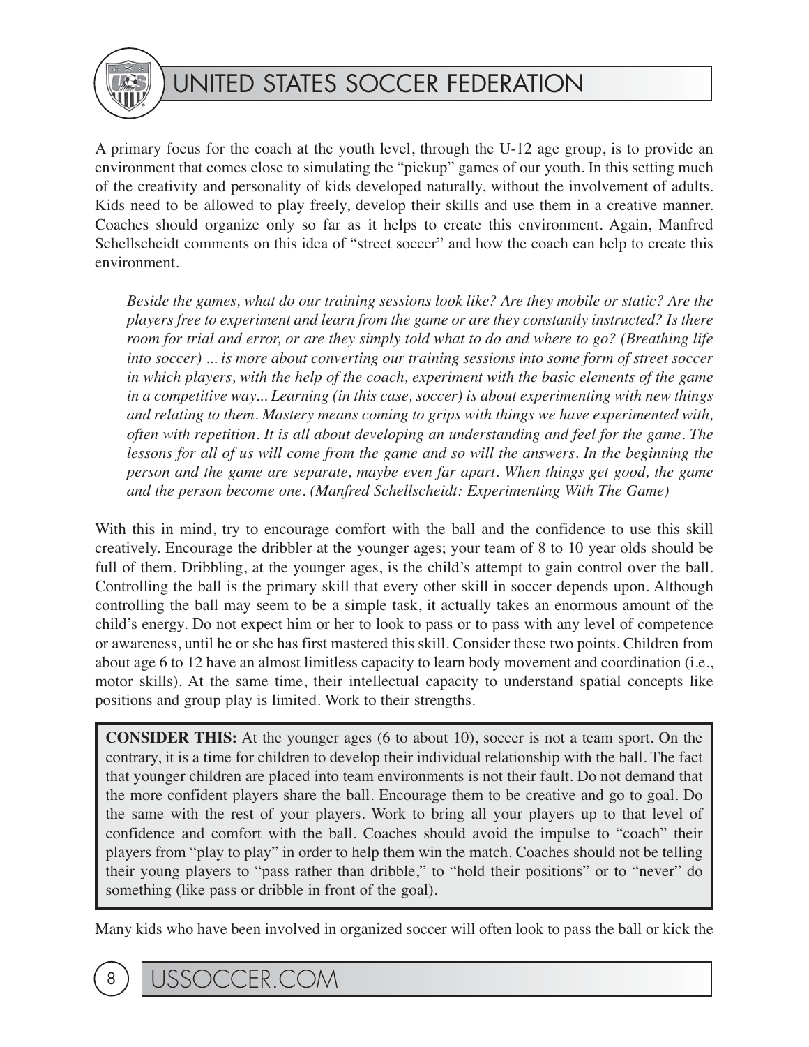A primary focus for the coach at the youth level, through the U-12 age group, is to provide an environment that comes close to simulating the "pickup" games of our youth. In this setting much of the creativity and personality of kids developed naturally, without the involvement of adults. Kids need to be allowed to play freely, develop their skills and use them in a creative manner. Coaches should organize only so far as it helps to create this environment. Again, Manfred Schellscheidt comments on this idea of "street soccer" and how the coach can help to create this environment.

> *Beside the games, what do our training sessions look like? Are they mobile or static? Are the players free to experiment and learn from the game or are they constantly instructed? Is there room for trial and error, or are they simply told what to do and where to go? (Breathing life into soccer) ... is more about converting our training sessions into some form of street soccer in which players, with the help of the coach, experiment with the basic elements of the game in a competitive way... Learning (in this case, soccer) is about experimenting with new things and relating to them. Mastery means coming to grips with things we have experimented with, often with repetition. It is all about developing an understanding and feel for the game. The lessons for all of us will come from the game and so will the answers. In the beginning the person and the game are separate, maybe even far apart. When things get good, the game and the person become one. (Manfred Schellscheidt: Experimenting With The Game)*

With this in mind, try to encourage comfort with the ball and the confidence to use this skill creatively. Encourage the dribbler at the younger ages; your team of 8 to 10 year olds should be full of them. Dribbling, at the younger ages, is the child's attempt to gain control over the ball. Controlling the ball is the primary skill that every other skill in soccer depends upon. Although controlling the ball may seem to be a simple task, it actually takes an enormous amount of the child's energy. Do not expect him or her to look to pass or to pass with any level of competence or awareness, until he or she has first mastered this skill. Consider these two points. Children from about age 6 to 12 have an almost limitless capacity to learn body movement and coordination (i.e., motor skills). At the same time, their intellectual capacity to understand spatial concepts like positions and group play is limited. Work to their strengths.

**CONSIDER THIS:** At the younger ages (6 to about 10), soccer is not a team sport. On the contrary, it is a time for children to develop their individual relationship with the ball. The fact that younger children are placed into team environments is not their fault. Do not demand that the more confident players share the ball. Encourage them to be creative and go to goal. Do the same with the rest of your players. Work to bring all your players up to that level of confidence and comfort with the ball. Coaches should avoid the impulse to "coach" their players from "play to play" in order to help them win the match. Coaches should not be telling their young players to "pass rather than dribble," to "hold their positions" or to "never" do something (like pass or dribble in front of the goal).

Many kids who have been involved in organized soccer will often look to pass the ball or kick the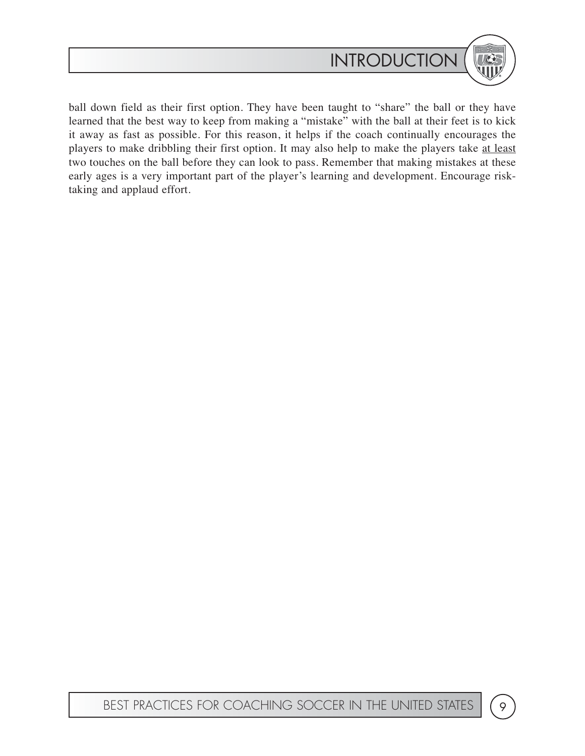ball down field as their first option. They have been taught to "share" the ball or they have learned that the best way to keep from making a "mistake" with the ball at their feet is to kick it away as fast as possible. For this reason, it helps if the coach continually encourages the players to make dribbling their first option. It may also help to make the players take <u>at least</u> two touches on the ball before they can look to pass. Remember that making mistakes at these early ages is a very important part of the player's learning and development. Encourage risk-taking and applaud effort.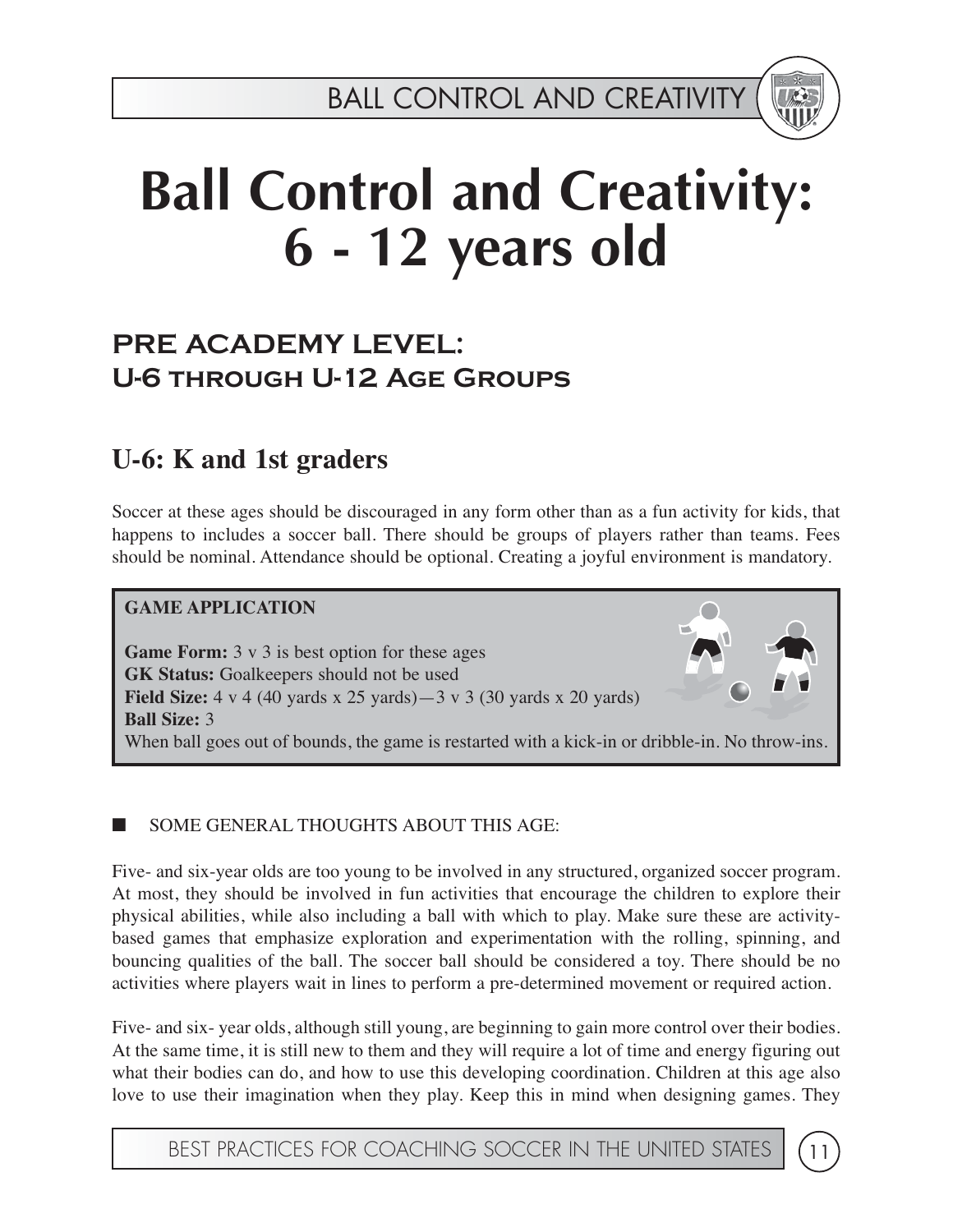# Ball Control and Creativity: 6 - 12 years old

## PRE ACADEMY LEVEL: U-6 through U-12 Age Groups

### U-6: K and 1st graders

Soccer at these ages should be discouraged in any form other than as a fun activity for kids, that happens to includes a soccer ball. There should be groups of players rather than teams. Fees should be nominal. Attendance should be optional. Creating a joyful environment is mandatory.

**GAME APPLICATION**

**Game Form:** 3 v 3 is best option for these ages
**GK Status:** Goalkeepers should not be used
**Field Size:** 4 v 4 (40 yards x 25 yards)—3 v 3 (30 yards x 20 yards)
**Ball Size:** 3
When ball goes out of bounds, the game is restarted with a kick-in or dribble-in. No throw-ins.

■ SOME GENERAL THOUGHTS ABOUT THIS AGE:

Five- and six-year olds are too young to be involved in any structured, organized soccer program. At most, they should be involved in fun activities that encourage the children to explore their physical abilities, while also including a ball with which to play. Make sure these are activity-based games that emphasize exploration and experimentation with the rolling, spinning, and bouncing qualities of the ball. The soccer ball should be considered a toy. There should be no activities where players wait in lines to perform a pre-determined movement or required action.

Five- and six- year olds, although still young, are beginning to gain more control over their bodies. At the same time, it is still new to them and they will require a lot of time and energy figuring out what their bodies can do, and how to use this developing coordination. Children at this age also love to use their imagination when they play. Keep this in mind when designing games. They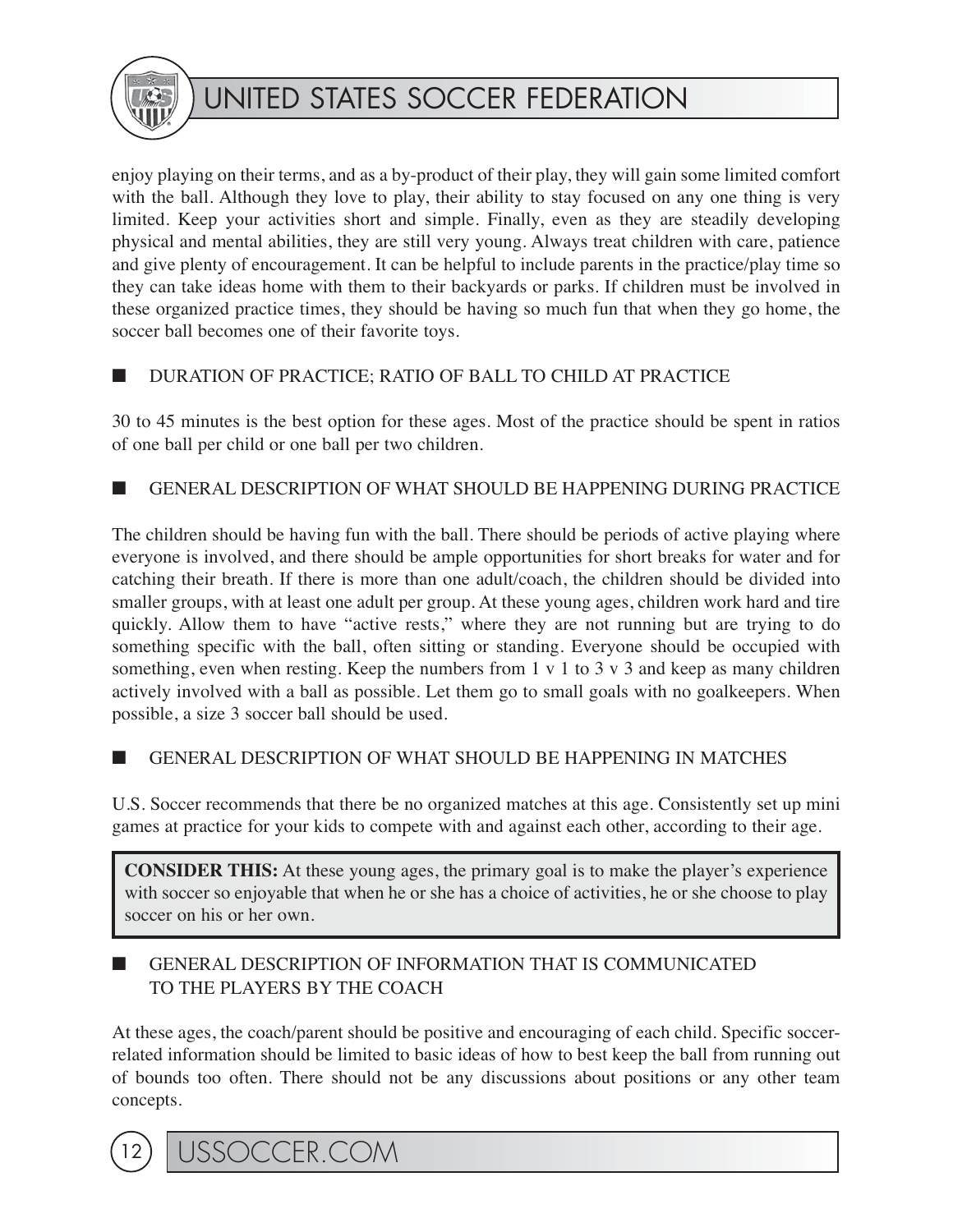enjoy playing on their terms, and as a by-product of their play, they will gain some limited comfort with the ball. Although they love to play, their ability to stay focused on any one thing is very limited. Keep your activities short and simple. Finally, even as they are steadily developing physical and mental abilities, they are still very young. Always treat children with care, patience and give plenty of encouragement. It can be helpful to include parents in the practice/play time so they can take ideas home with them to their backyards or parks. If children must be involved in these organized practice times, they should be having so much fun that when they go home, the soccer ball becomes one of their favorite toys.

## ■ DURATION OF PRACTICE; RATIO OF BALL TO CHILD AT PRACTICE

30 to 45 minutes is the best option for these ages. Most of the practice should be spent in ratios of one ball per child or one ball per two children.

## ■ GENERAL DESCRIPTION OF WHAT SHOULD BE HAPPENING DURING PRACTICE

The children should be having fun with the ball. There should be periods of active playing where everyone is involved, and there should be ample opportunities for short breaks for water and for catching their breath. If there is more than one adult/coach, the children should be divided into smaller groups, with at least one adult per group. At these young ages, children work hard and tire quickly. Allow them to have "active rests," where they are not running but are trying to do something specific with the ball, often sitting or standing. Everyone should be occupied with something, even when resting. Keep the numbers from 1 v 1 to 3 v 3 and keep as many children actively involved with a ball as possible. Let them go to small goals with no goalkeepers. When possible, a size 3 soccer ball should be used.

## ■ GENERAL DESCRIPTION OF WHAT SHOULD BE HAPPENING IN MATCHES

U.S. Soccer recommends that there be no organized matches at this age. Consistently set up mini games at practice for your kids to compete with and against each other, according to their age.

> **CONSIDER THIS:** At these young ages, the primary goal is to make the player's experience with soccer so enjoyable that when he or she has a choice of activities, he or she choose to play soccer on his or her own.

## ■ GENERAL DESCRIPTION OF INFORMATION THAT IS COMMUNICATED TO THE PLAYERS BY THE COACH

At these ages, the coach/parent should be positive and encouraging of each child. Specific soccer-related information should be limited to basic ideas of how to best keep the ball from running out of bounds too often. There should not be any discussions about positions or any other team concepts.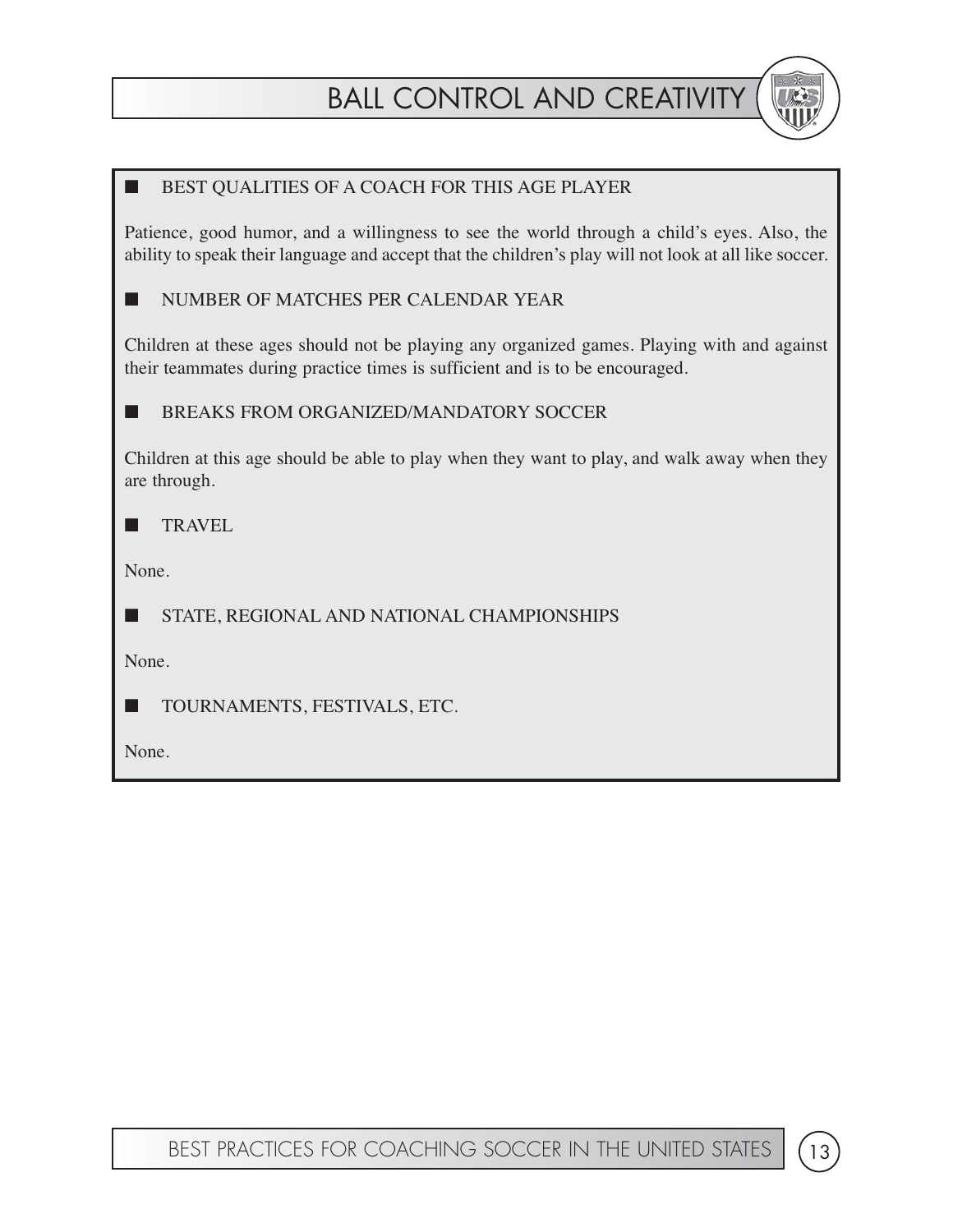## BEST QUALITIES OF A COACH FOR THIS AGE PLAYER

Patience, good humor, and a willingness to see the world through a child's eyes. Also, the ability to speak their language and accept that the children's play will not look at all like soccer.

## NUMBER OF MATCHES PER CALENDAR YEAR

Children at these ages should not be playing any organized games. Playing with and against their teammates during practice times is sufficient and is to be encouraged.

## BREAKS FROM ORGANIZED/MANDATORY SOCCER

Children at this age should be able to play when they want to play, and walk away when they are through.

## TRAVEL

None.

## STATE, REGIONAL AND NATIONAL CHAMPIONSHIPS

None.

## TOURNAMENTS, FESTIVALS, ETC.

None.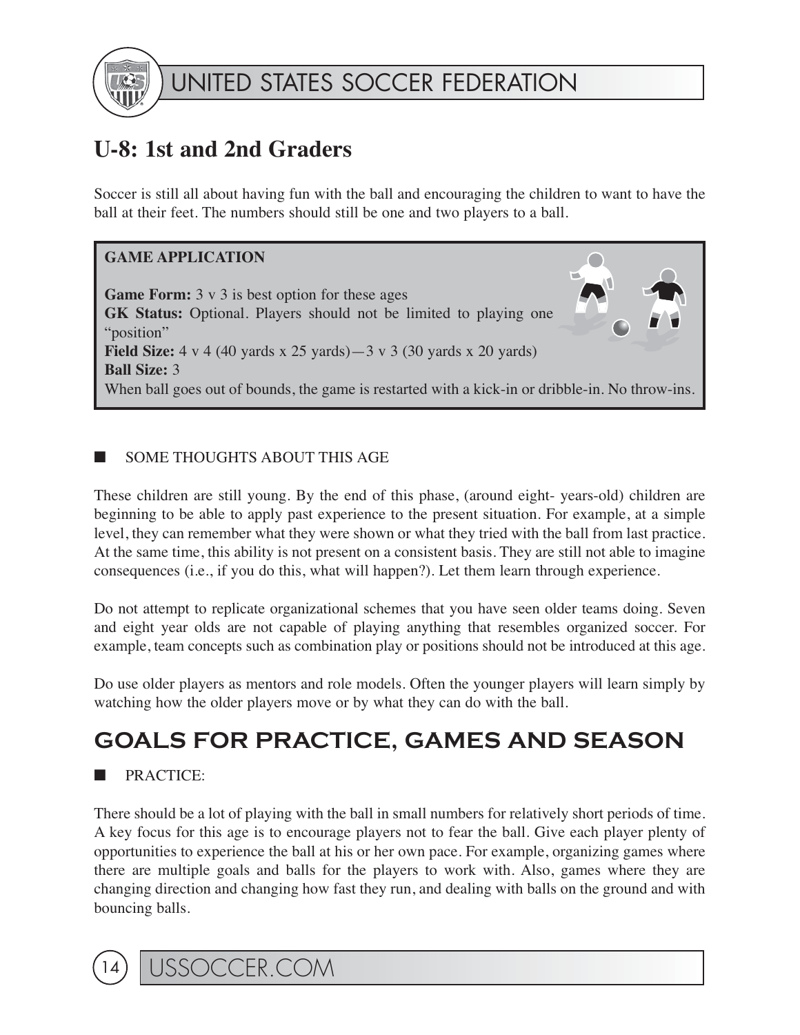## U-8: 1st and 2nd Graders

Soccer is still all about having fun with the ball and encouraging the children to want to have the ball at their feet. The numbers should still be one and two players to a ball.

**GAME APPLICATION**

**Game Form:** 3 v 3 is best option for these ages
**GK Status:** Optional. Players should not be limited to playing one "position"
**Field Size:** 4 v 4 (40 yards x 25 yards)—3 v 3 (30 yards x 20 yards)
**Ball Size:** 3
When ball goes out of bounds, the game is restarted with a kick-in or dribble-in. No throw-ins.

■ SOME THOUGHTS ABOUT THIS AGE

These children are still young. By the end of this phase, (around eight- years-old) children are beginning to be able to apply past experience to the present situation. For example, at a simple level, they can remember what they were shown or what they tried with the ball from last practice. At the same time, this ability is not present on a consistent basis. They are still not able to imagine consequences (i.e., if you do this, what will happen?). Let them learn through experience.

Do not attempt to replicate organizational schemes that you have seen older teams doing. Seven and eight year olds are not capable of playing anything that resembles organized soccer. For example, team concepts such as combination play or positions should not be introduced at this age.

Do use older players as mentors and role models. Often the younger players will learn simply by watching how the older players move or by what they can do with the ball.

## GOALS FOR PRACTICE, GAMES AND SEASON

■ PRACTICE:

There should be a lot of playing with the ball in small numbers for relatively short periods of time. A key focus for this age is to encourage players not to fear the ball. Give each player plenty of opportunities to experience the ball at his or her own pace. For example, organizing games where there are multiple goals and balls for the players to work with. Also, games where they are changing direction and changing how fast they run, and dealing with balls on the ground and with bouncing balls.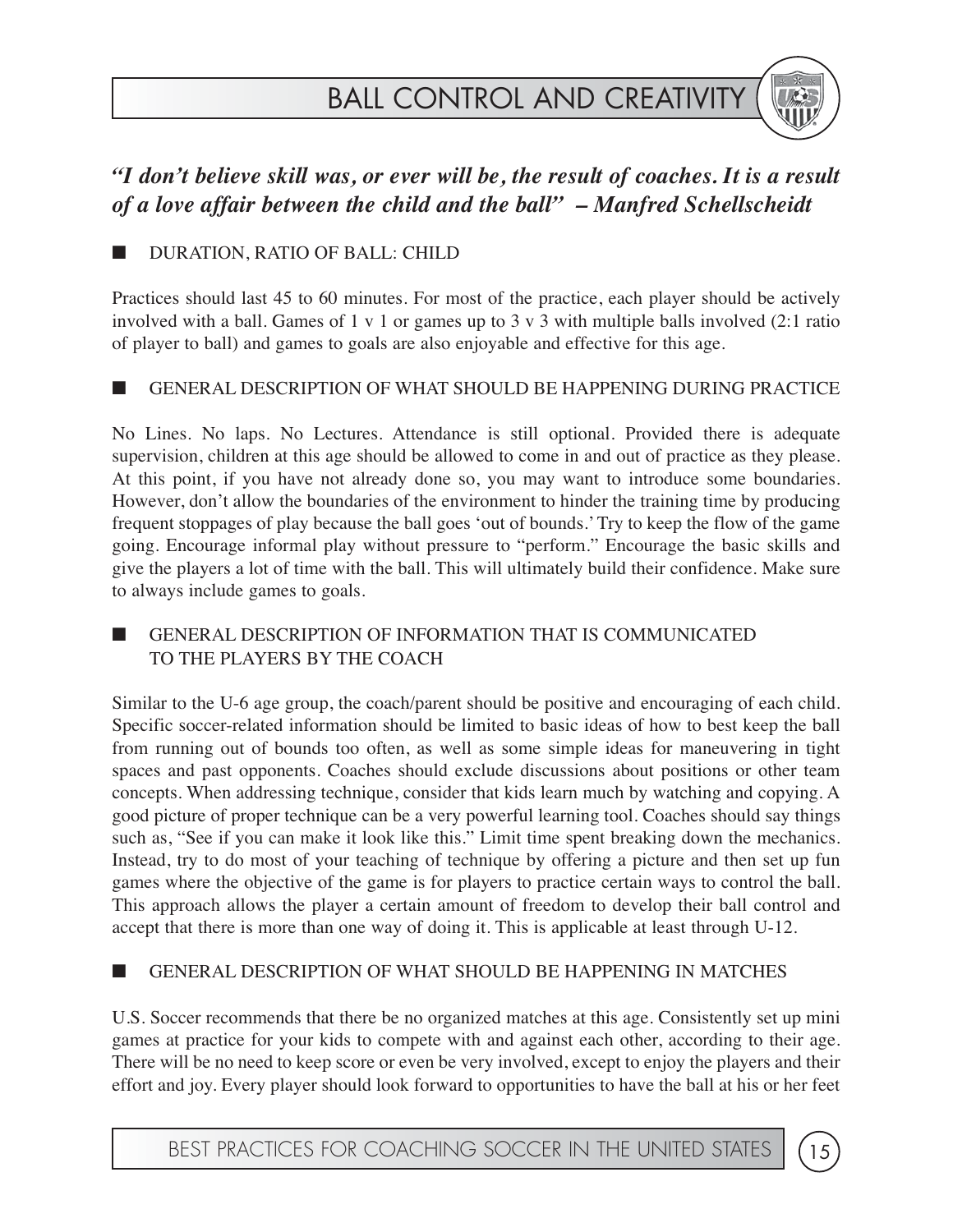# BALL CONTROL AND CREATIVITY

***"I don't believe skill was, or ever will be, the result of coaches. It is a result of a love affair between the child and the ball" – Manfred Schellscheidt***

## DURATION, RATIO OF BALL: CHILD

Practices should last 45 to 60 minutes. For most of the practice, each player should be actively involved with a ball. Games of 1 v 1 or games up to 3 v 3 with multiple balls involved (2:1 ratio of player to ball) and games to goals are also enjoyable and effective for this age.

## GENERAL DESCRIPTION OF WHAT SHOULD BE HAPPENING DURING PRACTICE

No Lines. No laps. No Lectures. Attendance is still optional. Provided there is adequate supervision, children at this age should be allowed to come in and out of practice as they please. At this point, if you have not already done so, you may want to introduce some boundaries. However, don't allow the boundaries of the environment to hinder the training time by producing frequent stoppages of play because the ball goes 'out of bounds.' Try to keep the flow of the game going. Encourage informal play without pressure to "perform." Encourage the basic skills and give the players a lot of time with the ball. This will ultimately build their confidence. Make sure to always include games to goals.

## GENERAL DESCRIPTION OF INFORMATION THAT IS COMMUNICATED TO THE PLAYERS BY THE COACH

Similar to the U-6 age group, the coach/parent should be positive and encouraging of each child. Specific soccer-related information should be limited to basic ideas of how to best keep the ball from running out of bounds too often, as well as some simple ideas for maneuvering in tight spaces and past opponents. Coaches should exclude discussions about positions or other team concepts. When addressing technique, consider that kids learn much by watching and copying. A good picture of proper technique can be a very powerful learning tool. Coaches should say things such as, "See if you can make it look like this." Limit time spent breaking down the mechanics. Instead, try to do most of your teaching of technique by offering a picture and then set up fun games where the objective of the game is for players to practice certain ways to control the ball. This approach allows the player a certain amount of freedom to develop their ball control and accept that there is more than one way of doing it. This is applicable at least through U-12.

## GENERAL DESCRIPTION OF WHAT SHOULD BE HAPPENING IN MATCHES

U.S. Soccer recommends that there be no organized matches at this age. Consistently set up mini games at practice for your kids to compete with and against each other, according to their age. There will be no need to keep score or even be very involved, except to enjoy the players and their effort and joy. Every player should look forward to opportunities to have the ball at his or her feet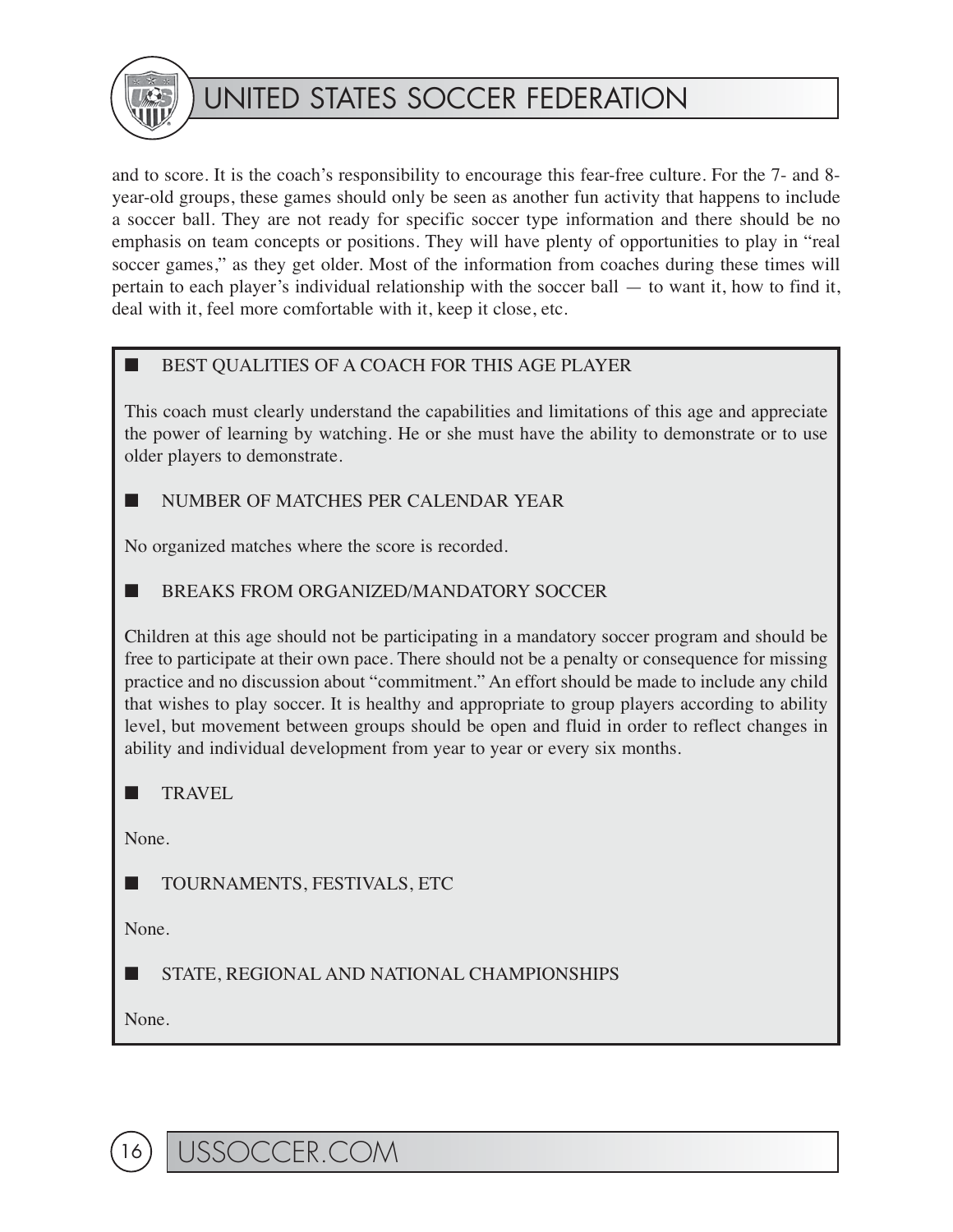and to score. It is the coach's responsibility to encourage this fear-free culture. For the 7- and 8-year-old groups, these games should only be seen as another fun activity that happens to include a soccer ball. They are not ready for specific soccer type information and there should be no emphasis on team concepts or positions. They will have plenty of opportunities to play in "real soccer games," as they get older. Most of the information from coaches during these times will pertain to each player's individual relationship with the soccer ball — to want it, how to find it, deal with it, feel more comfortable with it, keep it close, etc.

### ■ BEST QUALITIES OF A COACH FOR THIS AGE PLAYER

This coach must clearly understand the capabilities and limitations of this age and appreciate the power of learning by watching. He or she must have the ability to demonstrate or to use older players to demonstrate.

### ■ NUMBER OF MATCHES PER CALENDAR YEAR

No organized matches where the score is recorded.

### ■ BREAKS FROM ORGANIZED/MANDATORY SOCCER

Children at this age should not be participating in a mandatory soccer program and should be free to participate at their own pace. There should not be a penalty or consequence for missing practice and no discussion about "commitment." An effort should be made to include any child that wishes to play soccer. It is healthy and appropriate to group players according to ability level, but movement between groups should be open and fluid in order to reflect changes in ability and individual development from year to year or every six months.

### ■ TRAVEL

None.

### ■ TOURNAMENTS, FESTIVALS, ETC

None.

### ■ STATE, REGIONAL AND NATIONAL CHAMPIONSHIPS

None.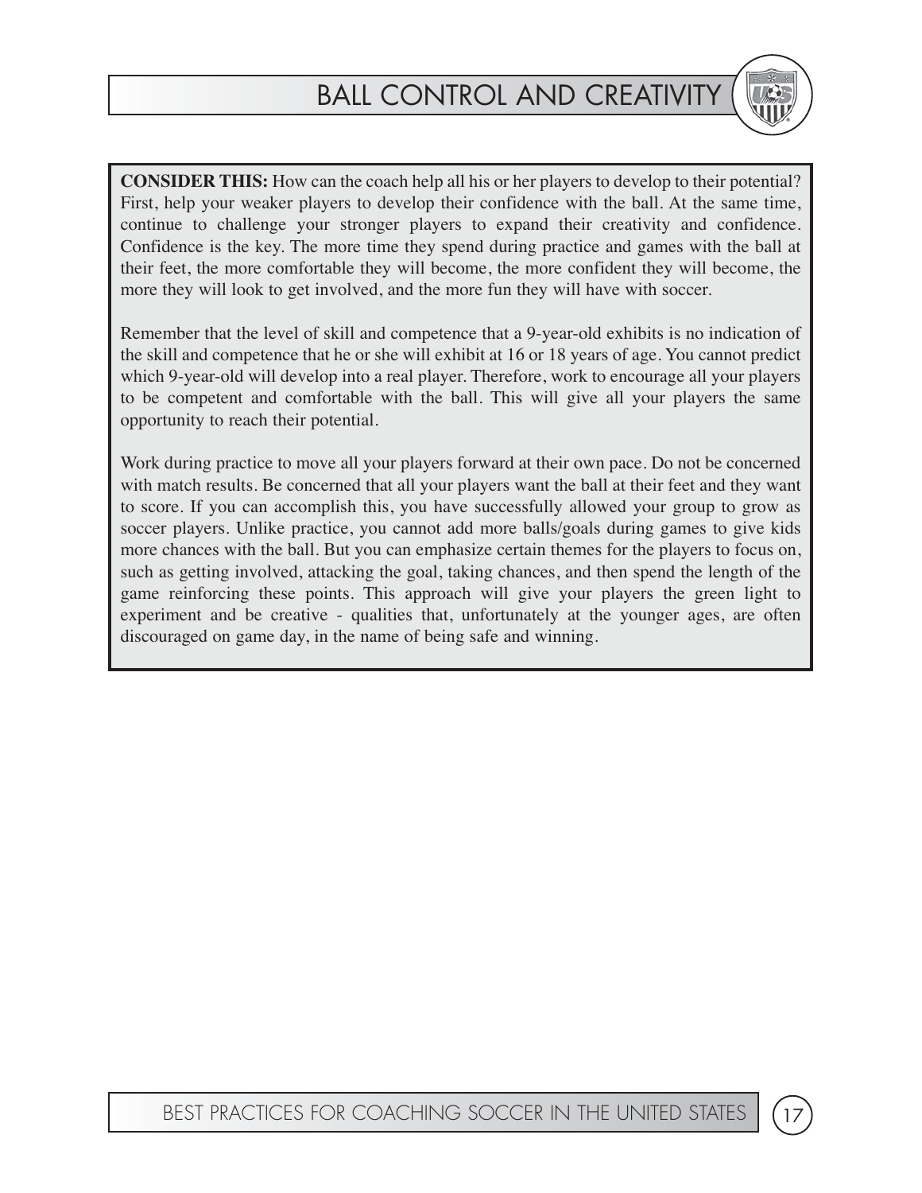**CONSIDER THIS:** How can the coach help all his or her players to develop to their potential? First, help your weaker players to develop their confidence with the ball. At the same time, continue to challenge your stronger players to expand their creativity and confidence. Confidence is the key. The more time they spend during practice and games with the ball at their feet, the more comfortable they will become, the more confident they will become, the more they will look to get involved, and the more fun they will have with soccer.

Remember that the level of skill and competence that a 9-year-old exhibits is no indication of the skill and competence that he or she will exhibit at 16 or 18 years of age. You cannot predict which 9-year-old will develop into a real player. Therefore, work to encourage all your players to be competent and comfortable with the ball. This will give all your players the same opportunity to reach their potential.

Work during practice to move all your players forward at their own pace. Do not be concerned with match results. Be concerned that all your players want the ball at their feet and they want to score. If you can accomplish this, you have successfully allowed your group to grow as soccer players. Unlike practice, you cannot add more balls/goals during games to give kids more chances with the ball. But you can emphasize certain themes for the players to focus on, such as getting involved, attacking the goal, taking chances, and then spend the length of the game reinforcing these points. This approach will give your players the green light to experiment and be creative - qualities that, unfortunately at the younger ages, are often discouraged on game day, in the name of being safe and winning.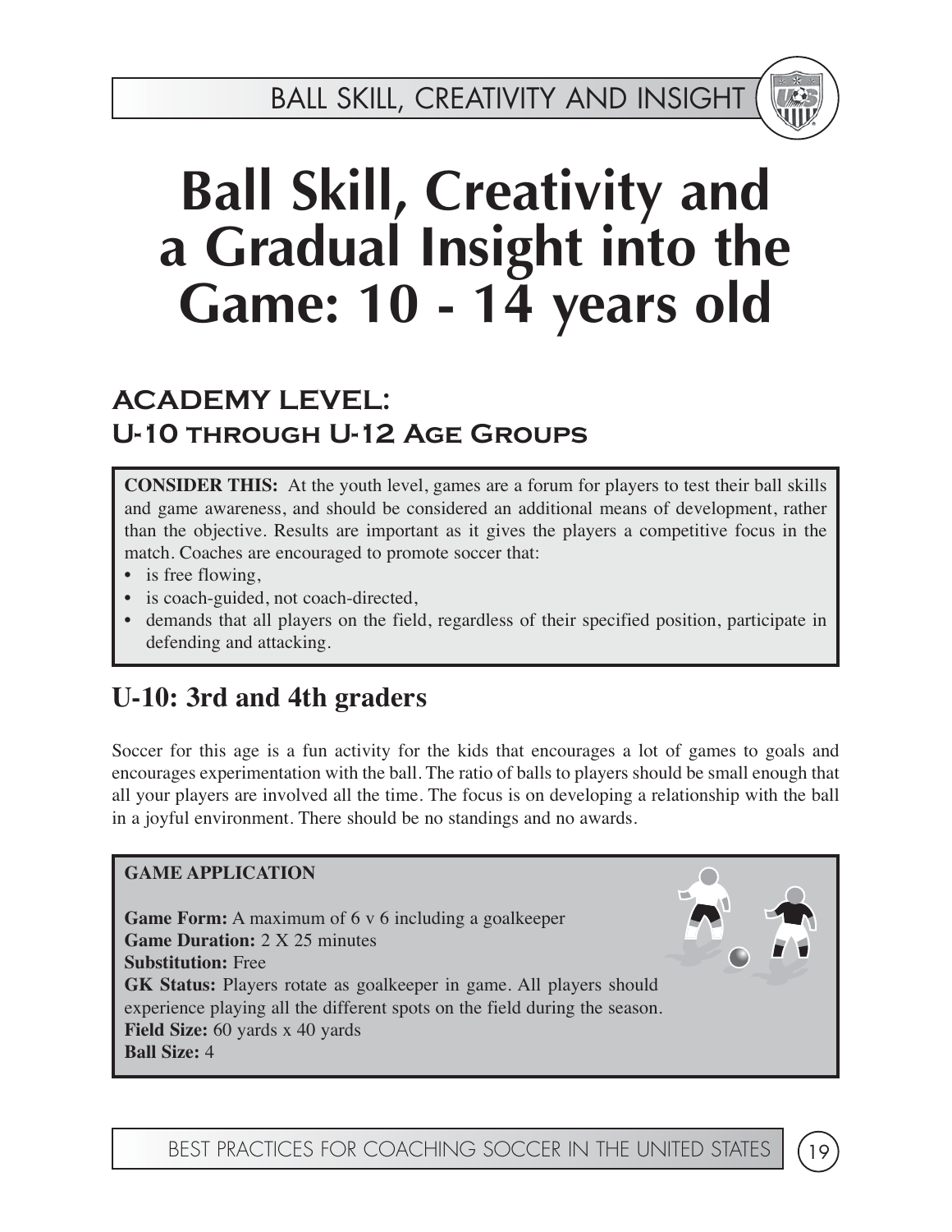# Ball Skill, Creativity and a Gradual Insight into the Game: 10 - 14 years old

## ACADEMY LEVEL: U-10 through U-12 Age Groups

**CONSIDER THIS:** At the youth level, games are a forum for players to test their ball skills and game awareness, and should be considered an additional means of development, rather than the objective. Results are important as it gives the players a competitive focus in the match. Coaches are encouraged to promote soccer that:

- is free flowing,
- is coach-guided, not coach-directed,
- demands that all players on the field, regardless of their specified position, participate in defending and attacking.

## U-10: 3rd and 4th graders

Soccer for this age is a fun activity for the kids that encourages a lot of games to goals and encourages experimentation with the ball. The ratio of balls to players should be small enough that all your players are involved all the time. The focus is on developing a relationship with the ball in a joyful environment. There should be no standings and no awards.

**GAME APPLICATION**

**Game Form:** A maximum of 6 v 6 including a goalkeeper
**Game Duration:** 2 X 25 minutes
**Substitution:** Free
**GK Status:** Players rotate as goalkeeper in game. All players should experience playing all the different spots on the field during the season.
**Field Size:** 60 yards x 40 yards
**Ball Size:** 4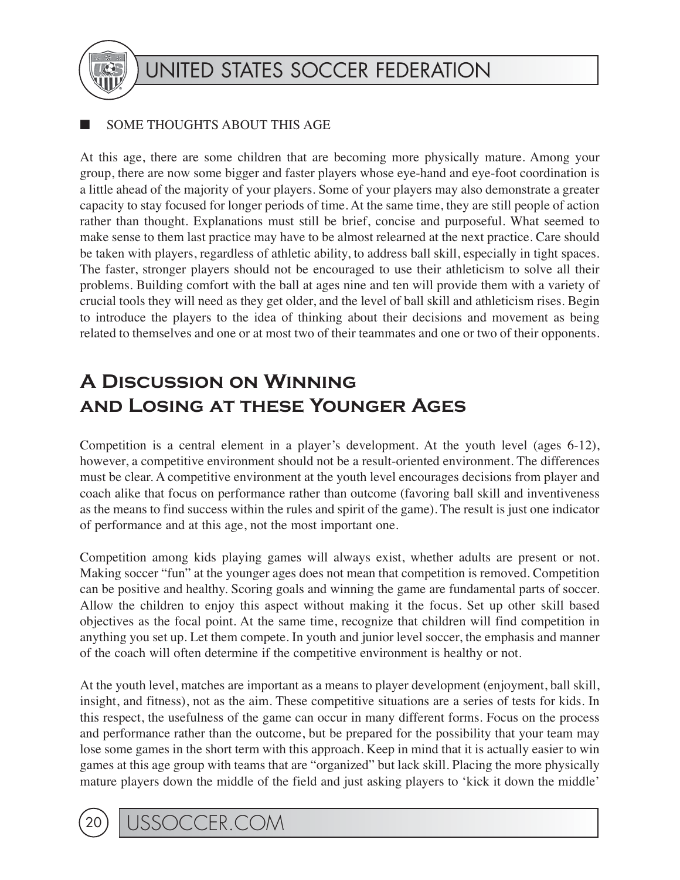■ SOME THOUGHTS ABOUT THIS AGE

At this age, there are some children that are becoming more physically mature. Among your group, there are now some bigger and faster players whose eye-hand and eye-foot coordination is a little ahead of the majority of your players. Some of your players may also demonstrate a greater capacity to stay focused for longer periods of time. At the same time, they are still people of action rather than thought. Explanations must still be brief, concise and purposeful. What seemed to make sense to them last practice may have to be almost relearned at the next practice. Care should be taken with players, regardless of athletic ability, to address ball skill, especially in tight spaces. The faster, stronger players should not be encouraged to use their athleticism to solve all their problems. Building comfort with the ball at ages nine and ten will provide them with a variety of crucial tools they will need as they get older, and the level of ball skill and athleticism rises. Begin to introduce the players to the idea of thinking about their decisions and movement as being related to themselves and one or at most two of their teammates and one or two of their opponents.

## A Discussion on Winning and Losing at these Younger Ages

Competition is a central element in a player's development. At the youth level (ages 6-12), however, a competitive environment should not be a result-oriented environment. The differences must be clear. A competitive environment at the youth level encourages decisions from player and coach alike that focus on performance rather than outcome (favoring ball skill and inventiveness as the means to find success within the rules and spirit of the game). The result is just one indicator of performance and at this age, not the most important one.

Competition among kids playing games will always exist, whether adults are present or not. Making soccer "fun" at the younger ages does not mean that competition is removed. Competition can be positive and healthy. Scoring goals and winning the game are fundamental parts of soccer. Allow the children to enjoy this aspect without making it the focus. Set up other skill based objectives as the focal point. At the same time, recognize that children will find competition in anything you set up. Let them compete. In youth and junior level soccer, the emphasis and manner of the coach will often determine if the competitive environment is healthy or not.

At the youth level, matches are important as a means to player development (enjoyment, ball skill, insight, and fitness), not as the aim. These competitive situations are a series of tests for kids. In this respect, the usefulness of the game can occur in many different forms. Focus on the process and performance rather than the outcome, but be prepared for the possibility that your team may lose some games in the short term with this approach. Keep in mind that it is actually easier to win games at this age group with teams that are "organized" but lack skill. Placing the more physically mature players down the middle of the field and just asking players to 'kick it down the middle'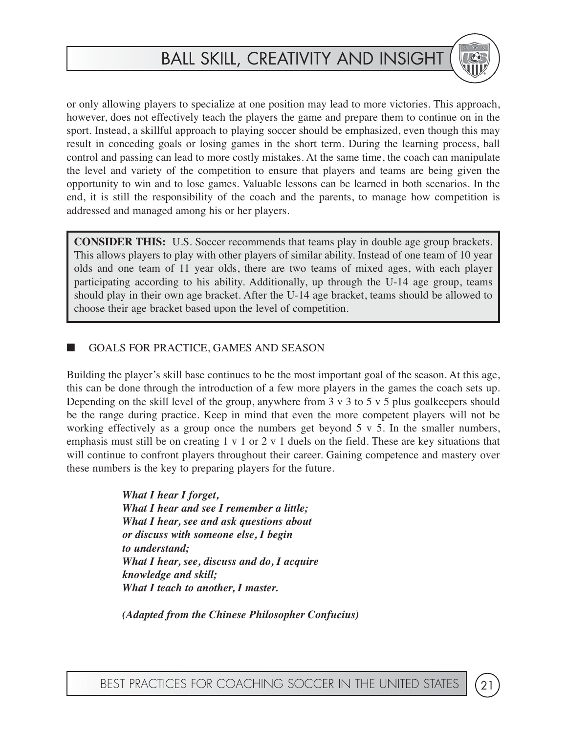or only allowing players to specialize at one position may lead to more victories. This approach, however, does not effectively teach the players the game and prepare them to continue on in the sport. Instead, a skillful approach to playing soccer should be emphasized, even though this may result in conceding goals or losing games in the short term. During the learning process, ball control and passing can lead to more costly mistakes. At the same time, the coach can manipulate the level and variety of the competition to ensure that players and teams are being given the opportunity to win and to lose games. Valuable lessons can be learned in both scenarios. In the end, it is still the responsibility of the coach and the parents, to manage how competition is addressed and managed among his or her players.

> **CONSIDER THIS:** U.S. Soccer recommends that teams play in double age group brackets. This allows players to play with other players of similar ability. Instead of one team of 10 year olds and one team of 11 year olds, there are two teams of mixed ages, with each player participating according to his ability. Additionally, up through the U-14 age group, teams should play in their own age bracket. After the U-14 age bracket, teams should be allowed to choose their age bracket based upon the level of competition.

## GOALS FOR PRACTICE, GAMES AND SEASON

Building the player's skill base continues to be the most important goal of the season. At this age, this can be done through the introduction of a few more players in the games the coach sets up. Depending on the skill level of the group, anywhere from 3 v 3 to 5 v 5 plus goalkeepers should be the range during practice. Keep in mind that even the more competent players will not be working effectively as a group once the numbers get beyond 5 v 5. In the smaller numbers, emphasis must still be on creating 1 v 1 or 2 v 1 duels on the field. These are key situations that will continue to confront players throughout their career. Gaining competence and mastery over these numbers is the key to preparing players for the future.

***What I hear I forget,***
***What I hear and see I remember a little;***
***What I hear, see and ask questions about or discuss with someone else, I begin to understand;***
***What I hear, see, discuss and do, I acquire knowledge and skill;***
***What I teach to another, I master.***

***(Adapted from the Chinese Philosopher Confucius)***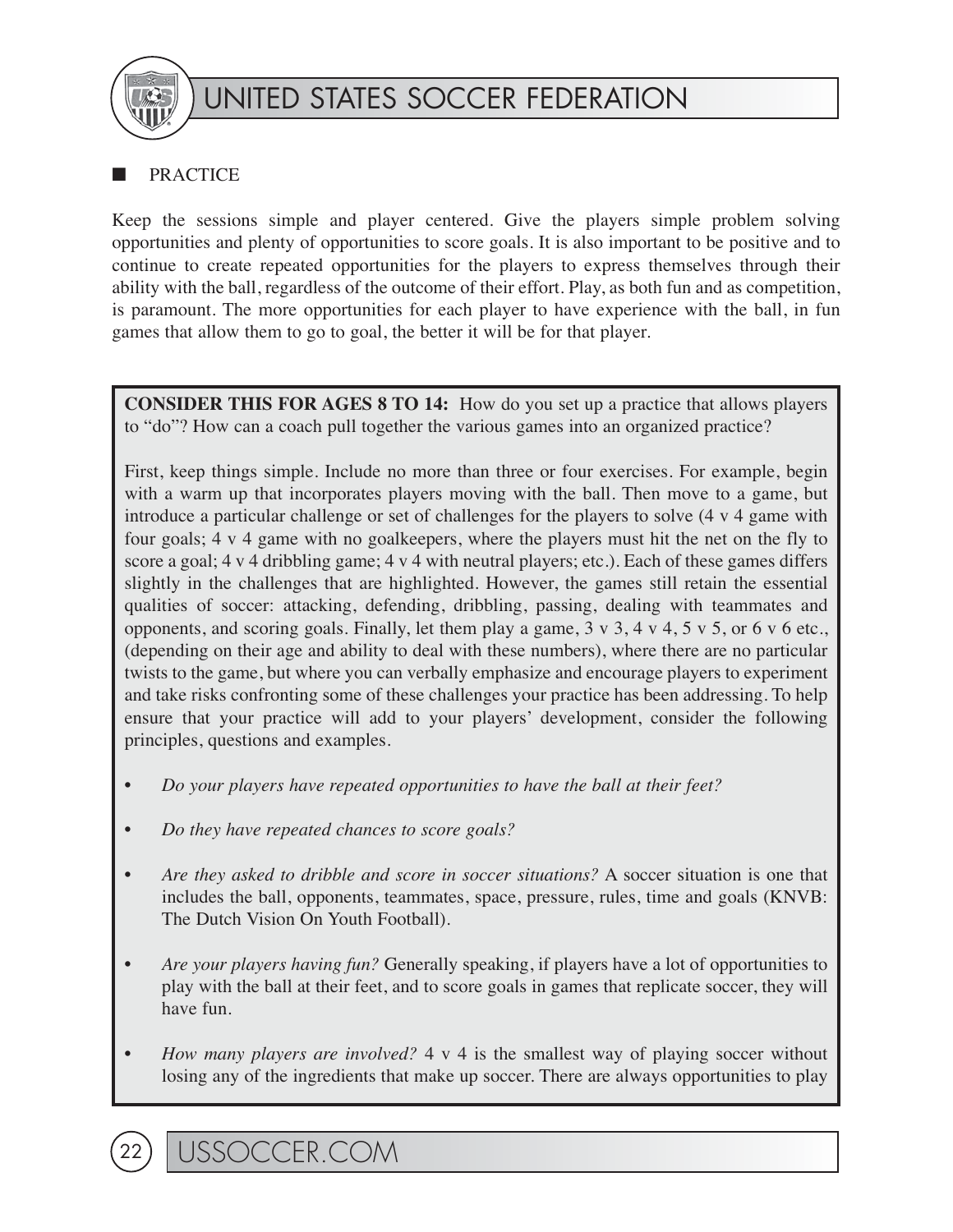## PRACTICE

Keep the sessions simple and player centered. Give the players simple problem solving opportunities and plenty of opportunities to score goals. It is also important to be positive and to continue to create repeated opportunities for the players to express themselves through their ability with the ball, regardless of the outcome of their effort. Play, as both fun and as competition, is paramount. The more opportunities for each player to have experience with the ball, in fun games that allow them to go to goal, the better it will be for that player.

**CONSIDER THIS FOR AGES 8 TO 14:** How do you set up a practice that allows players to "do"? How can a coach pull together the various games into an organized practice?

First, keep things simple. Include no more than three or four exercises. For example, begin with a warm up that incorporates players moving with the ball. Then move to a game, but introduce a particular challenge or set of challenges for the players to solve (4 v 4 game with four goals; 4 v 4 game with no goalkeepers, where the players must hit the net on the fly to score a goal; 4 v 4 dribbling game; 4 v 4 with neutral players; etc.). Each of these games differs slightly in the challenges that are highlighted. However, the games still retain the essential qualities of soccer: attacking, defending, dribbling, passing, dealing with teammates and opponents, and scoring goals. Finally, let them play a game, 3 v 3, 4 v 4, 5 v 5, or 6 v 6 etc., (depending on their age and ability to deal with these numbers), where there are no particular twists to the game, but where you can verbally emphasize and encourage players to experiment and take risks confronting some of these challenges your practice has been addressing. To help ensure that your practice will add to your players' development, consider the following principles, questions and examples.

- *Do your players have repeated opportunities to have the ball at their feet?*
- *Do they have repeated chances to score goals?*
- *Are they asked to dribble and score in soccer situations?* A soccer situation is one that includes the ball, opponents, teammates, space, pressure, rules, time and goals (KNVB: The Dutch Vision On Youth Football).
- *Are your players having fun?* Generally speaking, if players have a lot of opportunities to play with the ball at their feet, and to score goals in games that replicate soccer, they will have fun.
- *How many players are involved?* 4 v 4 is the smallest way of playing soccer without losing any of the ingredients that make up soccer. There are always opportunities to play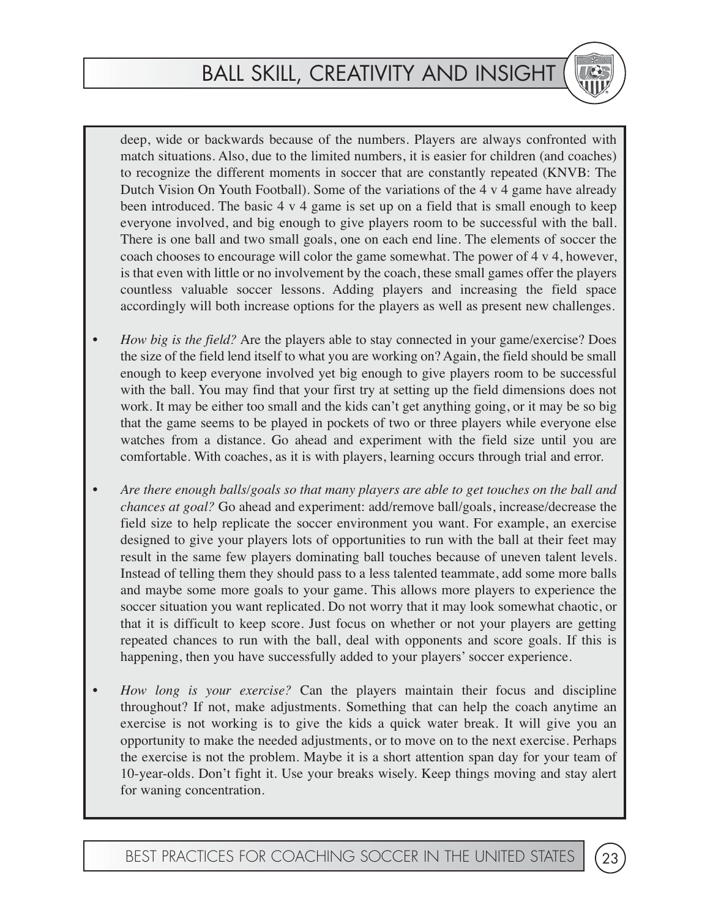deep, wide or backwards because of the numbers. Players are always confronted with match situations. Also, due to the limited numbers, it is easier for children (and coaches) to recognize the different moments in soccer that are constantly repeated (KNVB: The Dutch Vision On Youth Football). Some of the variations of the 4 v 4 game have already been introduced. The basic 4 v 4 game is set up on a field that is small enough to keep everyone involved, and big enough to give players room to be successful with the ball. There is one ball and two small goals, one on each end line. The elements of soccer the coach chooses to encourage will color the game somewhat. The power of 4 v 4, however, is that even with little or no involvement by the coach, these small games offer the players countless valuable soccer lessons. Adding players and increasing the field space accordingly will both increase options for the players as well as present new challenges.

- *How big is the field?* Are the players able to stay connected in your game/exercise? Does the size of the field lend itself to what you are working on? Again, the field should be small enough to keep everyone involved yet big enough to give players room to be successful with the ball. You may find that your first try at setting up the field dimensions does not work. It may be either too small and the kids can't get anything going, or it may be so big that the game seems to be played in pockets of two or three players while everyone else watches from a distance. Go ahead and experiment with the field size until you are comfortable. With coaches, as it is with players, learning occurs through trial and error.

- *Are there enough balls/goals so that many players are able to get touches on the ball and chances at goal?* Go ahead and experiment: add/remove ball/goals, increase/decrease the field size to help replicate the soccer environment you want. For example, an exercise designed to give your players lots of opportunities to run with the ball at their feet may result in the same few players dominating ball touches because of uneven talent levels. Instead of telling them they should pass to a less talented teammate, add some more balls and maybe some more goals to your game. This allows more players to experience the soccer situation you want replicated. Do not worry that it may look somewhat chaotic, or that it is difficult to keep score. Just focus on whether or not your players are getting repeated chances to run with the ball, deal with opponents and score goals. If this is happening, then you have successfully added to your players' soccer experience.

- *How long is your exercise?* Can the players maintain their focus and discipline throughout? If not, make adjustments. Something that can help the coach anytime an exercise is not working is to give the kids a quick water break. It will give you an opportunity to make the needed adjustments, or to move on to the next exercise. Perhaps the exercise is not the problem. Maybe it is a short attention span day for your team of 10-year-olds. Don't fight it. Use your breaks wisely. Keep things moving and stay alert for waning concentration.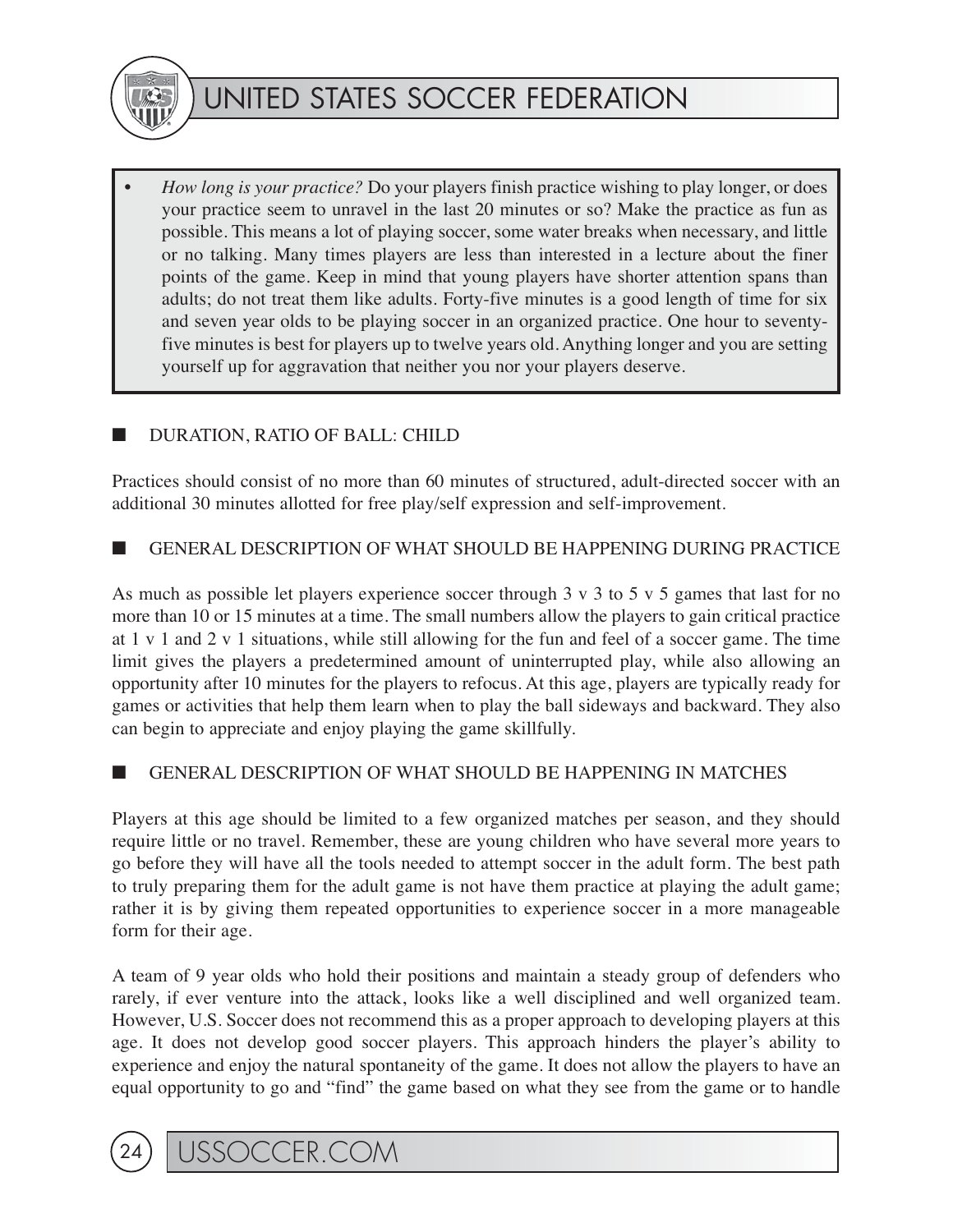- *How long is your practice?* Do your players finish practice wishing to play longer, or does your practice seem to unravel in the last 20 minutes or so? Make the practice as fun as possible. This means a lot of playing soccer, some water breaks when necessary, and little or no talking. Many times players are less than interested in a lecture about the finer points of the game. Keep in mind that young players have shorter attention spans than adults; do not treat them like adults. Forty-five minutes is a good length of time for six and seven year olds to be playing soccer in an organized practice. One hour to seventy-five minutes is best for players up to twelve years old. Anything longer and you are setting yourself up for aggravation that neither you nor your players deserve.

## DURATION, RATIO OF BALL: CHILD

Practices should consist of no more than 60 minutes of structured, adult-directed soccer with an additional 30 minutes allotted for free play/self expression and self-improvement.

## GENERAL DESCRIPTION OF WHAT SHOULD BE HAPPENING DURING PRACTICE

As much as possible let players experience soccer through 3 v 3 to 5 v 5 games that last for no more than 10 or 15 minutes at a time. The small numbers allow the players to gain critical practice at 1 v 1 and 2 v 1 situations, while still allowing for the fun and feel of a soccer game. The time limit gives the players a predetermined amount of uninterrupted play, while also allowing an opportunity after 10 minutes for the players to refocus. At this age, players are typically ready for games or activities that help them learn when to play the ball sideways and backward. They also can begin to appreciate and enjoy playing the game skillfully.

## GENERAL DESCRIPTION OF WHAT SHOULD BE HAPPENING IN MATCHES

Players at this age should be limited to a few organized matches per season, and they should require little or no travel. Remember, these are young children who have several more years to go before they will have all the tools needed to attempt soccer in the adult form. The best path to truly preparing them for the adult game is not have them practice at playing the adult game; rather it is by giving them repeated opportunities to experience soccer in a more manageable form for their age.

A team of 9 year olds who hold their positions and maintain a steady group of defenders who rarely, if ever venture into the attack, looks like a well disciplined and well organized team. However, U.S. Soccer does not recommend this as a proper approach to developing players at this age. It does not develop good soccer players. This approach hinders the player's ability to experience and enjoy the natural spontaneity of the game. It does not allow the players to have an equal opportunity to go and "find" the game based on what they see from the game or to handle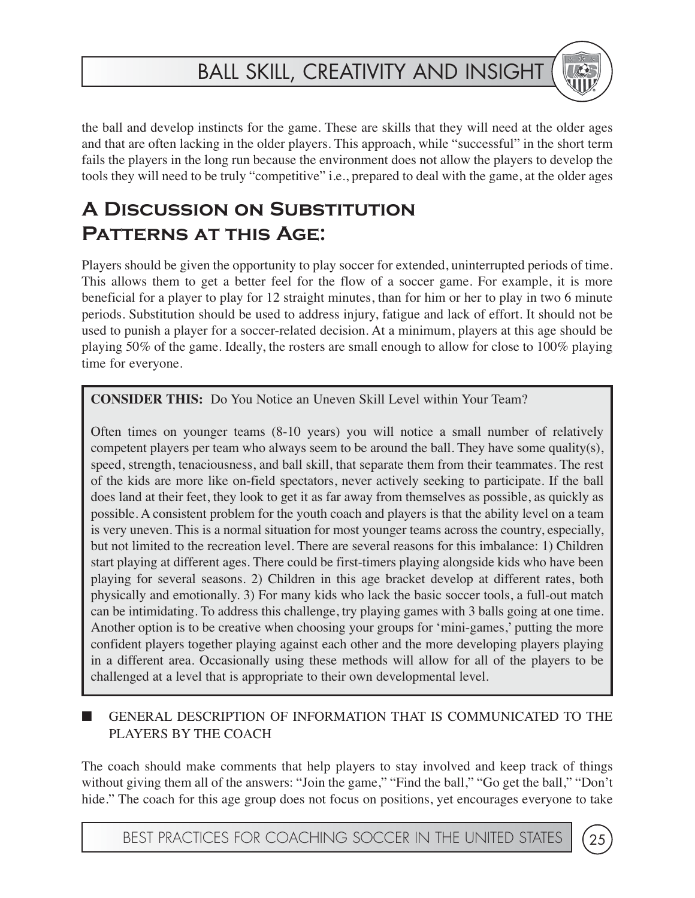the ball and develop instincts for the game. These are skills that they will need at the older ages and that are often lacking in the older players. This approach, while "successful" in the short term fails the players in the long run because the environment does not allow the players to develop the tools they will need to be truly "competitive" i.e., prepared to deal with the game, at the older ages

## A Discussion on Substitution Patterns at this Age:

Players should be given the opportunity to play soccer for extended, uninterrupted periods of time. This allows them to get a better feel for the flow of a soccer game. For example, it is more beneficial for a player to play for 12 straight minutes, than for him or her to play in two 6 minute periods. Substitution should be used to address injury, fatigue and lack of effort. It should not be used to punish a player for a soccer-related decision. At a minimum, players at this age should be playing 50% of the game. Ideally, the rosters are small enough to allow for close to 100% playing time for everyone.

**CONSIDER THIS:** Do You Notice an Uneven Skill Level within Your Team?

Often times on younger teams (8-10 years) you will notice a small number of relatively competent players per team who always seem to be around the ball. They have some quality(s), speed, strength, tenaciousness, and ball skill, that separate them from their teammates. The rest of the kids are more like on-field spectators, never actively seeking to participate. If the ball does land at their feet, they look to get it as far away from themselves as possible, as quickly as possible. A consistent problem for the youth coach and players is that the ability level on a team is very uneven. This is a normal situation for most younger teams across the country, especially, but not limited to the recreation level. There are several reasons for this imbalance: 1) Children start playing at different ages. There could be first-timers playing alongside kids who have been playing for several seasons. 2) Children in this age bracket develop at different rates, both physically and emotionally. 3) For many kids who lack the basic soccer tools, a full-out match can be intimidating. To address this challenge, try playing games with 3 balls going at one time. Another option is to be creative when choosing your groups for 'mini-games,' putting the more confident players together playing against each other and the more developing players playing in a different area. Occasionally using these methods will allow for all of the players to be challenged at a level that is appropriate to their own developmental level.

- GENERAL DESCRIPTION OF INFORMATION THAT IS COMMUNICATED TO THE PLAYERS BY THE COACH

The coach should make comments that help players to stay involved and keep track of things without giving them all of the answers: "Join the game," "Find the ball," "Go get the ball," "Don't hide." The coach for this age group does not focus on positions, yet encourages everyone to take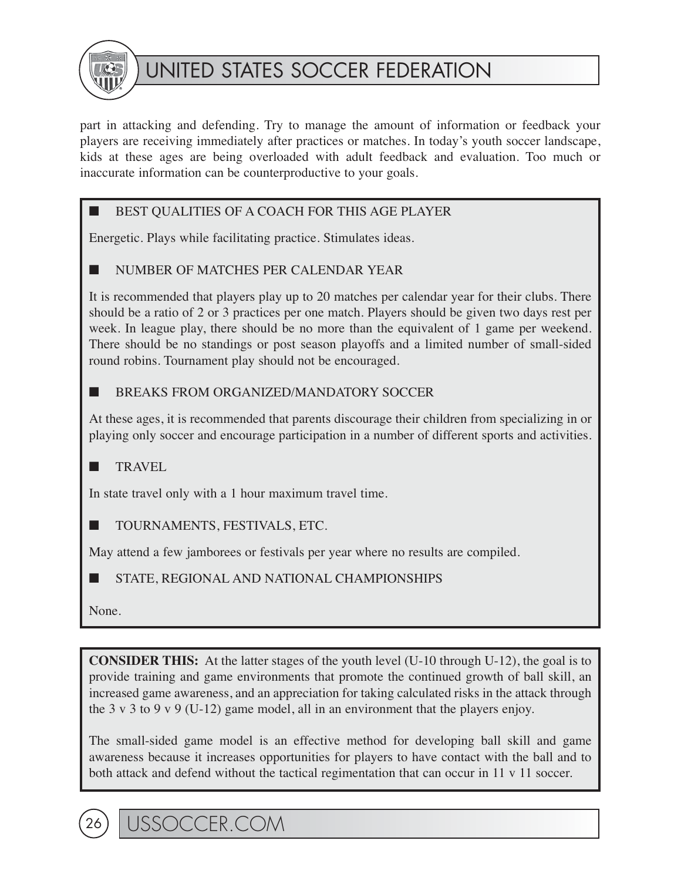part in attacking and defending. Try to manage the amount of information or feedback your players are receiving immediately after practices or matches. In today's youth soccer landscape, kids at these ages are being overloaded with adult feedback and evaluation. Too much or inaccurate information can be counterproductive to your goals.

■ BEST QUALITIES OF A COACH FOR THIS AGE PLAYER

Energetic. Plays while facilitating practice. Stimulates ideas.

■ NUMBER OF MATCHES PER CALENDAR YEAR

It is recommended that players play up to 20 matches per calendar year for their clubs. There should be a ratio of 2 or 3 practices per one match. Players should be given two days rest per week. In league play, there should be no more than the equivalent of 1 game per weekend. There should be no standings or post season playoffs and a limited number of small-sided round robins. Tournament play should not be encouraged.

■ BREAKS FROM ORGANIZED/MANDATORY SOCCER

At these ages, it is recommended that parents discourage their children from specializing in or playing only soccer and encourage participation in a number of different sports and activities.

■ TRAVEL

In state travel only with a 1 hour maximum travel time.

■ TOURNAMENTS, FESTIVALS, ETC.

May attend a few jamborees or festivals per year where no results are compiled.

■ STATE, REGIONAL AND NATIONAL CHAMPIONSHIPS

None.

**CONSIDER THIS:** At the latter stages of the youth level (U-10 through U-12), the goal is to provide training and game environments that promote the continued growth of ball skill, an increased game awareness, and an appreciation for taking calculated risks in the attack through the 3 v 3 to 9 v 9 (U-12) game model, all in an environment that the players enjoy.

The small-sided game model is an effective method for developing ball skill and game awareness because it increases opportunities for players to have contact with the ball and to both attack and defend without the tactical regimentation that can occur in 11 v 11 soccer.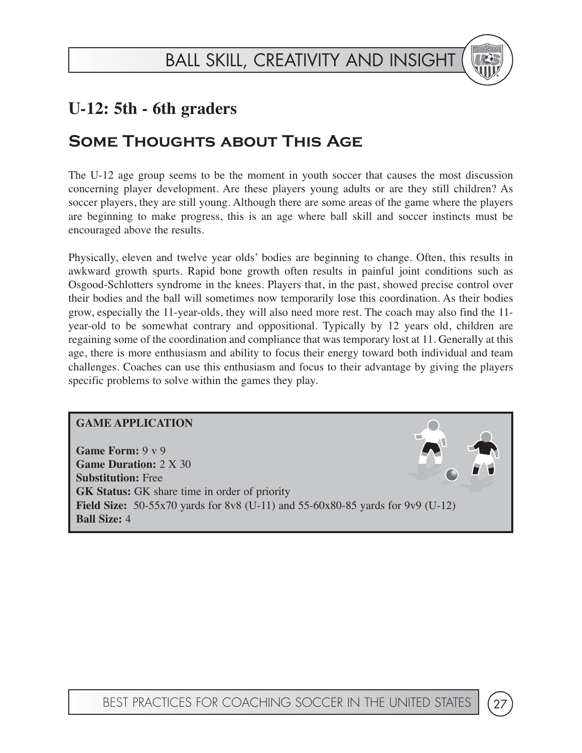## U-12: 5th - 6th graders

### Some Thoughts about This Age

The U-12 age group seems to be the moment in youth soccer that causes the most discussion concerning player development. Are these players young adults or are they still children? As soccer players, they are still young. Although there are some areas of the game where the players are beginning to make progress, this is an age where ball skill and soccer instincts must be encouraged above the results.

Physically, eleven and twelve year olds' bodies are beginning to change. Often, this results in awkward growth spurts. Rapid bone growth often results in painful joint conditions such as Osgood-Schlotters syndrome in the knees. Players that, in the past, showed precise control over their bodies and the ball will sometimes now temporarily lose this coordination. As their bodies grow, especially the 11-year-olds, they will also need more rest. The coach may also find the 11-year-old to be somewhat contrary and oppositional. Typically by 12 years old, children are regaining some of the coordination and compliance that was temporary lost at 11. Generally at this age, there is more enthusiasm and ability to focus their energy toward both individual and team challenges. Coaches can use this enthusiasm and focus to their advantage by giving the players specific problems to solve within the games they play.

**GAME APPLICATION**

**Game Form:** 9 v 9
**Game Duration:** 2 X 30
**Substitution:** Free
**GK Status:** GK share time in order of priority
**Field Size:** 50-55x70 yards for 8v8 (U-11) and 55-60x80-85 yards for 9v9 (U-12)
**Ball Size:** 4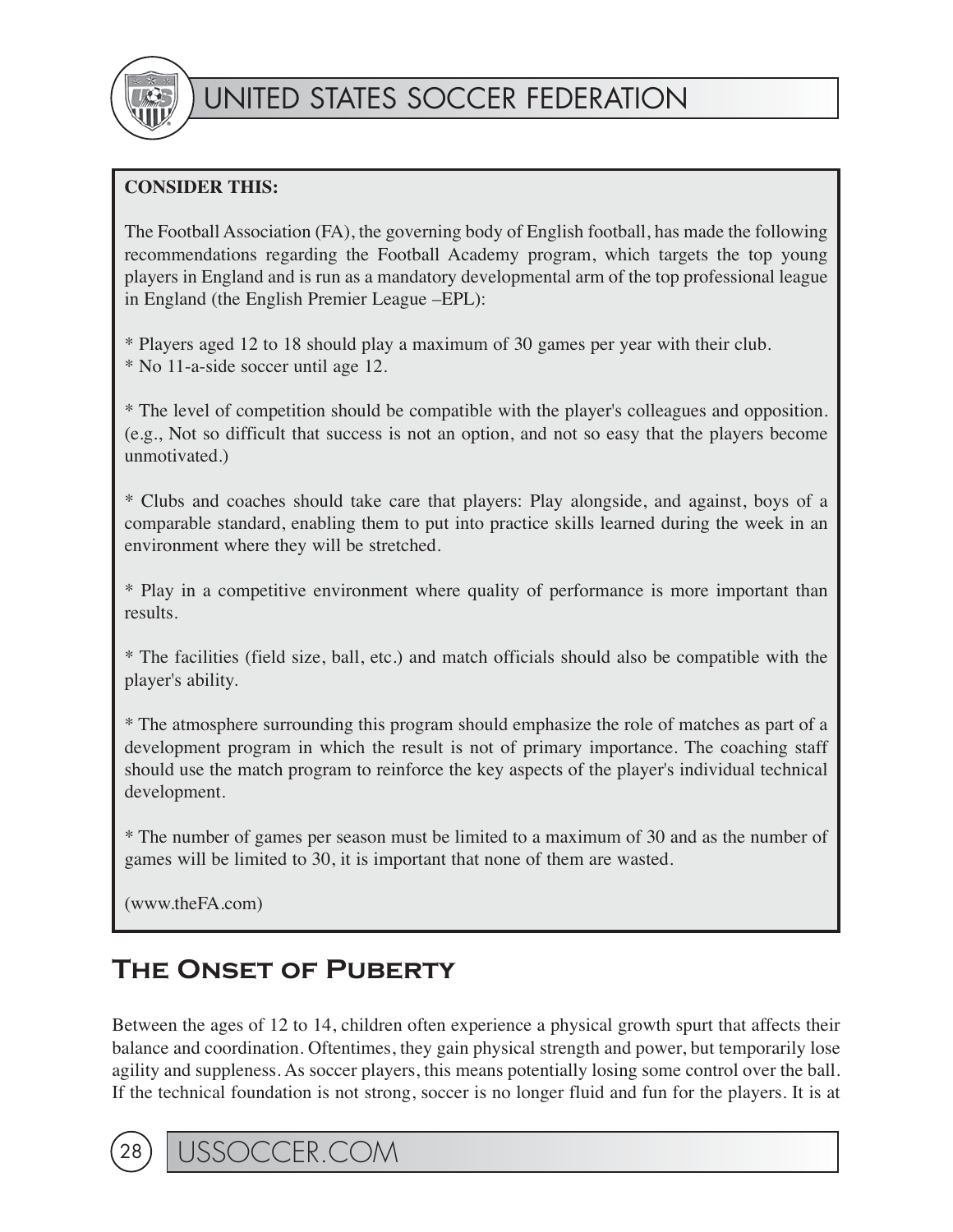**CONSIDER THIS:**

The Football Association (FA), the governing body of English football, has made the following recommendations regarding the Football Academy program, which targets the top young players in England and is run as a mandatory developmental arm of the top professional league in England (the English Premier League –EPL):

* Players aged 12 to 18 should play a maximum of 30 games per year with their club.
* No 11-a-side soccer until age 12.

* The level of competition should be compatible with the player's colleagues and opposition. (e.g., Not so difficult that success is not an option, and not so easy that the players become unmotivated.)

* Clubs and coaches should take care that players: Play alongside, and against, boys of a comparable standard, enabling them to put into practice skills learned during the week in an environment where they will be stretched.

* Play in a competitive environment where quality of performance is more important than results.

* The facilities (field size, ball, etc.) and match officials should also be compatible with the player's ability.

* The atmosphere surrounding this program should emphasize the role of matches as part of a development program in which the result is not of primary importance. The coaching staff should use the match program to reinforce the key aspects of the player's individual technical development.

* The number of games per season must be limited to a maximum of 30 and as the number of games will be limited to 30, it is important that none of them are wasted.

(www.theFA.com)

## The Onset of Puberty

Between the ages of 12 to 14, children often experience a physical growth spurt that affects their balance and coordination. Oftentimes, they gain physical strength and power, but temporarily lose agility and suppleness. As soccer players, this means potentially losing some control over the ball. If the technical foundation is not strong, soccer is no longer fluid and fun for the players. It is at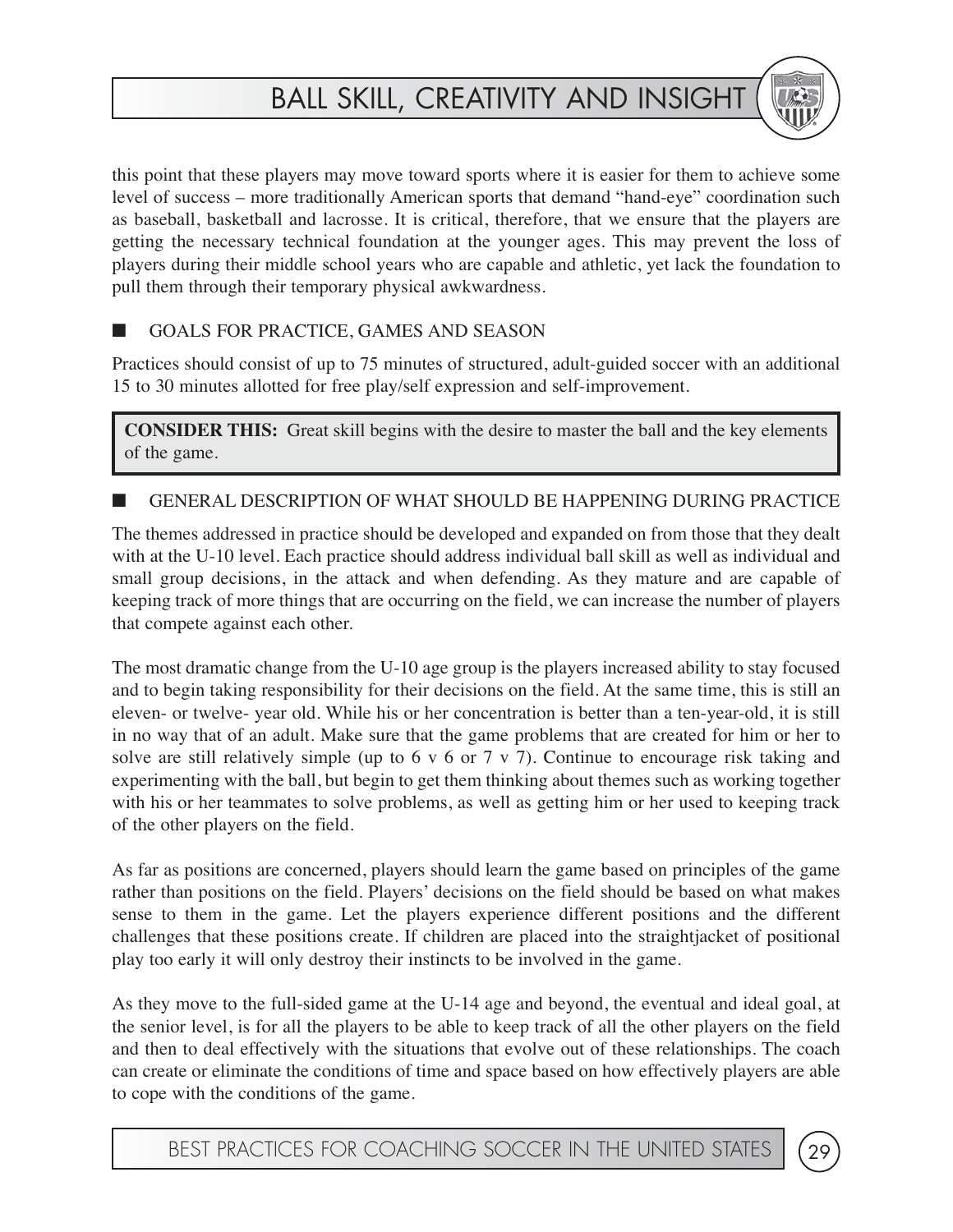this point that these players may move toward sports where it is easier for them to achieve some level of success – more traditionally American sports that demand "hand-eye" coordination such as baseball, basketball and lacrosse. It is critical, therefore, that we ensure that the players are getting the necessary technical foundation at the younger ages. This may prevent the loss of players during their middle school years who are capable and athletic, yet lack the foundation to pull them through their temporary physical awkwardness.

## ■ GOALS FOR PRACTICE, GAMES AND SEASON

Practices should consist of up to 75 minutes of structured, adult-guided soccer with an additional 15 to 30 minutes allotted for free play/self expression and self-improvement.

> **CONSIDER THIS:** Great skill begins with the desire to master the ball and the key elements of the game.

## ■ GENERAL DESCRIPTION OF WHAT SHOULD BE HAPPENING DURING PRACTICE

The themes addressed in practice should be developed and expanded on from those that they dealt with at the U-10 level. Each practice should address individual ball skill as well as individual and small group decisions, in the attack and when defending. As they mature and are capable of keeping track of more things that are occurring on the field, we can increase the number of players that compete against each other.

The most dramatic change from the U-10 age group is the players increased ability to stay focused and to begin taking responsibility for their decisions on the field. At the same time, this is still an eleven- or twelve- year old. While his or her concentration is better than a ten-year-old, it is still in no way that of an adult. Make sure that the game problems that are created for him or her to solve are still relatively simple (up to 6 v 6 or 7 v 7). Continue to encourage risk taking and experimenting with the ball, but begin to get them thinking about themes such as working together with his or her teammates to solve problems, as well as getting him or her used to keeping track of the other players on the field.

As far as positions are concerned, players should learn the game based on principles of the game rather than positions on the field. Players' decisions on the field should be based on what makes sense to them in the game. Let the players experience different positions and the different challenges that these positions create. If children are placed into the straightjacket of positional play too early it will only destroy their instincts to be involved in the game.

As they move to the full-sided game at the U-14 age and beyond, the eventual and ideal goal, at the senior level, is for all the players to be able to keep track of all the other players on the field and then to deal effectively with the situations that evolve out of these relationships. The coach can create or eliminate the conditions of time and space based on how effectively players are able to cope with the conditions of the game.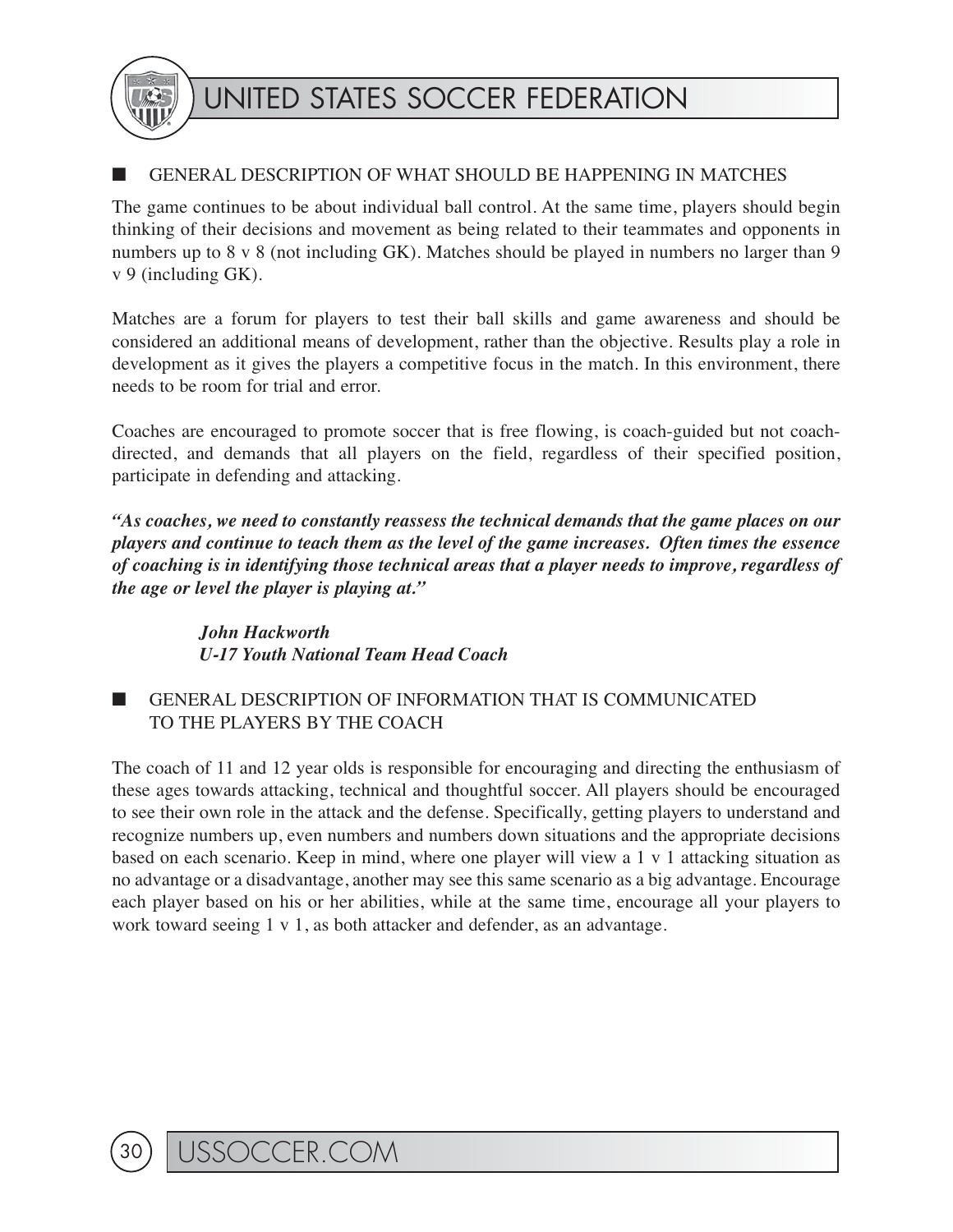## GENERAL DESCRIPTION OF WHAT SHOULD BE HAPPENING IN MATCHES

The game continues to be about individual ball control. At the same time, players should begin thinking of their decisions and movement as being related to their teammates and opponents in numbers up to 8 v 8 (not including GK). Matches should be played in numbers no larger than 9 v 9 (including GK).

Matches are a forum for players to test their ball skills and game awareness and should be considered an additional means of development, rather than the objective. Results play a role in development as it gives the players a competitive focus in the match. In this environment, there needs to be room for trial and error.

Coaches are encouraged to promote soccer that is free flowing, is coach-guided but not coach-directed, and demands that all players on the field, regardless of their specified position, participate in defending and attacking.

***"As coaches, we need to constantly reassess the technical demands that the game places on our players and continue to teach them as the level of the game increases. Often times the essence of coaching is in identifying those technical areas that a player needs to improve, regardless of the age or level the player is playing at."***

> ***John Hackworth***
> ***U-17 Youth National Team Head Coach***

## GENERAL DESCRIPTION OF INFORMATION THAT IS COMMUNICATED TO THE PLAYERS BY THE COACH

The coach of 11 and 12 year olds is responsible for encouraging and directing the enthusiasm of these ages towards attacking, technical and thoughtful soccer. All players should be encouraged to see their own role in the attack and the defense. Specifically, getting players to understand and recognize numbers up, even numbers and numbers down situations and the appropriate decisions based on each scenario. Keep in mind, where one player will view a 1 v 1 attacking situation as no advantage or a disadvantage, another may see this same scenario as a big advantage. Encourage each player based on his or her abilities, while at the same time, encourage all your players to work toward seeing 1 v 1, as both attacker and defender, as an advantage.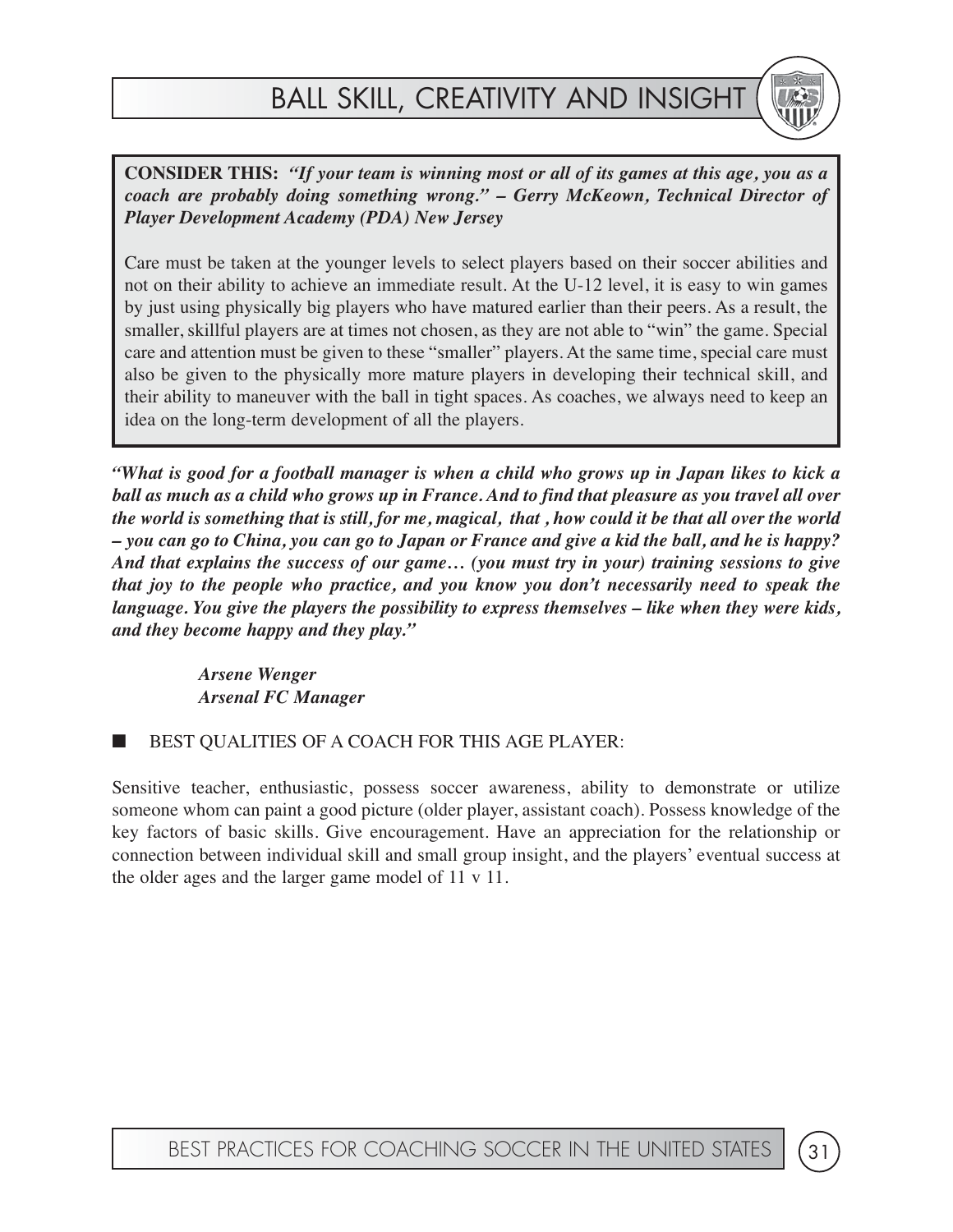# BALL SKILL, CREATIVITY AND INSIGHT

**CONSIDER THIS:** ***"If your team is winning most or all of its games at this age, you as a coach are probably doing something wrong." – Gerry McKeown, Technical Director of Player Development Academy (PDA) New Jersey***

Care must be taken at the younger levels to select players based on their soccer abilities and not on their ability to achieve an immediate result. At the U-12 level, it is easy to win games by just using physically big players who have matured earlier than their peers. As a result, the smaller, skillful players are at times not chosen, as they are not able to "win" the game. Special care and attention must be given to these "smaller" players. At the same time, special care must also be given to the physically more mature players in developing their technical skill, and their ability to maneuver with the ball in tight spaces. As coaches, we always need to keep an idea on the long-term development of all the players.

***"What is good for a football manager is when a child who grows up in Japan likes to kick a ball as much as a child who grows up in France. And to find that pleasure as you travel all over the world is something that is still, for me, magical, that , how could it be that all over the world – you can go to China, you can go to Japan or France and give a kid the ball, and he is happy? And that explains the success of our game… (you must try in your) training sessions to give that joy to the people who practice, and you know you don't necessarily need to speak the language. You give the players the possibility to express themselves – like when they were kids, and they become happy and they play."***

***Arsene Wenger***
***Arsenal FC Manager***

■ BEST QUALITIES OF A COACH FOR THIS AGE PLAYER:

Sensitive teacher, enthusiastic, possess soccer awareness, ability to demonstrate or utilize someone whom can paint a good picture (older player, assistant coach). Possess knowledge of the key factors of basic skills. Give encouragement. Have an appreciation for the relationship or connection between individual skill and small group insight, and the players' eventual success at the older ages and the larger game model of 11 v 11.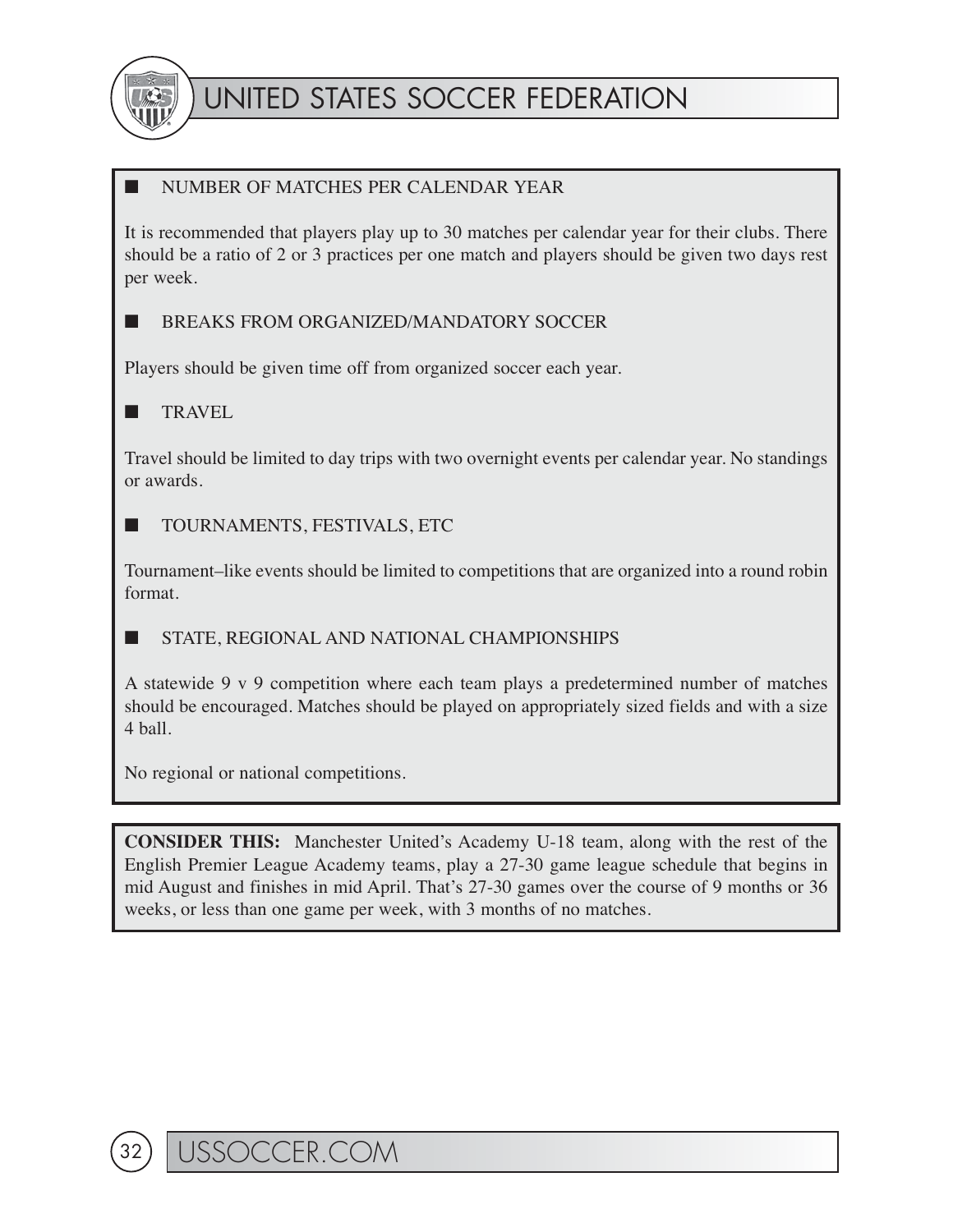## ■ NUMBER OF MATCHES PER CALENDAR YEAR

It is recommended that players play up to 30 matches per calendar year for their clubs. There should be a ratio of 2 or 3 practices per one match and players should be given two days rest per week.

## ■ BREAKS FROM ORGANIZED/MANDATORY SOCCER

Players should be given time off from organized soccer each year.

## ■ TRAVEL

Travel should be limited to day trips with two overnight events per calendar year. No standings or awards.

## ■ TOURNAMENTS, FESTIVALS, ETC

Tournament–like events should be limited to competitions that are organized into a round robin format.

## ■ STATE, REGIONAL AND NATIONAL CHAMPIONSHIPS

A statewide 9 v 9 competition where each team plays a predetermined number of matches should be encouraged. Matches should be played on appropriately sized fields and with a size 4 ball.

No regional or national competitions.

**CONSIDER THIS:** Manchester United's Academy U-18 team, along with the rest of the English Premier League Academy teams, play a 27-30 game league schedule that begins in mid August and finishes in mid April. That's 27-30 games over the course of 9 months or 36 weeks, or less than one game per week, with 3 months of no matches.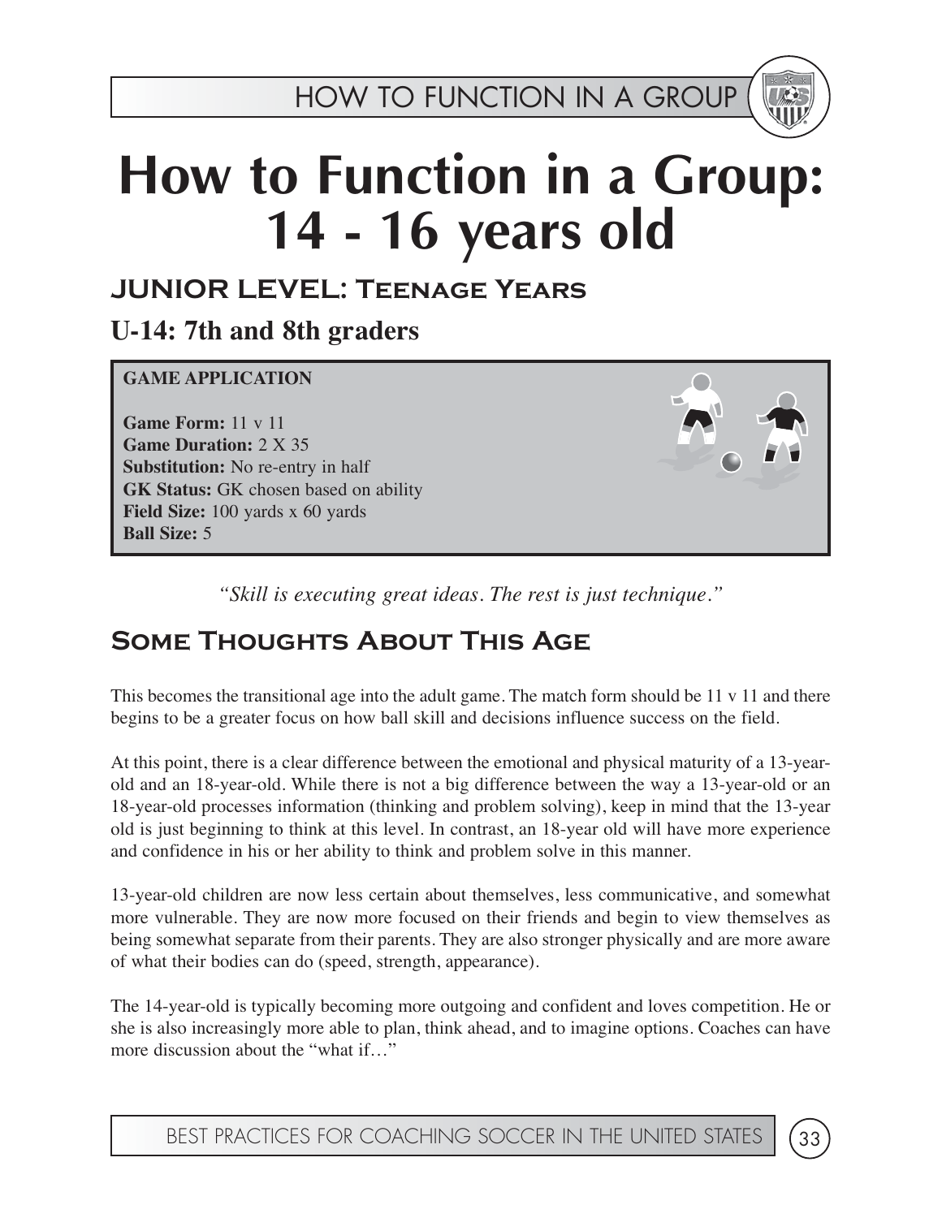# How to Function in a Group: 14 - 16 years old

## JUNIOR LEVEL: Teenage Years

### U-14: 7th and 8th graders

**GAME APPLICATION**

**Game Form:** 11 v 11
**Game Duration:** 2 X 35
**Substitution:** No re-entry in half
**GK Status:** GK chosen based on ability
**Field Size:** 100 yards x 60 yards
**Ball Size:** 5

*"Skill is executing great ideas. The rest is just technique."*

## Some Thoughts About This Age

This becomes the transitional age into the adult game. The match form should be 11 v 11 and there begins to be a greater focus on how ball skill and decisions influence success on the field.

At this point, there is a clear difference between the emotional and physical maturity of a 13-year-old and an 18-year-old. While there is not a big difference between the way a 13-year-old or an 18-year-old processes information (thinking and problem solving), keep in mind that the 13-year old is just beginning to think at this level. In contrast, an 18-year old will have more experience and confidence in his or her ability to think and problem solve in this manner.

13-year-old children are now less certain about themselves, less communicative, and somewhat more vulnerable. They are now more focused on their friends and begin to view themselves as being somewhat separate from their parents. They are also stronger physically and are more aware of what their bodies can do (speed, strength, appearance).

The 14-year-old is typically becoming more outgoing and confident and loves competition. He or she is also increasingly more able to plan, think ahead, and to imagine options. Coaches can have more discussion about the "what if…"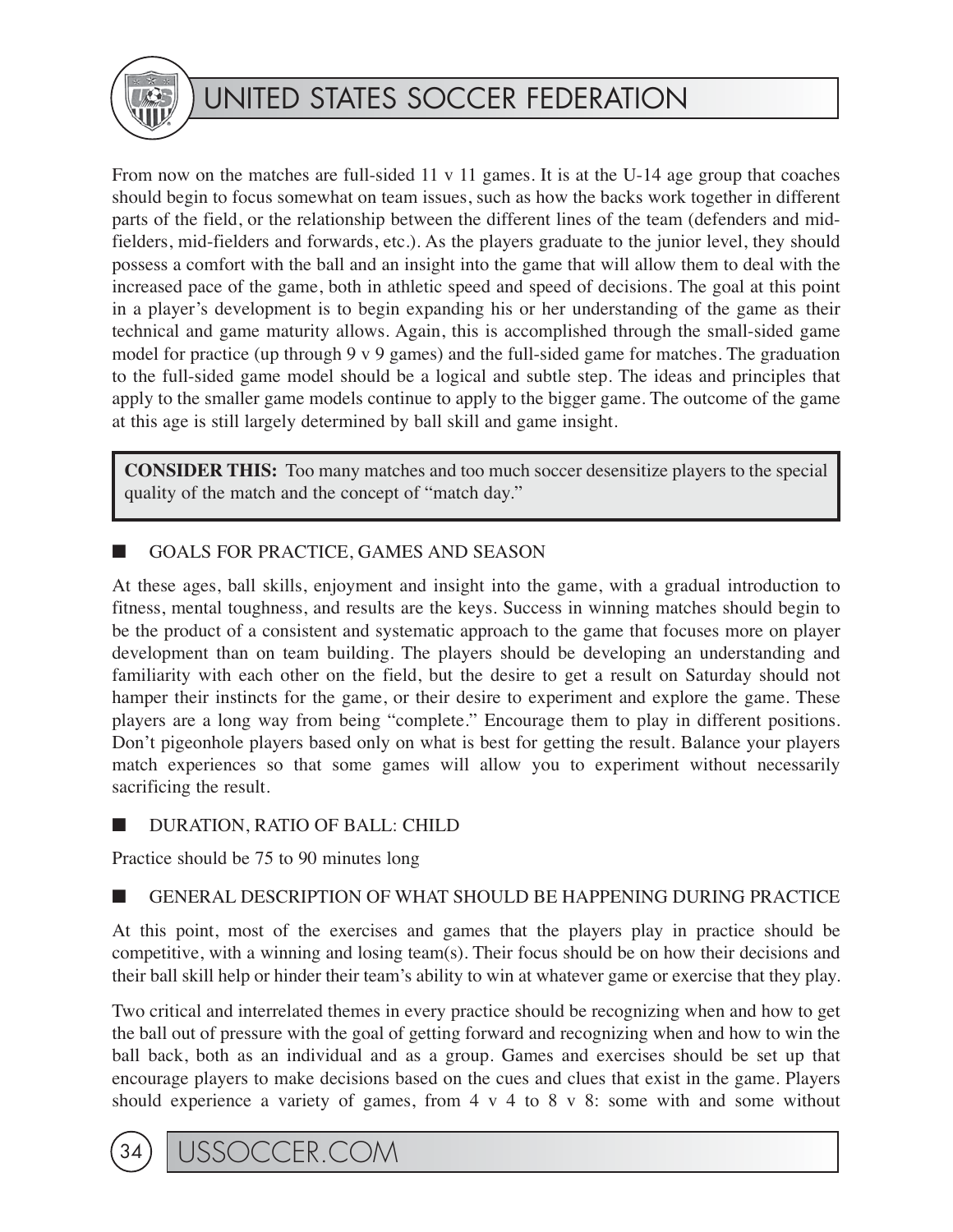From now on the matches are full-sided 11 v 11 games. It is at the U-14 age group that coaches should begin to focus somewhat on team issues, such as how the backs work together in different parts of the field, or the relationship between the different lines of the team (defenders and mid-fielders, mid-fielders and forwards, etc.). As the players graduate to the junior level, they should possess a comfort with the ball and an insight into the game that will allow them to deal with the increased pace of the game, both in athletic speed and speed of decisions. The goal at this point in a player's development is to begin expanding his or her understanding of the game as their technical and game maturity allows. Again, this is accomplished through the small-sided game model for practice (up through 9 v 9 games) and the full-sided game for matches. The graduation to the full-sided game model should be a logical and subtle step. The ideas and principles that apply to the smaller game models continue to apply to the bigger game. The outcome of the game at this age is still largely determined by ball skill and game insight.

> **CONSIDER THIS:** Too many matches and too much soccer desensitize players to the special quality of the match and the concept of "match day."

## ■ GOALS FOR PRACTICE, GAMES AND SEASON

At these ages, ball skills, enjoyment and insight into the game, with a gradual introduction to fitness, mental toughness, and results are the keys. Success in winning matches should begin to be the product of a consistent and systematic approach to the game that focuses more on player development than on team building. The players should be developing an understanding and familiarity with each other on the field, but the desire to get a result on Saturday should not hamper their instincts for the game, or their desire to experiment and explore the game. These players are a long way from being "complete." Encourage them to play in different positions. Don't pigeonhole players based only on what is best for getting the result. Balance your players match experiences so that some games will allow you to experiment without necessarily sacrificing the result.

## ■ DURATION, RATIO OF BALL: CHILD

Practice should be 75 to 90 minutes long

## ■ GENERAL DESCRIPTION OF WHAT SHOULD BE HAPPENING DURING PRACTICE

At this point, most of the exercises and games that the players play in practice should be competitive, with a winning and losing team(s). Their focus should be on how their decisions and their ball skill help or hinder their team's ability to win at whatever game or exercise that they play.

Two critical and interrelated themes in every practice should be recognizing when and how to get the ball out of pressure with the goal of getting forward and recognizing when and how to win the ball back, both as an individual and as a group. Games and exercises should be set up that encourage players to make decisions based on the cues and clues that exist in the game. Players should experience a variety of games, from 4 v 4 to 8 v 8: some with and some without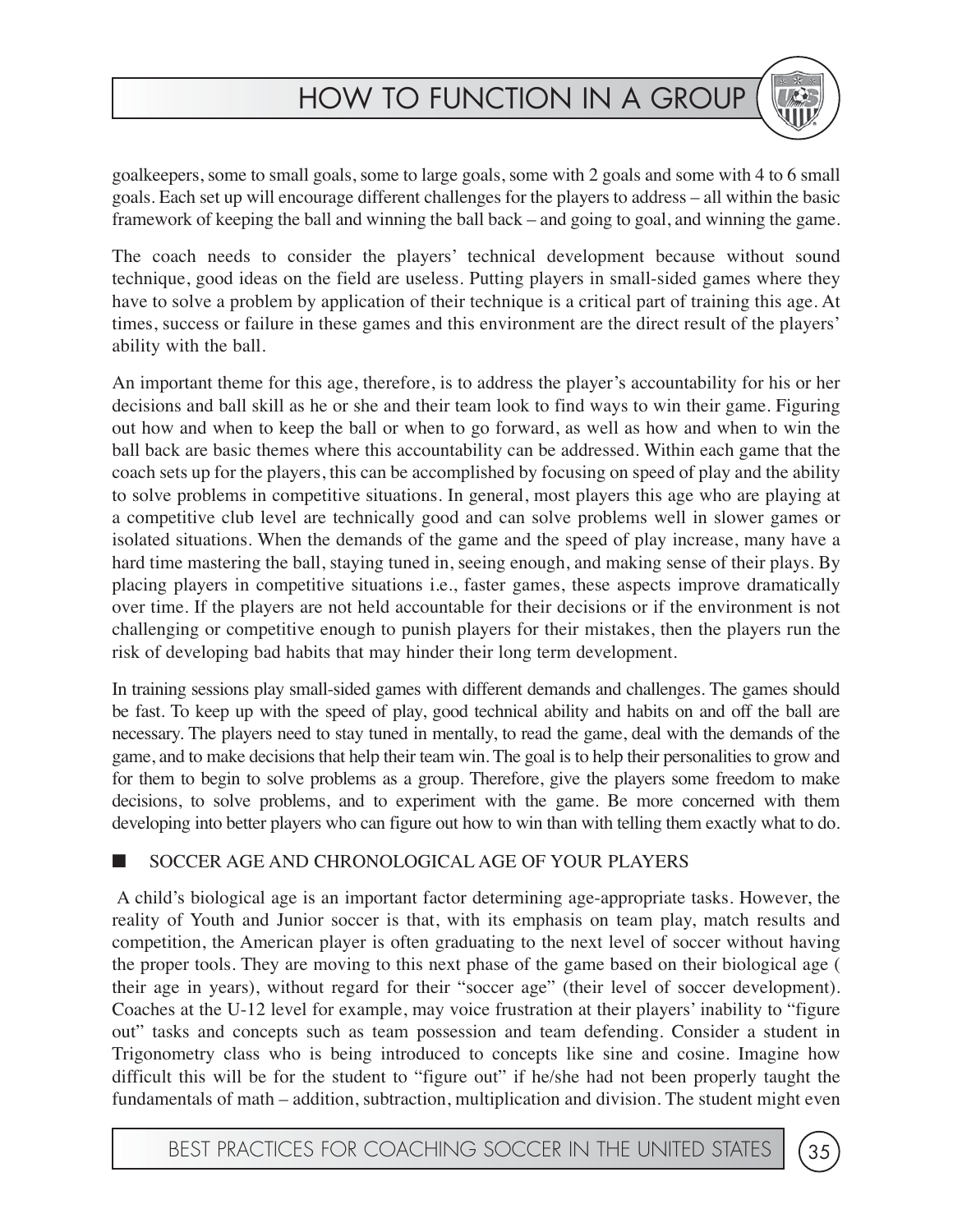goalkeepers, some to small goals, some to large goals, some with 2 goals and some with 4 to 6 small goals. Each set up will encourage different challenges for the players to address – all within the basic framework of keeping the ball and winning the ball back – and going to goal, and winning the game.

The coach needs to consider the players' technical development because without sound technique, good ideas on the field are useless. Putting players in small-sided games where they have to solve a problem by application of their technique is a critical part of training this age. At times, success or failure in these games and this environment are the direct result of the players' ability with the ball.

An important theme for this age, therefore, is to address the player's accountability for his or her decisions and ball skill as he or she and their team look to find ways to win their game. Figuring out how and when to keep the ball or when to go forward, as well as how and when to win the ball back are basic themes where this accountability can be addressed. Within each game that the coach sets up for the players, this can be accomplished by focusing on speed of play and the ability to solve problems in competitive situations. In general, most players this age who are playing at a competitive club level are technically good and can solve problems well in slower games or isolated situations. When the demands of the game and the speed of play increase, many have a hard time mastering the ball, staying tuned in, seeing enough, and making sense of their plays. By placing players in competitive situations i.e., faster games, these aspects improve dramatically over time. If the players are not held accountable for their decisions or if the environment is not challenging or competitive enough to punish players for their mistakes, then the players run the risk of developing bad habits that may hinder their long term development.

In training sessions play small-sided games with different demands and challenges. The games should be fast. To keep up with the speed of play, good technical ability and habits on and off the ball are necessary. The players need to stay tuned in mentally, to read the game, deal with the demands of the game, and to make decisions that help their team win. The goal is to help their personalities to grow and for them to begin to solve problems as a group. Therefore, give the players some freedom to make decisions, to solve problems, and to experiment with the game. Be more concerned with them developing into better players who can figure out how to win than with telling them exactly what to do.

## SOCCER AGE AND CHRONOLOGICAL AGE OF YOUR PLAYERS

A child's biological age is an important factor determining age-appropriate tasks. However, the reality of Youth and Junior soccer is that, with its emphasis on team play, match results and competition, the American player is often graduating to the next level of soccer without having the proper tools. They are moving to this next phase of the game based on their biological age ( their age in years), without regard for their "soccer age" (their level of soccer development). Coaches at the U-12 level for example, may voice frustration at their players' inability to "figure out" tasks and concepts such as team possession and team defending. Consider a student in Trigonometry class who is being introduced to concepts like sine and cosine. Imagine how difficult this will be for the student to "figure out" if he/she had not been properly taught the fundamentals of math – addition, subtraction, multiplication and division. The student might even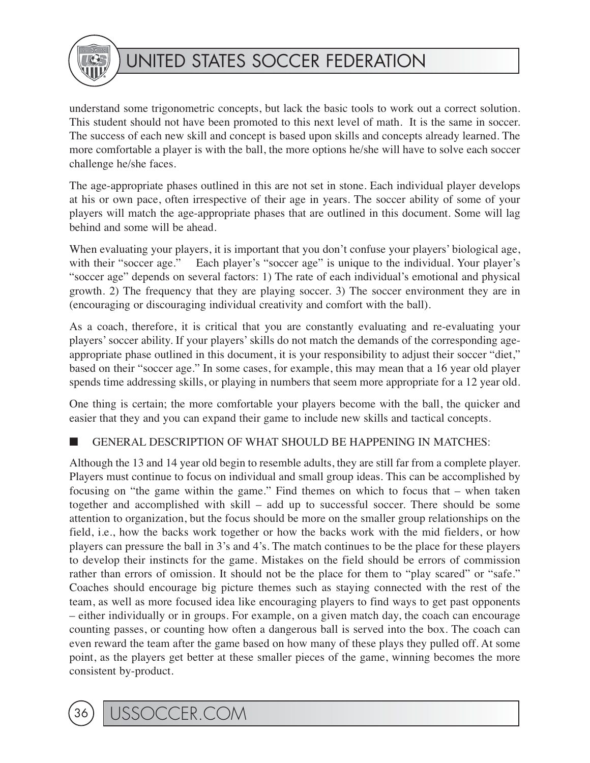understand some trigonometric concepts, but lack the basic tools to work out a correct solution. This student should not have been promoted to this next level of math. It is the same in soccer. The success of each new skill and concept is based upon skills and concepts already learned. The more comfortable a player is with the ball, the more options he/she will have to solve each soccer challenge he/she faces.

The age-appropriate phases outlined in this are not set in stone. Each individual player develops at his or own pace, often irrespective of their age in years. The soccer ability of some of your players will match the age-appropriate phases that are outlined in this document. Some will lag behind and some will be ahead.

When evaluating your players, it is important that you don't confuse your players' biological age, with their "soccer age." Each player's "soccer age" is unique to the individual. Your player's "soccer age" depends on several factors: 1) The rate of each individual's emotional and physical growth. 2) The frequency that they are playing soccer. 3) The soccer environment they are in (encouraging or discouraging individual creativity and comfort with the ball).

As a coach, therefore, it is critical that you are constantly evaluating and re-evaluating your players' soccer ability. If your players' skills do not match the demands of the corresponding age-appropriate phase outlined in this document, it is your responsibility to adjust their soccer "diet," based on their "soccer age." In some cases, for example, this may mean that a 16 year old player spends time addressing skills, or playing in numbers that seem more appropriate for a 12 year old.

One thing is certain; the more comfortable your players become with the ball, the quicker and easier that they and you can expand their game to include new skills and tactical concepts.

■ GENERAL DESCRIPTION OF WHAT SHOULD BE HAPPENING IN MATCHES:

Although the 13 and 14 year old begin to resemble adults, they are still far from a complete player. Players must continue to focus on individual and small group ideas. This can be accomplished by focusing on "the game within the game." Find themes on which to focus that – when taken together and accomplished with skill – add up to successful soccer. There should be some attention to organization, but the focus should be more on the smaller group relationships on the field, i.e., how the backs work together or how the backs work with the mid fielders, or how players can pressure the ball in 3's and 4's. The match continues to be the place for these players to develop their instincts for the game. Mistakes on the field should be errors of commission rather than errors of omission. It should not be the place for them to "play scared" or "safe." Coaches should encourage big picture themes such as staying connected with the rest of the team, as well as more focused idea like encouraging players to find ways to get past opponents – either individually or in groups. For example, on a given match day, the coach can encourage counting passes, or counting how often a dangerous ball is served into the box. The coach can even reward the team after the game based on how many of these plays they pulled off. At some point, as the players get better at these smaller pieces of the game, winning becomes the more consistent by-product.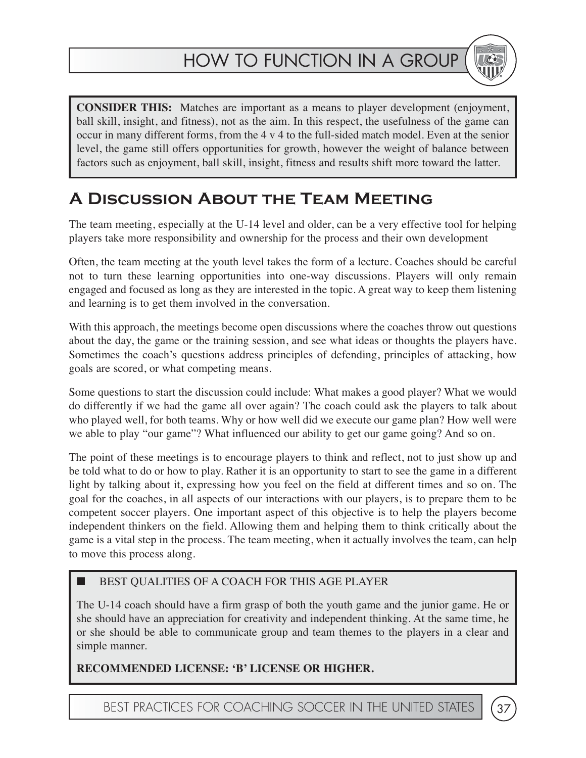# HOW TO FUNCTION IN A GROUP

**CONSIDER THIS:** Matches are important as a means to player development (enjoyment, ball skill, insight, and fitness), not as the aim. In this respect, the usefulness of the game can occur in many different forms, from the 4 v 4 to the full-sided match model. Even at the senior level, the game still offers opportunities for growth, however the weight of balance between factors such as enjoyment, ball skill, insight, fitness and results shift more toward the latter.

## A Discussion About the Team Meeting

The team meeting, especially at the U-14 level and older, can be a very effective tool for helping players take more responsibility and ownership for the process and their own development

Often, the team meeting at the youth level takes the form of a lecture. Coaches should be careful not to turn these learning opportunities into one-way discussions. Players will only remain engaged and focused as long as they are interested in the topic. A great way to keep them listening and learning is to get them involved in the conversation.

With this approach, the meetings become open discussions where the coaches throw out questions about the day, the game or the training session, and see what ideas or thoughts the players have. Sometimes the coach's questions address principles of defending, principles of attacking, how goals are scored, or what competing means.

Some questions to start the discussion could include: What makes a good player? What we would do differently if we had the game all over again? The coach could ask the players to talk about who played well, for both teams. Why or how well did we execute our game plan? How well were we able to play "our game"? What influenced our ability to get our game going? And so on.

The point of these meetings is to encourage players to think and reflect, not to just show up and be told what to do or how to play. Rather it is an opportunity to start to see the game in a different light by talking about it, expressing how you feel on the field at different times and so on. The goal for the coaches, in all aspects of our interactions with our players, is to prepare them to be competent soccer players. One important aspect of this objective is to help the players become independent thinkers on the field. Allowing them and helping them to think critically about the game is a vital step in the process. The team meeting, when it actually involves the team, can help to move this process along.

■ BEST QUALITIES OF A COACH FOR THIS AGE PLAYER

The U-14 coach should have a firm grasp of both the youth game and the junior game. He or she should have an appreciation for creativity and independent thinking. At the same time, he or she should be able to communicate group and team themes to the players in a clear and simple manner.

**RECOMMENDED LICENSE: 'B' LICENSE OR HIGHER.**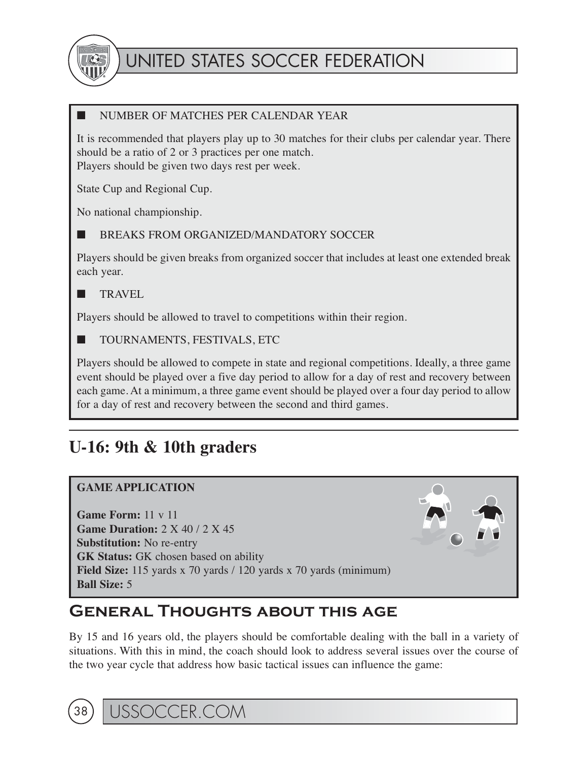■ NUMBER OF MATCHES PER CALENDAR YEAR

It is recommended that players play up to 30 matches for their clubs per calendar year. There should be a ratio of 2 or 3 practices per one match.
Players should be given two days rest per week.

State Cup and Regional Cup.

No national championship.

■ BREAKS FROM ORGANIZED/MANDATORY SOCCER

Players should be given breaks from organized soccer that includes at least one extended break each year.

■ TRAVEL

Players should be allowed to travel to competitions within their region.

■ TOURNAMENTS, FESTIVALS, ETC

Players should be allowed to compete in state and regional competitions. Ideally, a three game event should be played over a five day period to allow for a day of rest and recovery between each game. At a minimum, a three game event should be played over a four day period to allow for a day of rest and recovery between the second and third games.

## U-16: 9th & 10th graders

**GAME APPLICATION**

**Game Form:** 11 v 11
**Game Duration:** 2 X 40 / 2 X 45
**Substitution:** No re-entry
**GK Status:** GK chosen based on ability
**Field Size:** 115 yards x 70 yards / 120 yards x 70 yards (minimum)
**Ball Size:** 5

## General Thoughts about this age

By 15 and 16 years old, the players should be comfortable dealing with the ball in a variety of situations. With this in mind, the coach should look to address several issues over the course of the two year cycle that address how basic tactical issues can influence the game: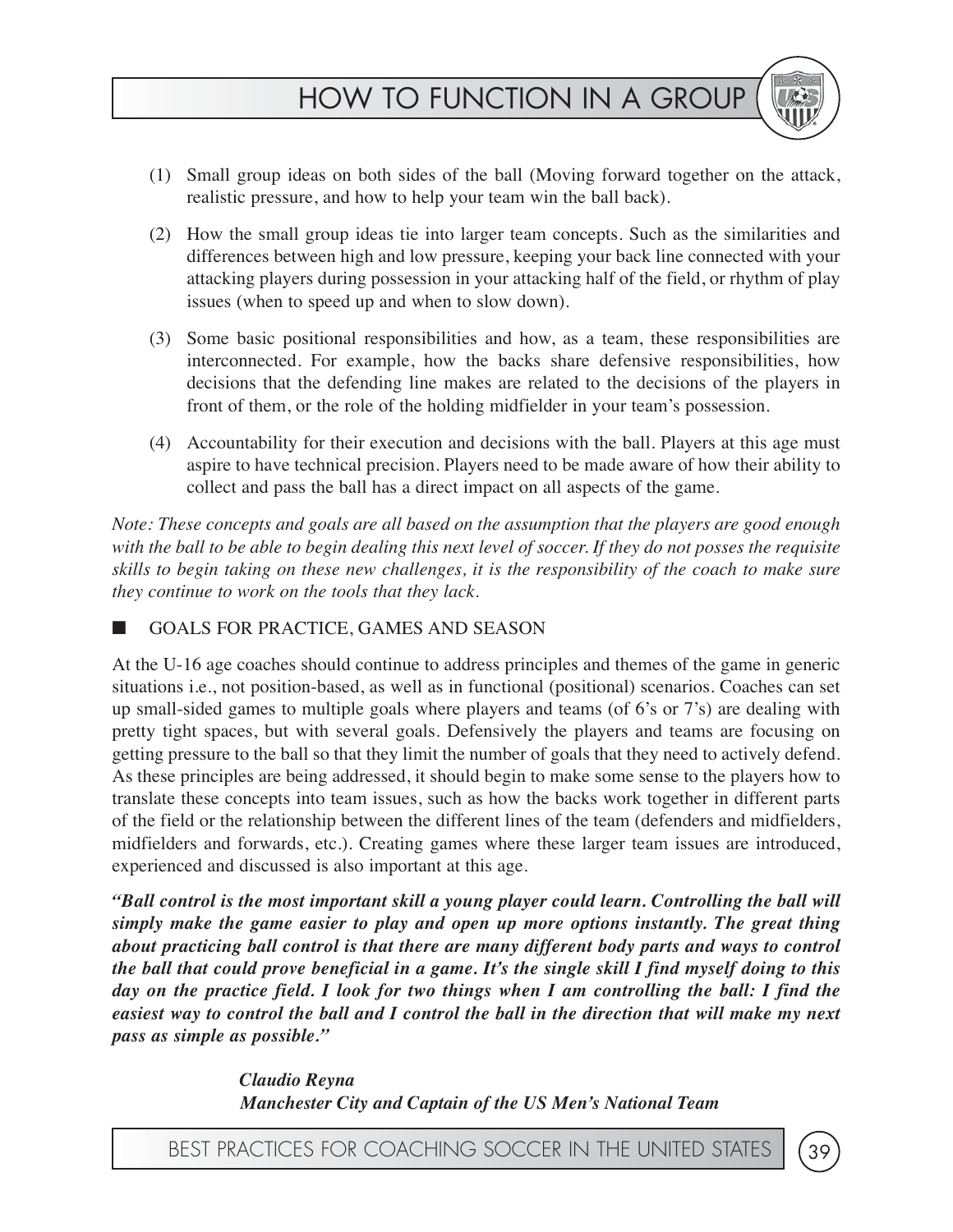(1) Small group ideas on both sides of the ball (Moving forward together on the attack, realistic pressure, and how to help your team win the ball back).

(2) How the small group ideas tie into larger team concepts. Such as the similarities and differences between high and low pressure, keeping your back line connected with your attacking players during possession in your attacking half of the field, or rhythm of play issues (when to speed up and when to slow down).

(3) Some basic positional responsibilities and how, as a team, these responsibilities are interconnected. For example, how the backs share defensive responsibilities, how decisions that the defending line makes are related to the decisions of the players in front of them, or the role of the holding midfielder in your team's possession.

(4) Accountability for their execution and decisions with the ball. Players at this age must aspire to have technical precision. Players need to be made aware of how their ability to collect and pass the ball has a direct impact on all aspects of the game.

*Note: These concepts and goals are all based on the assumption that the players are good enough with the ball to be able to begin dealing this next level of soccer. If they do not posses the requisite skills to begin taking on these new challenges, it is the responsibility of the coach to make sure they continue to work on the tools that they lack.*

## GOALS FOR PRACTICE, GAMES AND SEASON

At the U-16 age coaches should continue to address principles and themes of the game in generic situations i.e., not position-based, as well as in functional (positional) scenarios. Coaches can set up small-sided games to multiple goals where players and teams (of 6's or 7's) are dealing with pretty tight spaces, but with several goals. Defensively the players and teams are focusing on getting pressure to the ball so that they limit the number of goals that they need to actively defend. As these principles are being addressed, it should begin to make some sense to the players how to translate these concepts into team issues, such as how the backs work together in different parts of the field or the relationship between the different lines of the team (defenders and midfielders, midfielders and forwards, etc.). Creating games where these larger team issues are introduced, experienced and discussed is also important at this age.

***"Ball control is the most important skill a young player could learn. Controlling the ball will simply make the game easier to play and open up more options instantly. The great thing about practicing ball control is that there are many different body parts and ways to control the ball that could prove beneficial in a game. It's the single skill I find myself doing to this day on the practice field. I look for two things when I am controlling the ball: I find the easiest way to control the ball and I control the ball in the direction that will make my next pass as simple as possible."***

***Claudio Reyna***
***Manchester City and Captain of the US Men's National Team***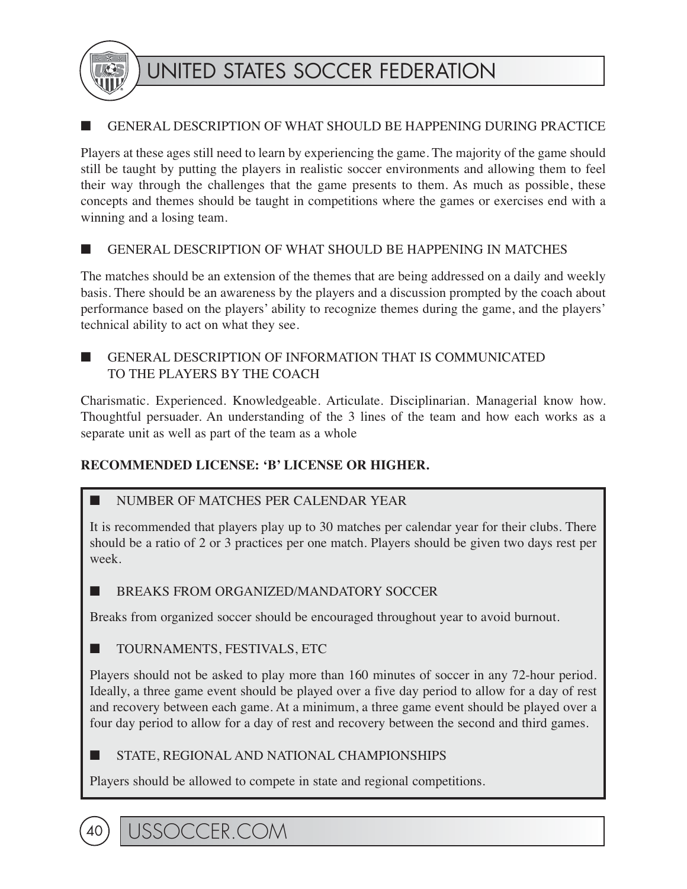## GENERAL DESCRIPTION OF WHAT SHOULD BE HAPPENING DURING PRACTICE

Players at these ages still need to learn by experiencing the game. The majority of the game should still be taught by putting the players in realistic soccer environments and allowing them to feel their way through the challenges that the game presents to them. As much as possible, these concepts and themes should be taught in competitions where the games or exercises end with a winning and a losing team.

## GENERAL DESCRIPTION OF WHAT SHOULD BE HAPPENING IN MATCHES

The matches should be an extension of the themes that are being addressed on a daily and weekly basis. There should be an awareness by the players and a discussion prompted by the coach about performance based on the players' ability to recognize themes during the game, and the players' technical ability to act on what they see.

## GENERAL DESCRIPTION OF INFORMATION THAT IS COMMUNICATED TO THE PLAYERS BY THE COACH

Charismatic. Experienced. Knowledgeable. Articulate. Disciplinarian. Managerial know how. Thoughtful persuader. An understanding of the 3 lines of the team and how each works as a separate unit as well as part of the team as a whole

**RECOMMENDED LICENSE: 'B' LICENSE OR HIGHER.**

## NUMBER OF MATCHES PER CALENDAR YEAR

It is recommended that players play up to 30 matches per calendar year for their clubs. There should be a ratio of 2 or 3 practices per one match. Players should be given two days rest per week.

## BREAKS FROM ORGANIZED/MANDATORY SOCCER

Breaks from organized soccer should be encouraged throughout year to avoid burnout.

## TOURNAMENTS, FESTIVALS, ETC

Players should not be asked to play more than 160 minutes of soccer in any 72-hour period. Ideally, a three game event should be played over a five day period to allow for a day of rest and recovery between each game. At a minimum, a three game event should be played over a four day period to allow for a day of rest and recovery between the second and third games.

## STATE, REGIONAL AND NATIONAL CHAMPIONSHIPS

Players should be allowed to compete in state and regional competitions.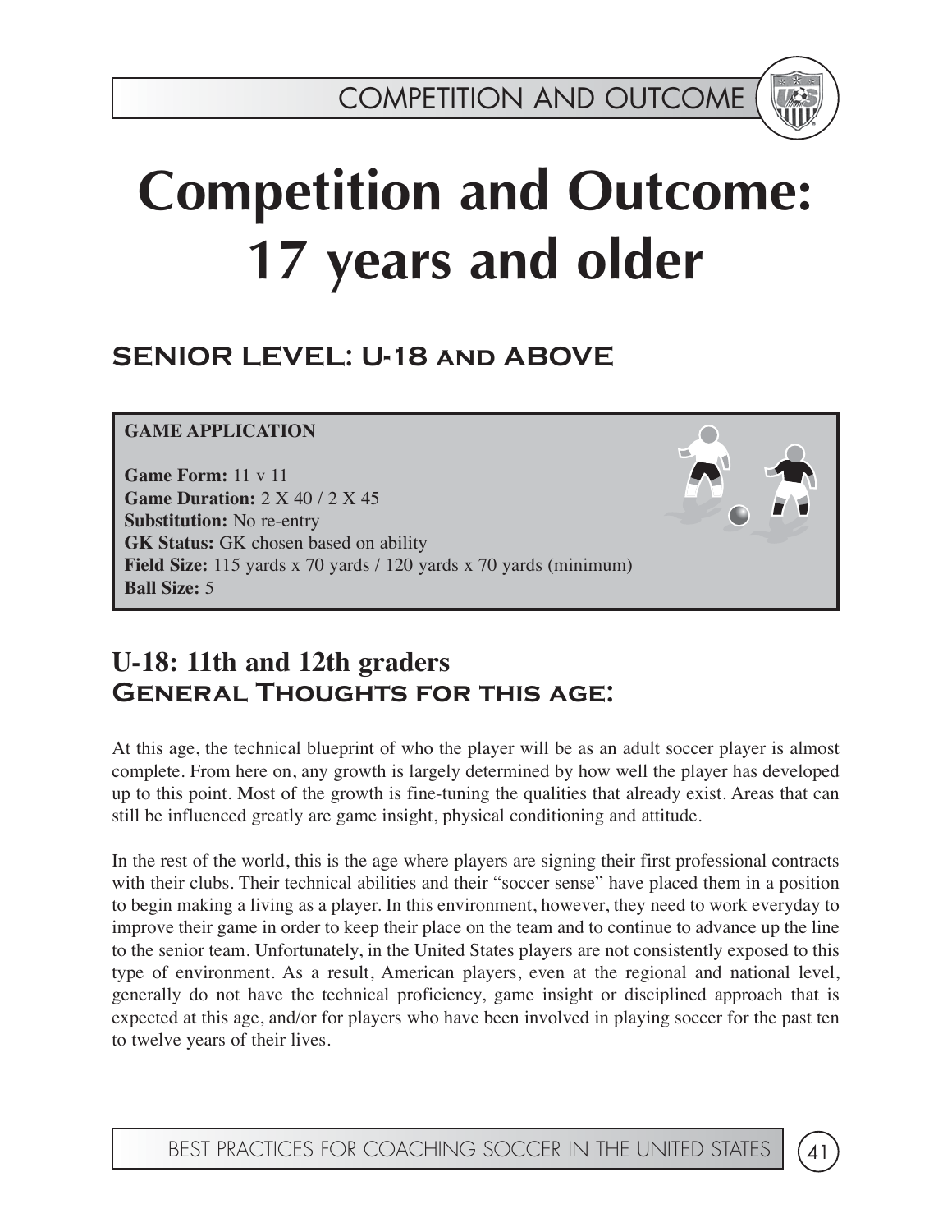# Competition and Outcome: 17 years and older

## SENIOR LEVEL: U-18 and ABOVE

**GAME APPLICATION**

**Game Form:** 11 v 11
**Game Duration:** 2 X 40 / 2 X 45
**Substitution:** No re-entry
**GK Status:** GK chosen based on ability
**Field Size:** 115 yards x 70 yards / 120 yards x 70 yards (minimum)
**Ball Size:** 5

## U-18: 11th and 12th graders
## General Thoughts for this age:

At this age, the technical blueprint of who the player will be as an adult soccer player is almost complete. From here on, any growth is largely determined by how well the player has developed up to this point. Most of the growth is fine-tuning the qualities that already exist. Areas that can still be influenced greatly are game insight, physical conditioning and attitude.

In the rest of the world, this is the age where players are signing their first professional contracts with their clubs. Their technical abilities and their "soccer sense" have placed them in a position to begin making a living as a player. In this environment, however, they need to work everyday to improve their game in order to keep their place on the team and to continue to advance up the line to the senior team. Unfortunately, in the United States players are not consistently exposed to this type of environment. As a result, American players, even at the regional and national level, generally do not have the technical proficiency, game insight or disciplined approach that is expected at this age, and/or for players who have been involved in playing soccer for the past ten to twelve years of their lives.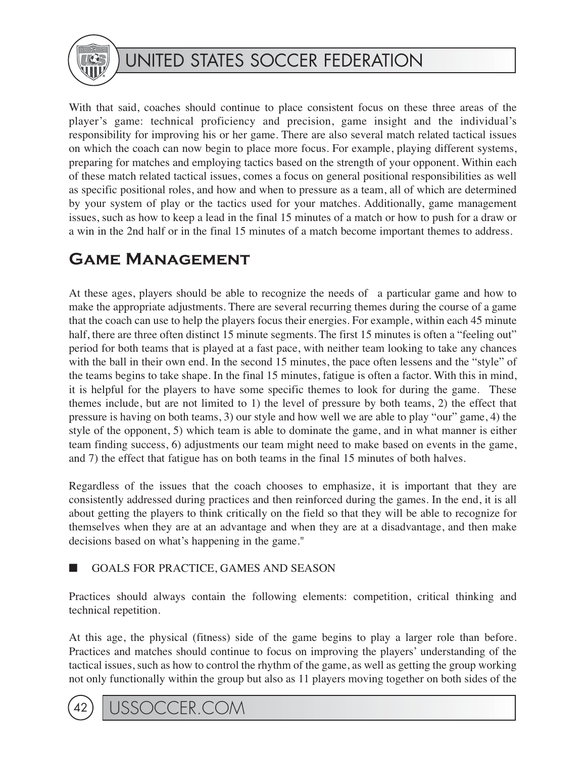With that said, coaches should continue to place consistent focus on these three areas of the player's game: technical proficiency and precision, game insight and the individual's responsibility for improving his or her game. There are also several match related tactical issues on which the coach can now begin to place more focus. For example, playing different systems, preparing for matches and employing tactics based on the strength of your opponent. Within each of these match related tactical issues, comes a focus on general positional responsibilities as well as specific positional roles, and how and when to pressure as a team, all of which are determined by your system of play or the tactics used for your matches. Additionally, game management issues, such as how to keep a lead in the final 15 minutes of a match or how to push for a draw or a win in the 2nd half or in the final 15 minutes of a match become important themes to address.

## Game Management

At these ages, players should be able to recognize the needs of a particular game and how to make the appropriate adjustments. There are several recurring themes during the course of a game that the coach can use to help the players focus their energies. For example, within each 45 minute half, there are three often distinct 15 minute segments. The first 15 minutes is often a "feeling out" period for both teams that is played at a fast pace, with neither team looking to take any chances with the ball in their own end. In the second 15 minutes, the pace often lessens and the "style" of the teams begins to take shape. In the final 15 minutes, fatigue is often a factor. With this in mind, it is helpful for the players to have some specific themes to look for during the game. These themes include, but are not limited to 1) the level of pressure by both teams, 2) the effect that pressure is having on both teams, 3) our style and how well we are able to play "our" game, 4) the style of the opponent, 5) which team is able to dominate the game, and in what manner is either team finding success, 6) adjustments our team might need to make based on events in the game, and 7) the effect that fatigue has on both teams in the final 15 minutes of both halves.

Regardless of the issues that the coach chooses to emphasize, it is important that they are consistently addressed during practices and then reinforced during the games. In the end, it is all about getting the players to think critically on the field so that they will be able to recognize for themselves when they are at an advantage and when they are at a disadvantage, and then make decisions based on what's happening in the game."

■ GOALS FOR PRACTICE, GAMES AND SEASON

Practices should always contain the following elements: competition, critical thinking and technical repetition.

At this age, the physical (fitness) side of the game begins to play a larger role than before. Practices and matches should continue to focus on improving the players' understanding of the tactical issues, such as how to control the rhythm of the game, as well as getting the group working not only functionally within the group but also as 11 players moving together on both sides of the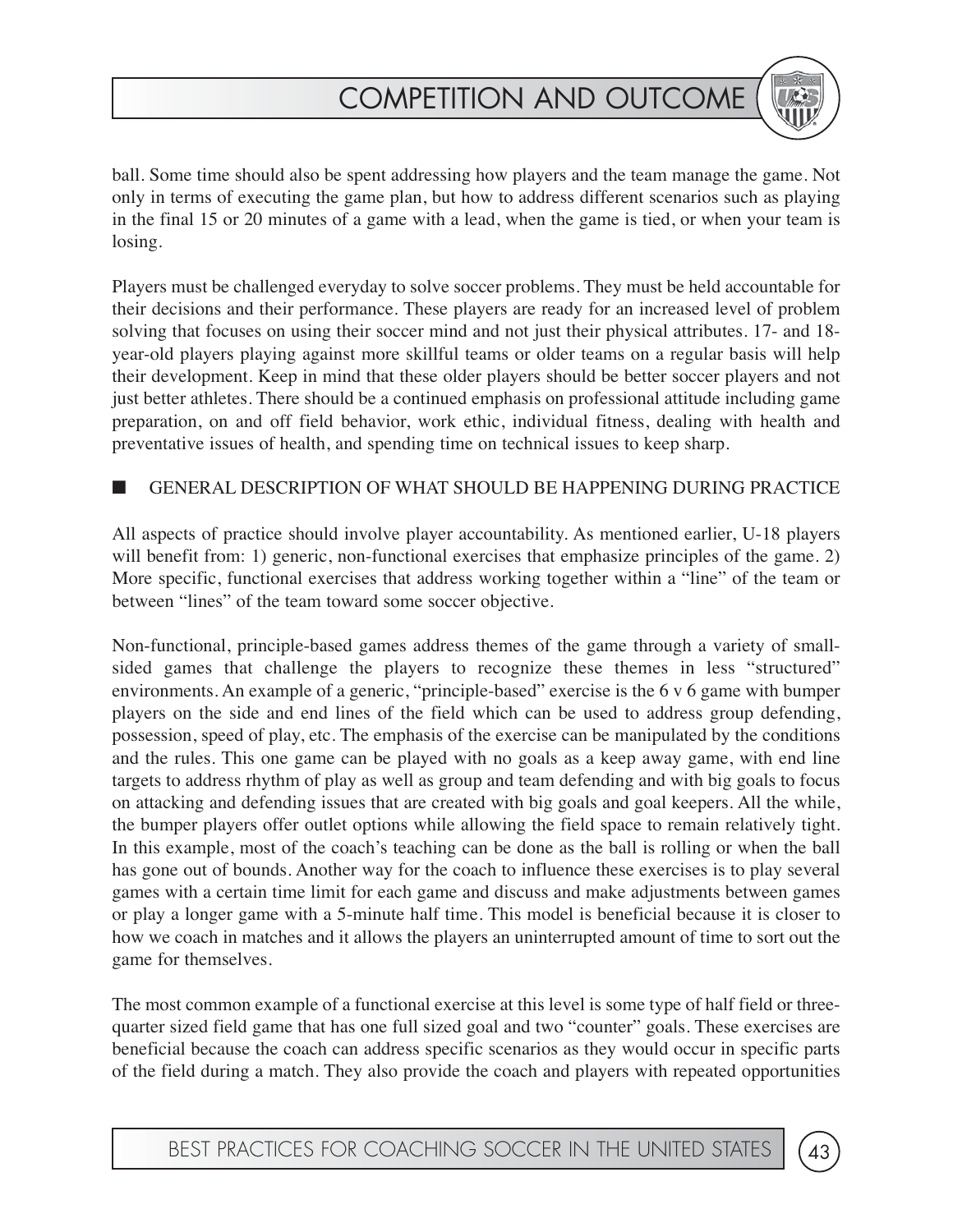ball. Some time should also be spent addressing how players and the team manage the game. Not only in terms of executing the game plan, but how to address different scenarios such as playing in the final 15 or 20 minutes of a game with a lead, when the game is tied, or when your team is losing.

Players must be challenged everyday to solve soccer problems. They must be held accountable for their decisions and their performance. These players are ready for an increased level of problem solving that focuses on using their soccer mind and not just their physical attributes. 17- and 18-year-old players playing against more skillful teams or older teams on a regular basis will help their development. Keep in mind that these older players should be better soccer players and not just better athletes. There should be a continued emphasis on professional attitude including game preparation, on and off field behavior, work ethic, individual fitness, dealing with health and preventative issues of health, and spending time on technical issues to keep sharp.

## ■ GENERAL DESCRIPTION OF WHAT SHOULD BE HAPPENING DURING PRACTICE

All aspects of practice should involve player accountability. As mentioned earlier, U-18 players will benefit from: 1) generic, non-functional exercises that emphasize principles of the game. 2) More specific, functional exercises that address working together within a "line" of the team or between "lines" of the team toward some soccer objective.

Non-functional, principle-based games address themes of the game through a variety of small-sided games that challenge the players to recognize these themes in less "structured" environments. An example of a generic, "principle-based" exercise is the 6 v 6 game with bumper players on the side and end lines of the field which can be used to address group defending, possession, speed of play, etc. The emphasis of the exercise can be manipulated by the conditions and the rules. This one game can be played with no goals as a keep away game, with end line targets to address rhythm of play as well as group and team defending and with big goals to focus on attacking and defending issues that are created with big goals and goal keepers. All the while, the bumper players offer outlet options while allowing the field space to remain relatively tight. In this example, most of the coach's teaching can be done as the ball is rolling or when the ball has gone out of bounds. Another way for the coach to influence these exercises is to play several games with a certain time limit for each game and discuss and make adjustments between games or play a longer game with a 5-minute half time. This model is beneficial because it is closer to how we coach in matches and it allows the players an uninterrupted amount of time to sort out the game for themselves.

The most common example of a functional exercise at this level is some type of half field or three-quarter sized field game that has one full sized goal and two "counter" goals. These exercises are beneficial because the coach can address specific scenarios as they would occur in specific parts of the field during a match. They also provide the coach and players with repeated opportunities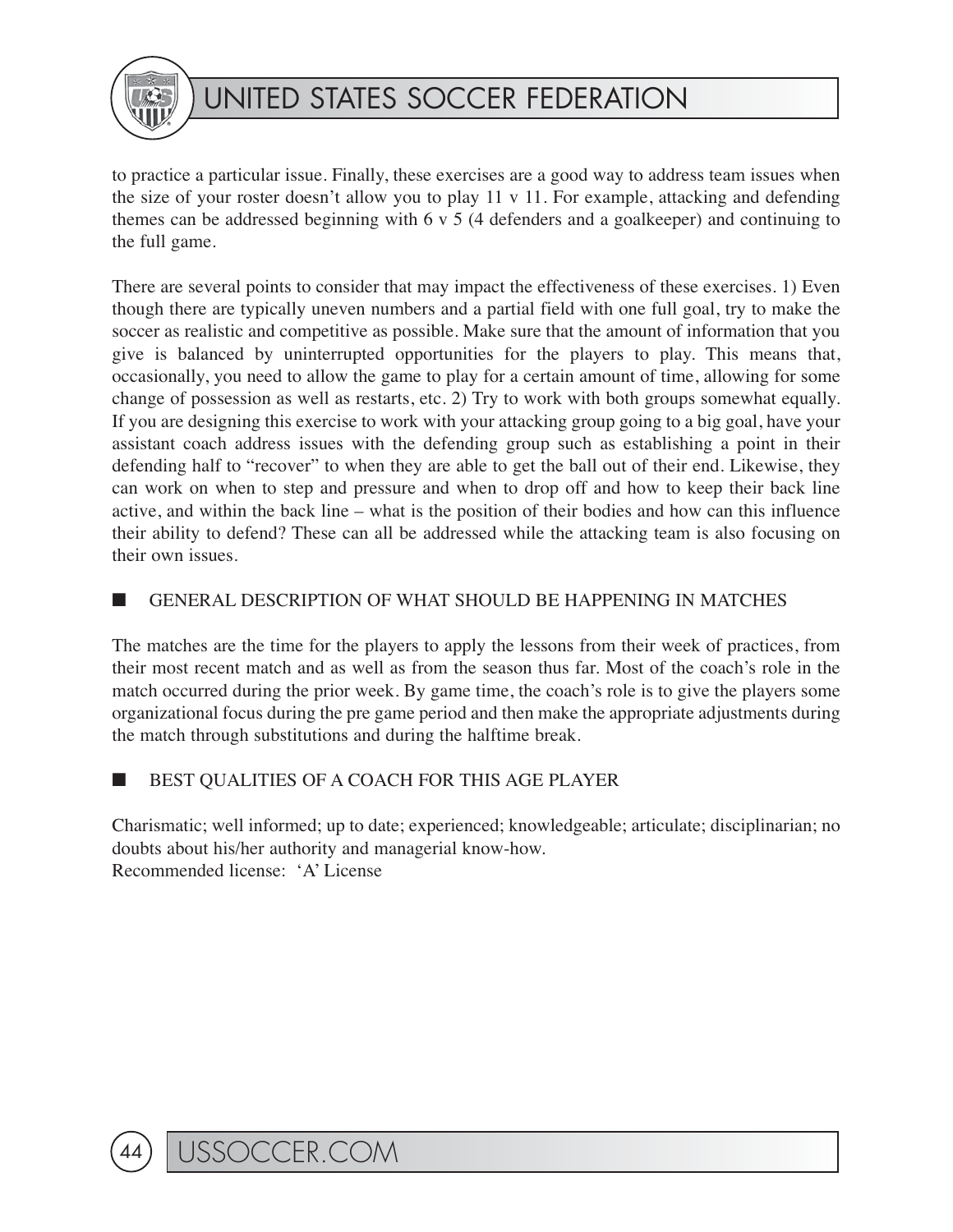to practice a particular issue. Finally, these exercises are a good way to address team issues when the size of your roster doesn't allow you to play 11 v 11. For example, attacking and defending themes can be addressed beginning with 6 v 5 (4 defenders and a goalkeeper) and continuing to the full game.

There are several points to consider that may impact the effectiveness of these exercises. 1) Even though there are typically uneven numbers and a partial field with one full goal, try to make the soccer as realistic and competitive as possible. Make sure that the amount of information that you give is balanced by uninterrupted opportunities for the players to play. This means that, occasionally, you need to allow the game to play for a certain amount of time, allowing for some change of possession as well as restarts, etc. 2) Try to work with both groups somewhat equally. If you are designing this exercise to work with your attacking group going to a big goal, have your assistant coach address issues with the defending group such as establishing a point in their defending half to "recover" to when they are able to get the ball out of their end. Likewise, they can work on when to step and pressure and when to drop off and how to keep their back line active, and within the back line – what is the position of their bodies and how can this influence their ability to defend? These can all be addressed while the attacking team is also focusing on their own issues.

## ■ GENERAL DESCRIPTION OF WHAT SHOULD BE HAPPENING IN MATCHES

The matches are the time for the players to apply the lessons from their week of practices, from their most recent match and as well as from the season thus far. Most of the coach's role in the match occurred during the prior week. By game time, the coach's role is to give the players some organizational focus during the pre game period and then make the appropriate adjustments during the match through substitutions and during the halftime break.

## ■ BEST QUALITIES OF A COACH FOR THIS AGE PLAYER

Charismatic; well informed; up to date; experienced; knowledgeable; articulate; disciplinarian; no doubts about his/her authority and managerial know-how.
Recommended license: 'A' License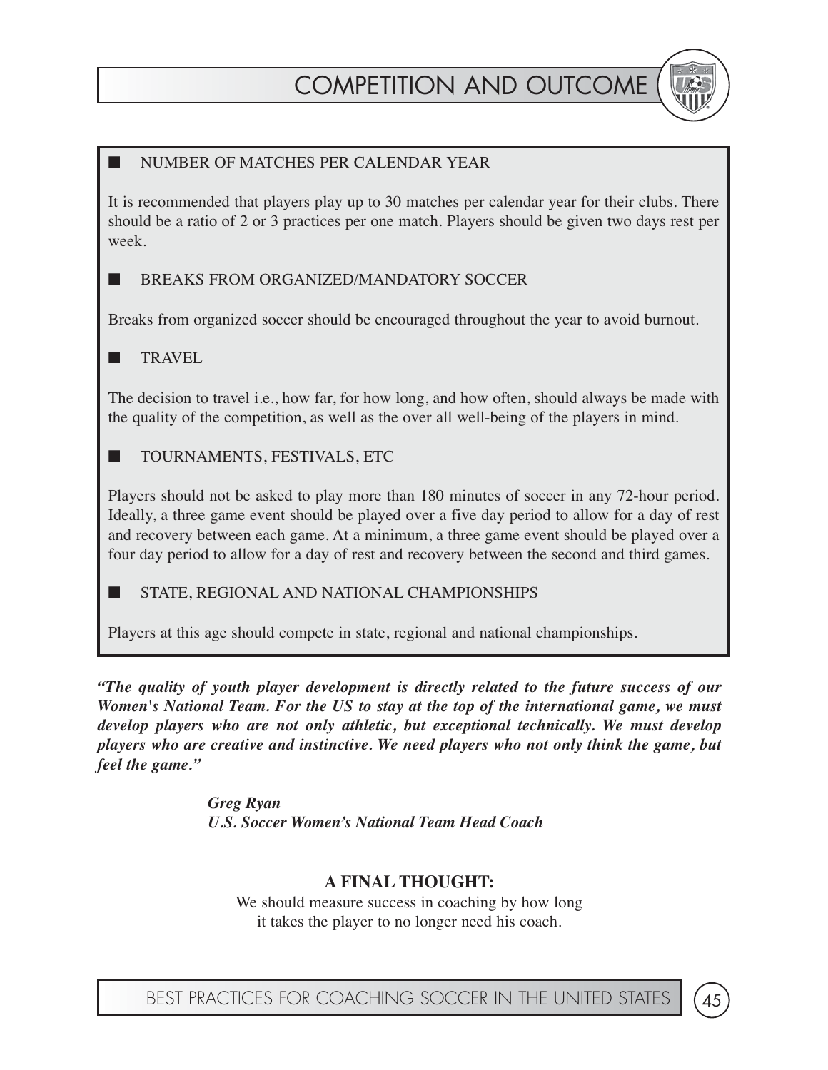# COMPETITION AND OUTCOME

## NUMBER OF MATCHES PER CALENDAR YEAR

It is recommended that players play up to 30 matches per calendar year for their clubs. There should be a ratio of 2 or 3 practices per one match. Players should be given two days rest per week.

## BREAKS FROM ORGANIZED/MANDATORY SOCCER

Breaks from organized soccer should be encouraged throughout the year to avoid burnout.

## TRAVEL

The decision to travel i.e., how far, for how long, and how often, should always be made with the quality of the competition, as well as the over all well-being of the players in mind.

## TOURNAMENTS, FESTIVALS, ETC

Players should not be asked to play more than 180 minutes of soccer in any 72-hour period. Ideally, a three game event should be played over a five day period to allow for a day of rest and recovery between each game. At a minimum, a three game event should be played over a four day period to allow for a day of rest and recovery between the second and third games.

## STATE, REGIONAL AND NATIONAL CHAMPIONSHIPS

Players at this age should compete in state, regional and national championships.

***"The quality of youth player development is directly related to the future success of our Women's National Team. For the US to stay at the top of the international game, we must develop players who are not only athletic, but exceptional technically. We must develop players who are creative and instinctive. We need players who not only think the game, but feel the game."***

***Greg Ryan***
***U.S. Soccer Women's National Team Head Coach***

**A FINAL THOUGHT:**

We should measure success in coaching by how long it takes the player to no longer need his coach.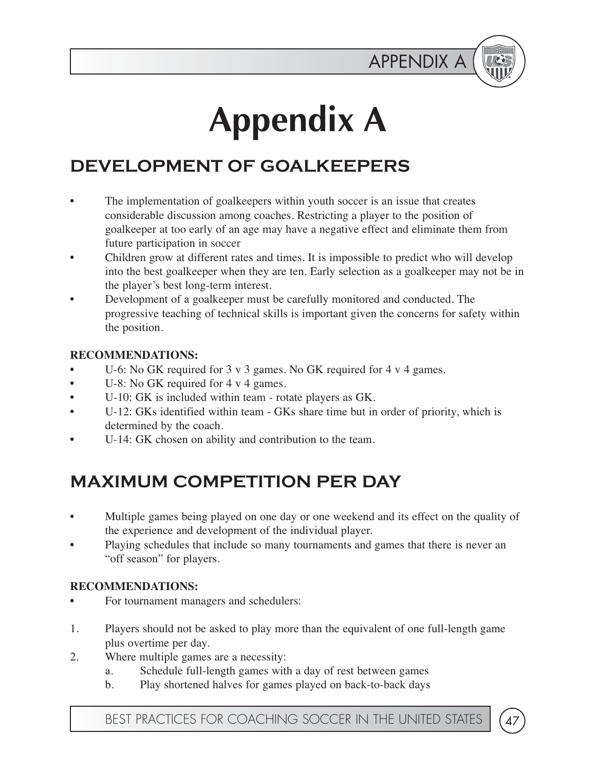# Appendix A

## DEVELOPMENT OF GOALKEEPERS

- The implementation of goalkeepers within youth soccer is an issue that creates considerable discussion among coaches. Restricting a player to the position of goalkeeper at too early of an age may have a negative effect and eliminate them from future participation in soccer
- Children grow at different rates and times. It is impossible to predict who will develop into the best goalkeeper when they are ten. Early selection as a goalkeeper may not be in the player's best long-term interest.
- Development of a goalkeeper must be carefully monitored and conducted. The progressive teaching of technical skills is important given the concerns for safety within the position.

**RECOMMENDATIONS:**

- U-6: No GK required for 3 v 3 games. No GK required for 4 v 4 games.
- U-8: No GK required for 4 v 4 games.
- U-10: GK is included within team - rotate players as GK.
- U-12: GKs identified within team - GKs share time but in order of priority, which is determined by the coach.
- U-14: GK chosen on ability and contribution to the team.

## MAXIMUM COMPETITION PER DAY

- Multiple games being played on one day or one weekend and its effect on the quality of the experience and development of the individual player.
- Playing schedules that include so many tournaments and games that there is never an "off season" for players.

**RECOMMENDATIONS:**

- For tournament managers and schedulers:

1. Players should not be asked to play more than the equivalent of one full-length game plus overtime per day.
2. Where multiple games are a necessity:
   a. Schedule full-length games with a day of rest between games
   b. Play shortened halves for games played on back-to-back days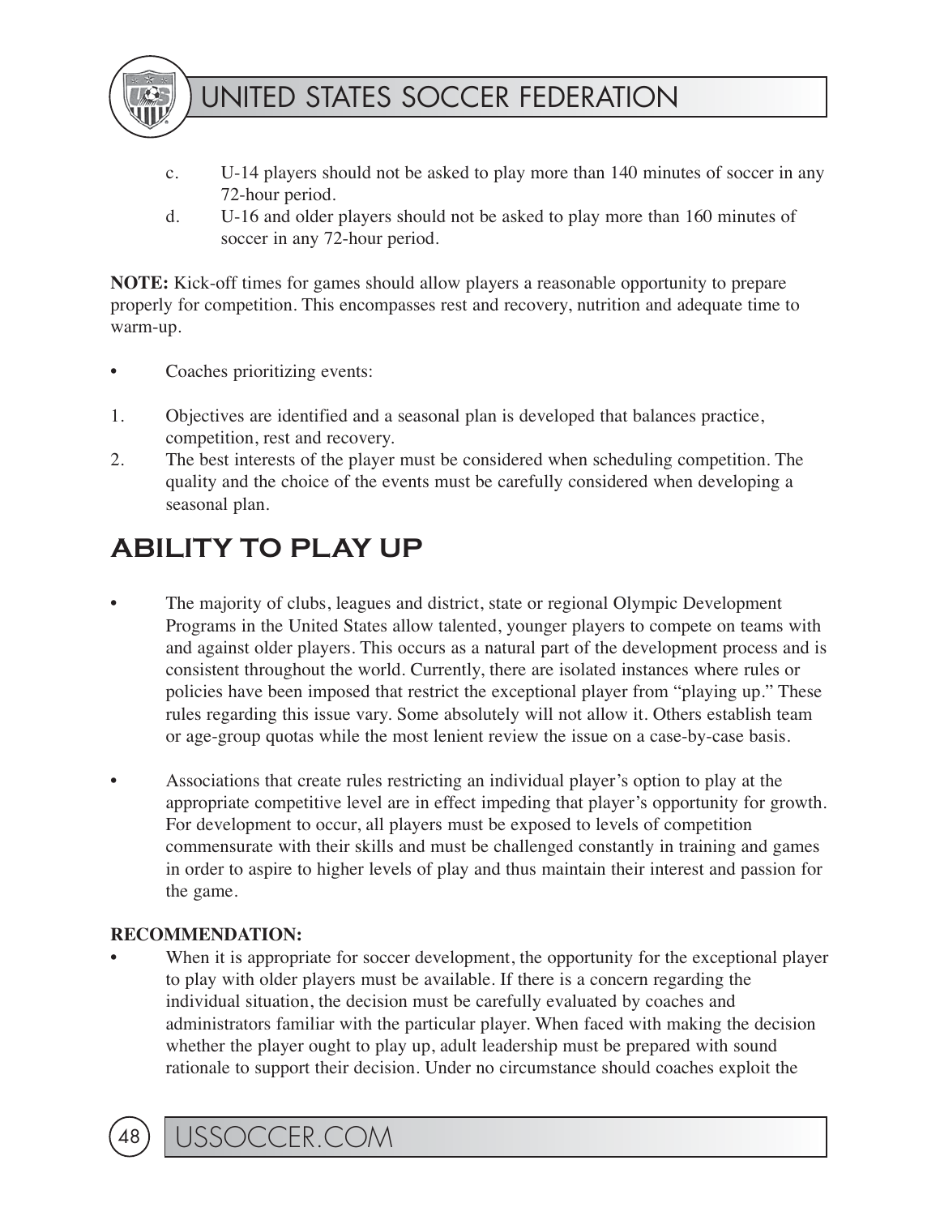c. U-14 players should not be asked to play more than 140 minutes of soccer in any 72-hour period.
d. U-16 and older players should not be asked to play more than 160 minutes of soccer in any 72-hour period.

**NOTE:** Kick-off times for games should allow players a reasonable opportunity to prepare properly for competition. This encompasses rest and recovery, nutrition and adequate time to warm-up.

- Coaches prioritizing events:

1. Objectives are identified and a seasonal plan is developed that balances practice, competition, rest and recovery.
2. The best interests of the player must be considered when scheduling competition. The quality and the choice of the events must be carefully considered when developing a seasonal plan.

## ABILITY TO PLAY UP

- The majority of clubs, leagues and district, state or regional Olympic Development Programs in the United States allow talented, younger players to compete on teams with and against older players. This occurs as a natural part of the development process and is consistent throughout the world. Currently, there are isolated instances where rules or policies have been imposed that restrict the exceptional player from "playing up." These rules regarding this issue vary. Some absolutely will not allow it. Others establish team or age-group quotas while the most lenient review the issue on a case-by-case basis.

- Associations that create rules restricting an individual player's option to play at the appropriate competitive level are in effect impeding that player's opportunity for growth. For development to occur, all players must be exposed to levels of competition commensurate with their skills and must be challenged constantly in training and games in order to aspire to higher levels of play and thus maintain their interest and passion for the game.

**RECOMMENDATION:**

- When it is appropriate for soccer development, the opportunity for the exceptional player to play with older players must be available. If there is a concern regarding the individual situation, the decision must be carefully evaluated by coaches and administrators familiar with the particular player. When faced with making the decision whether the player ought to play up, adult leadership must be prepared with sound rationale to support their decision. Under no circumstance should coaches exploit the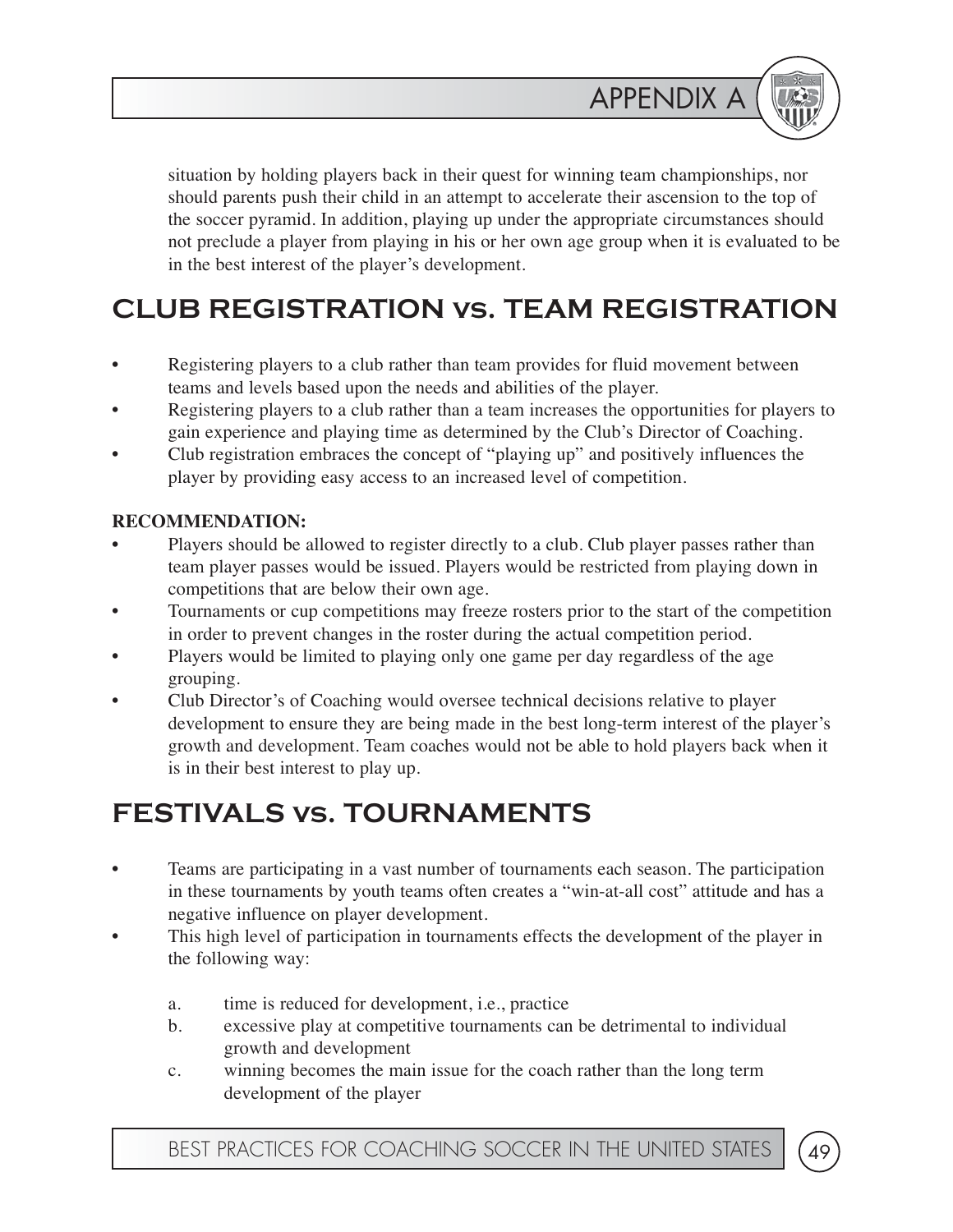situation by holding players back in their quest for winning team championships, nor should parents push their child in an attempt to accelerate their ascension to the top of the soccer pyramid. In addition, playing up under the appropriate circumstances should not preclude a player from playing in his or her own age group when it is evaluated to be in the best interest of the player's development.

## CLUB REGISTRATION vs. TEAM REGISTRATION

- Registering players to a club rather than team provides for fluid movement between teams and levels based upon the needs and abilities of the player.
- Registering players to a club rather than a team increases the opportunities for players to gain experience and playing time as determined by the Club's Director of Coaching.
- Club registration embraces the concept of "playing up" and positively influences the player by providing easy access to an increased level of competition.

**RECOMMENDATION:**

- Players should be allowed to register directly to a club. Club player passes rather than team player passes would be issued. Players would be restricted from playing down in competitions that are below their own age.
- Tournaments or cup competitions may freeze rosters prior to the start of the competition in order to prevent changes in the roster during the actual competition period.
- Players would be limited to playing only one game per day regardless of the age grouping.
- Club Director's of Coaching would oversee technical decisions relative to player development to ensure they are being made in the best long-term interest of the player's growth and development. Team coaches would not be able to hold players back when it is in their best interest to play up.

## FESTIVALS vs. TOURNAMENTS

- Teams are participating in a vast number of tournaments each season. The participation in these tournaments by youth teams often creates a "win-at-all cost" attitude and has a negative influence on player development.
- This high level of participation in tournaments effects the development of the player in the following way:

  a. time is reduced for development, i.e., practice
  
  b. excessive play at competitive tournaments can be detrimental to individual growth and development
  
  c. winning becomes the main issue for the coach rather than the long term development of the player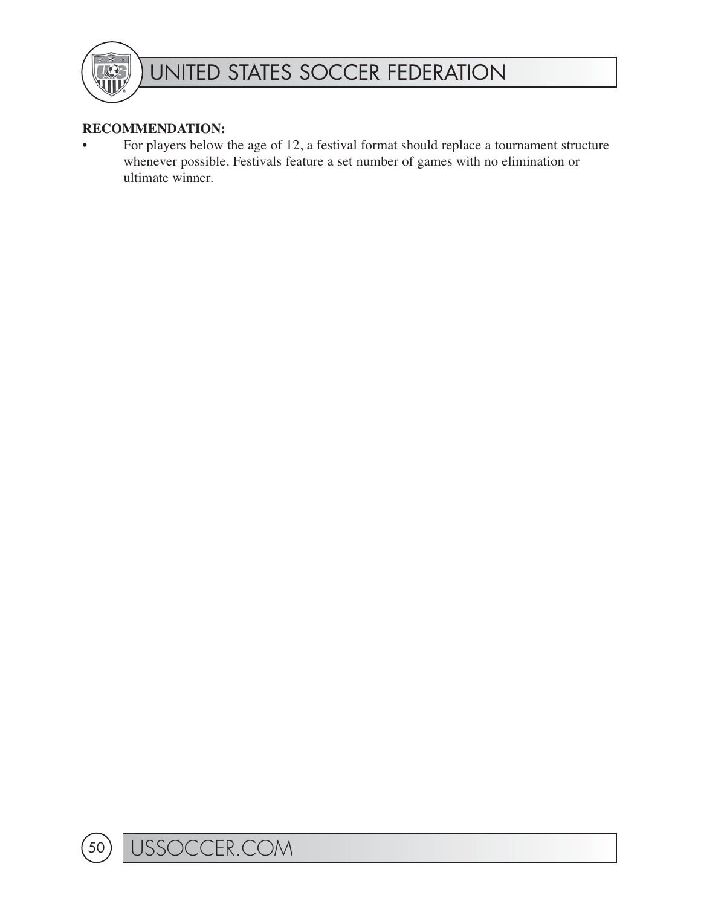**RECOMMENDATION:**

- For players below the age of 12, a festival format should replace a tournament structure whenever possible. Festivals feature a set number of games with no elimination or ultimate winner.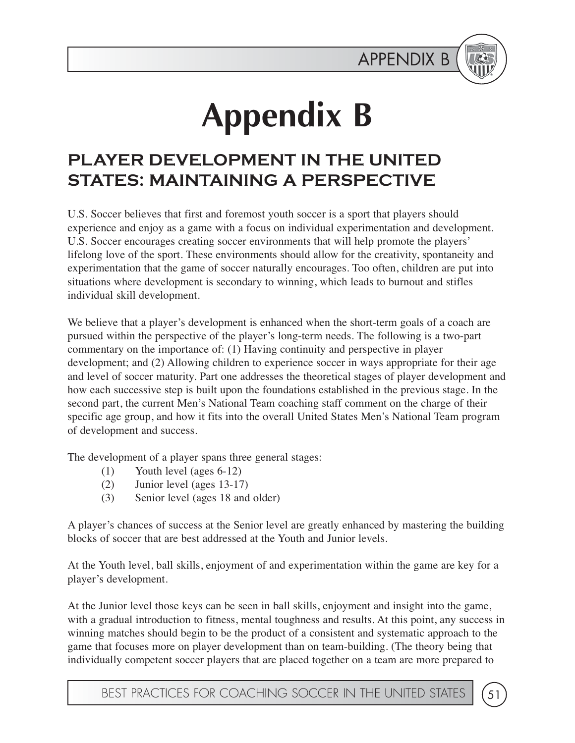# Appendix B

## PLAYER DEVELOPMENT IN THE UNITED STATES: MAINTAINING A PERSPECTIVE

U.S. Soccer believes that first and foremost youth soccer is a sport that players should experience and enjoy as a game with a focus on individual experimentation and development. U.S. Soccer encourages creating soccer environments that will help promote the players' lifelong love of the sport. These environments should allow for the creativity, spontaneity and experimentation that the game of soccer naturally encourages. Too often, children are put into situations where development is secondary to winning, which leads to burnout and stifles individual skill development.

We believe that a player's development is enhanced when the short-term goals of a coach are pursued within the perspective of the player's long-term needs. The following is a two-part commentary on the importance of: (1) Having continuity and perspective in player development; and (2) Allowing children to experience soccer in ways appropriate for their age and level of soccer maturity. Part one addresses the theoretical stages of player development and how each successive step is built upon the foundations established in the previous stage. In the second part, the current Men's National Team coaching staff comment on the charge of their specific age group, and how it fits into the overall United States Men's National Team program of development and success.

The development of a player spans three general stages:

(1) Youth level (ages 6-12)
(2) Junior level (ages 13-17)
(3) Senior level (ages 18 and older)

A player's chances of success at the Senior level are greatly enhanced by mastering the building blocks of soccer that are best addressed at the Youth and Junior levels.

At the Youth level, ball skills, enjoyment of and experimentation within the game are key for a player's development.

At the Junior level those keys can be seen in ball skills, enjoyment and insight into the game, with a gradual introduction to fitness, mental toughness and results. At this point, any success in winning matches should begin to be the product of a consistent and systematic approach to the game that focuses more on player development than on team-building. (The theory being that individually competent soccer players that are placed together on a team are more prepared to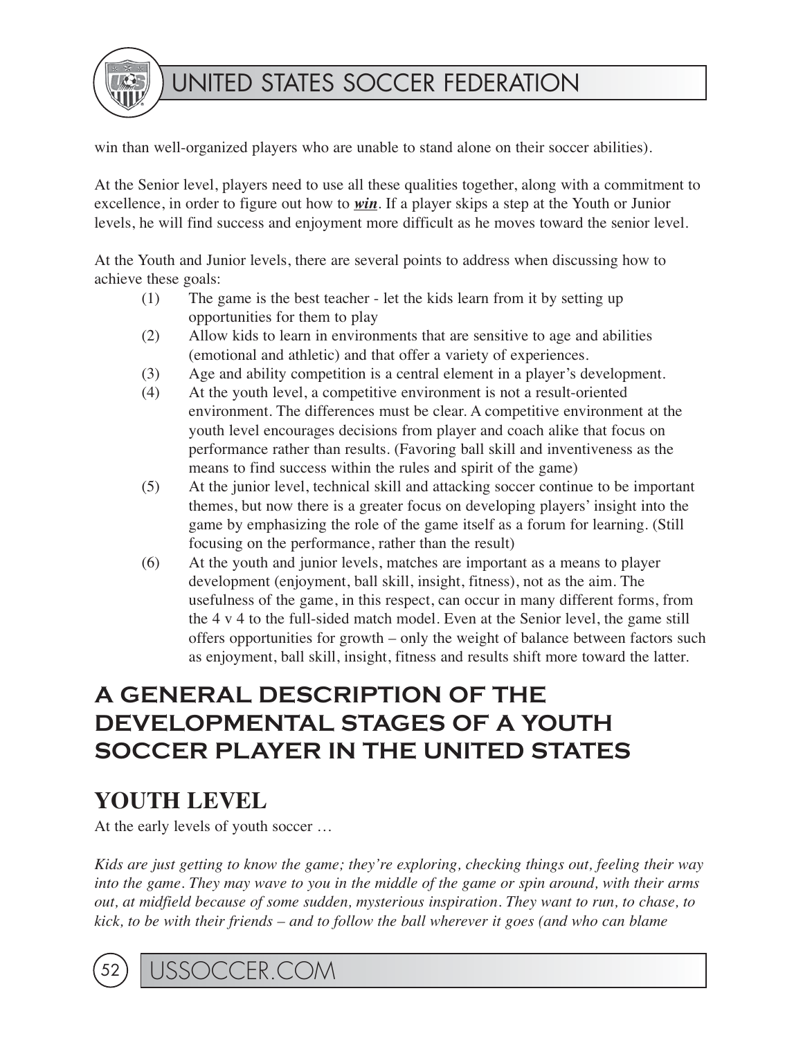win than well-organized players who are unable to stand alone on their soccer abilities).

At the Senior level, players need to use all these qualities together, along with a commitment to excellence, in order to figure out how to ***win***. If a player skips a step at the Youth or Junior levels, he will find success and enjoyment more difficult as he moves toward the senior level.

At the Youth and Junior levels, there are several points to address when discussing how to achieve these goals:

(1) The game is the best teacher - let the kids learn from it by setting up opportunities for them to play

(2) Allow kids to learn in environments that are sensitive to age and abilities (emotional and athletic) and that offer a variety of experiences.

(3) Age and ability competition is a central element in a player's development.

(4) At the youth level, a competitive environment is not a result-oriented environment. The differences must be clear. A competitive environment at the youth level encourages decisions from player and coach alike that focus on performance rather than results. (Favoring ball skill and inventiveness as the means to find success within the rules and spirit of the game)

(5) At the junior level, technical skill and attacking soccer continue to be important themes, but now there is a greater focus on developing players' insight into the game by emphasizing the role of the game itself as a forum for learning. (Still focusing on the performance, rather than the result)

(6) At the youth and junior levels, matches are important as a means to player development (enjoyment, ball skill, insight, fitness), not as the aim. The usefulness of the game, in this respect, can occur in many different forms, from the 4 v 4 to the full-sided match model. Even at the Senior level, the game still offers opportunities for growth – only the weight of balance between factors such as enjoyment, ball skill, insight, fitness and results shift more toward the latter.

# A GENERAL DESCRIPTION OF THE DEVELOPMENTAL STAGES OF A YOUTH SOCCER PLAYER IN THE UNITED STATES

## YOUTH LEVEL

At the early levels of youth soccer …

*Kids are just getting to know the game; they're exploring, checking things out, feeling their way into the game. They may wave to you in the middle of the game or spin around, with their arms out, at midfield because of some sudden, mysterious inspiration. They want to run, to chase, to kick, to be with their friends – and to follow the ball wherever it goes (and who can blame*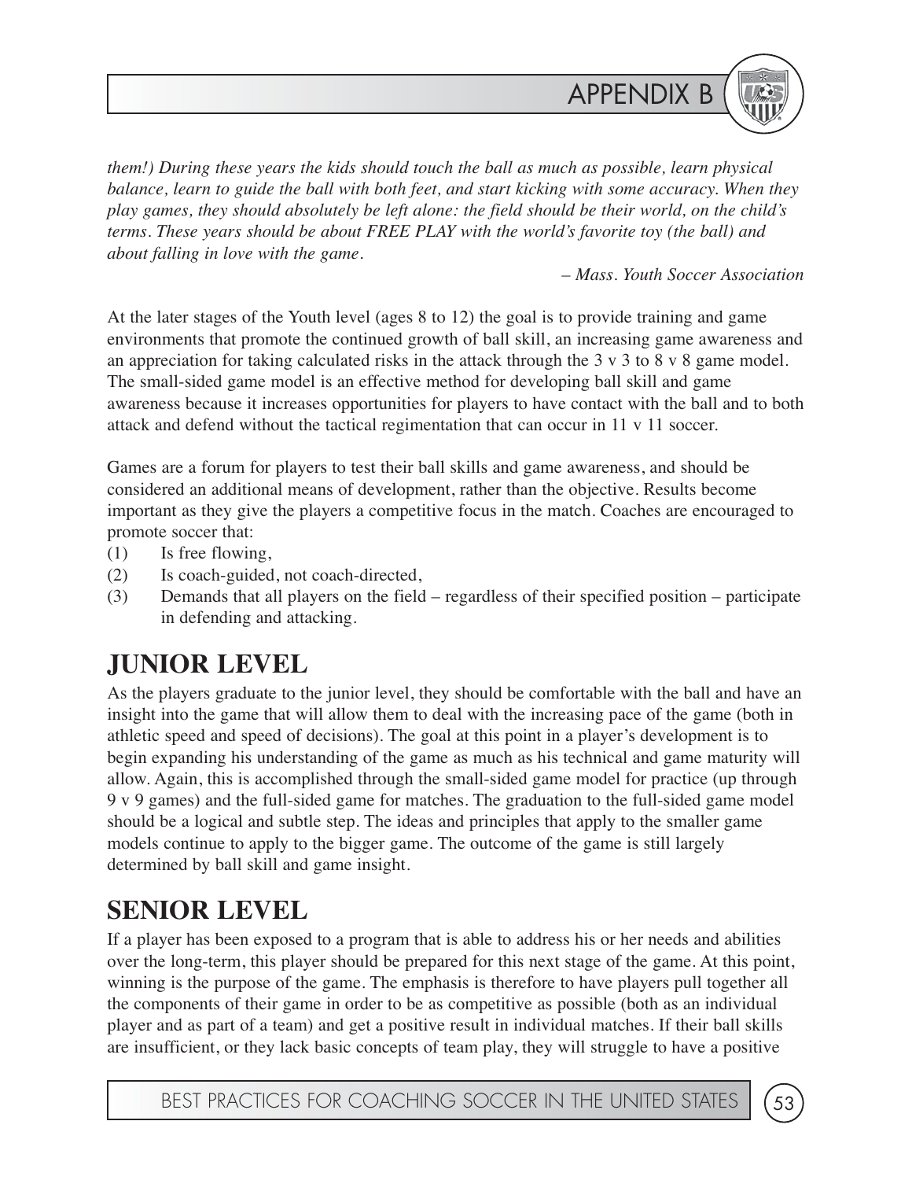*them!) During these years the kids should touch the ball as much as possible, learn physical balance, learn to guide the ball with both feet, and start kicking with some accuracy. When they play games, they should absolutely be left alone: the field should be their world, on the child's terms. These years should be about FREE PLAY with the world's favorite toy (the ball) and about falling in love with the game.*

*– Mass. Youth Soccer Association*

At the later stages of the Youth level (ages 8 to 12) the goal is to provide training and game environments that promote the continued growth of ball skill, an increasing game awareness and an appreciation for taking calculated risks in the attack through the 3 v 3 to 8 v 8 game model. The small-sided game model is an effective method for developing ball skill and game awareness because it increases opportunities for players to have contact with the ball and to both attack and defend without the tactical regimentation that can occur in 11 v 11 soccer.

Games are a forum for players to test their ball skills and game awareness, and should be considered an additional means of development, rather than the objective. Results become important as they give the players a competitive focus in the match. Coaches are encouraged to promote soccer that:

(1) Is free flowing,
(2) Is coach-guided, not coach-directed,
(3) Demands that all players on the field – regardless of their specified position – participate in defending and attacking.

## JUNIOR LEVEL

As the players graduate to the junior level, they should be comfortable with the ball and have an insight into the game that will allow them to deal with the increasing pace of the game (both in athletic speed and speed of decisions). The goal at this point in a player's development is to begin expanding his understanding of the game as much as his technical and game maturity will allow. Again, this is accomplished through the small-sided game model for practice (up through 9 v 9 games) and the full-sided game for matches. The graduation to the full-sided game model should be a logical and subtle step. The ideas and principles that apply to the smaller game models continue to apply to the bigger game. The outcome of the game is still largely determined by ball skill and game insight.

## SENIOR LEVEL

If a player has been exposed to a program that is able to address his or her needs and abilities over the long-term, this player should be prepared for this next stage of the game. At this point, winning is the purpose of the game. The emphasis is therefore to have players pull together all the components of their game in order to be as competitive as possible (both as an individual player and as part of a team) and get a positive result in individual matches. If their ball skills are insufficient, or they lack basic concepts of team play, they will struggle to have a positive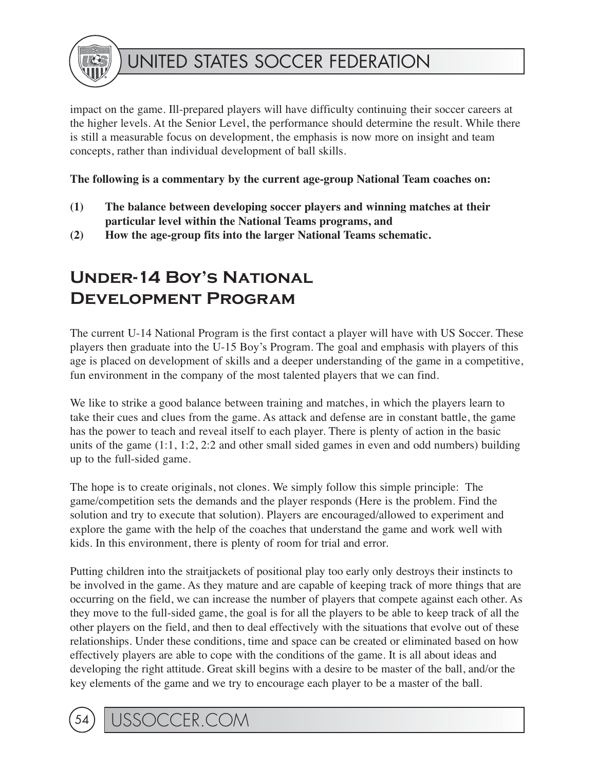impact on the game. Ill-prepared players will have difficulty continuing their soccer careers at the higher levels. At the Senior Level, the performance should determine the result. While there is still a measurable focus on development, the emphasis is now more on insight and team concepts, rather than individual development of ball skills.

**The following is a commentary by the current age-group National Team coaches on:**

**(1) The balance between developing soccer players and winning matches at their particular level within the National Teams programs, and**
**(2) How the age-group fits into the larger National Teams schematic.**

## Under-14 Boy's National Development Program

The current U-14 National Program is the first contact a player will have with US Soccer. These players then graduate into the U-15 Boy's Program. The goal and emphasis with players of this age is placed on development of skills and a deeper understanding of the game in a competitive, fun environment in the company of the most talented players that we can find.

We like to strike a good balance between training and matches, in which the players learn to take their cues and clues from the game. As attack and defense are in constant battle, the game has the power to teach and reveal itself to each player. There is plenty of action in the basic units of the game (1:1, 1:2, 2:2 and other small sided games in even and odd numbers) building up to the full-sided game.

The hope is to create originals, not clones. We simply follow this simple principle: The game/competition sets the demands and the player responds (Here is the problem. Find the solution and try to execute that solution). Players are encouraged/allowed to experiment and explore the game with the help of the coaches that understand the game and work well with kids. In this environment, there is plenty of room for trial and error.

Putting children into the straitjackets of positional play too early only destroys their instincts to be involved in the game. As they mature and are capable of keeping track of more things that are occurring on the field, we can increase the number of players that compete against each other. As they move to the full-sided game, the goal is for all the players to be able to keep track of all the other players on the field, and then to deal effectively with the situations that evolve out of these relationships. Under these conditions, time and space can be created or eliminated based on how effectively players are able to cope with the conditions of the game. It is all about ideas and developing the right attitude. Great skill begins with a desire to be master of the ball, and/or the key elements of the game and we try to encourage each player to be a master of the ball.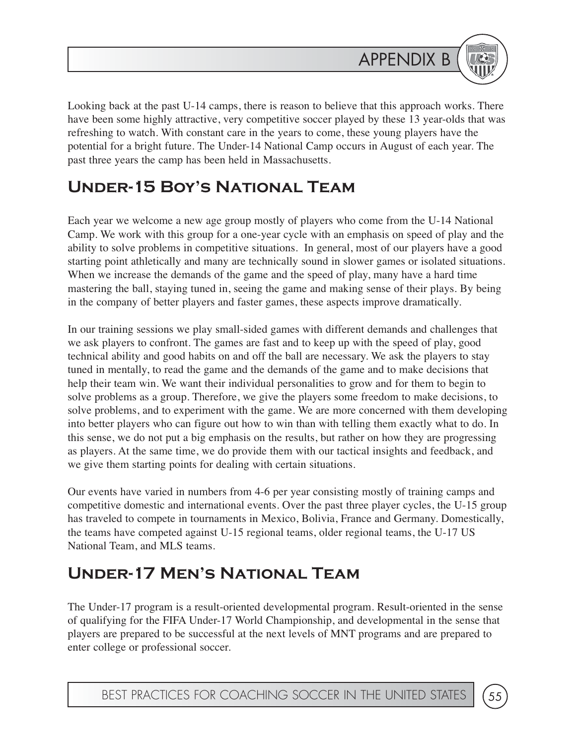Looking back at the past U-14 camps, there is reason to believe that this approach works. There have been some highly attractive, very competitive soccer played by these 13 year-olds that was refreshing to watch. With constant care in the years to come, these young players have the potential for a bright future. The Under-14 National Camp occurs in August of each year. The past three years the camp has been held in Massachusetts.

## Under-15 Boy's National Team

Each year we welcome a new age group mostly of players who come from the U-14 National Camp. We work with this group for a one-year cycle with an emphasis on speed of play and the ability to solve problems in competitive situations. In general, most of our players have a good starting point athletically and many are technically sound in slower games or isolated situations. When we increase the demands of the game and the speed of play, many have a hard time mastering the ball, staying tuned in, seeing the game and making sense of their plays. By being in the company of better players and faster games, these aspects improve dramatically.

In our training sessions we play small-sided games with different demands and challenges that we ask players to confront. The games are fast and to keep up with the speed of play, good technical ability and good habits on and off the ball are necessary. We ask the players to stay tuned in mentally, to read the game and the demands of the game and to make decisions that help their team win. We want their individual personalities to grow and for them to begin to solve problems as a group. Therefore, we give the players some freedom to make decisions, to solve problems, and to experiment with the game. We are more concerned with them developing into better players who can figure out how to win than with telling them exactly what to do. In this sense, we do not put a big emphasis on the results, but rather on how they are progressing as players. At the same time, we do provide them with our tactical insights and feedback, and we give them starting points for dealing with certain situations.

Our events have varied in numbers from 4-6 per year consisting mostly of training camps and competitive domestic and international events. Over the past three player cycles, the U-15 group has traveled to compete in tournaments in Mexico, Bolivia, France and Germany. Domestically, the teams have competed against U-15 regional teams, older regional teams, the U-17 US National Team, and MLS teams.

## Under-17 Men's National Team

The Under-17 program is a result-oriented developmental program. Result-oriented in the sense of qualifying for the FIFA Under-17 World Championship, and developmental in the sense that players are prepared to be successful at the next levels of MNT programs and are prepared to enter college or professional soccer.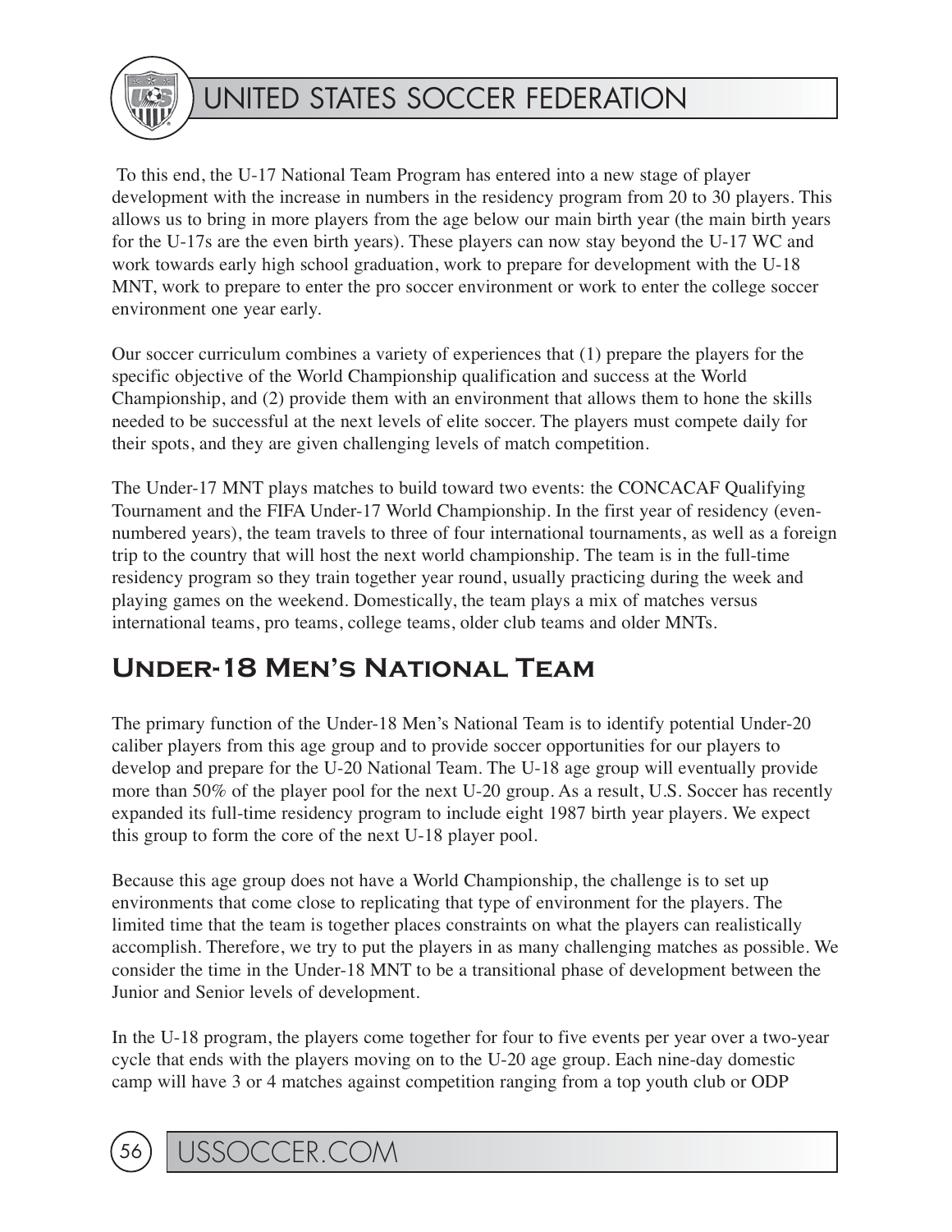To this end, the U-17 National Team Program has entered into a new stage of player development with the increase in numbers in the residency program from 20 to 30 players. This allows us to bring in more players from the age below our main birth year (the main birth years for the U-17s are the even birth years). These players can now stay beyond the U-17 WC and work towards early high school graduation, work to prepare for development with the U-18 MNT, work to prepare to enter the pro soccer environment or work to enter the college soccer environment one year early.

Our soccer curriculum combines a variety of experiences that (1) prepare the players for the specific objective of the World Championship qualification and success at the World Championship, and (2) provide them with an environment that allows them to hone the skills needed to be successful at the next levels of elite soccer. The players must compete daily for their spots, and they are given challenging levels of match competition.

The Under-17 MNT plays matches to build toward two events: the CONCACAF Qualifying Tournament and the FIFA Under-17 World Championship. In the first year of residency (even-numbered years), the team travels to three of four international tournaments, as well as a foreign trip to the country that will host the next world championship. The team is in the full-time residency program so they train together year round, usually practicing during the week and playing games on the weekend. Domestically, the team plays a mix of matches versus international teams, pro teams, college teams, older club teams and older MNTs.

## Under-18 Men's National Team

The primary function of the Under-18 Men's National Team is to identify potential Under-20 caliber players from this age group and to provide soccer opportunities for our players to develop and prepare for the U-20 National Team. The U-18 age group will eventually provide more than 50% of the player pool for the next U-20 group. As a result, U.S. Soccer has recently expanded its full-time residency program to include eight 1987 birth year players. We expect this group to form the core of the next U-18 player pool.

Because this age group does not have a World Championship, the challenge is to set up environments that come close to replicating that type of environment for the players. The limited time that the team is together places constraints on what the players can realistically accomplish. Therefore, we try to put the players in as many challenging matches as possible. We consider the time in the Under-18 MNT to be a transitional phase of development between the Junior and Senior levels of development.

In the U-18 program, the players come together for four to five events per year over a two-year cycle that ends with the players moving on to the U-20 age group. Each nine-day domestic camp will have 3 or 4 matches against competition ranging from a top youth club or ODP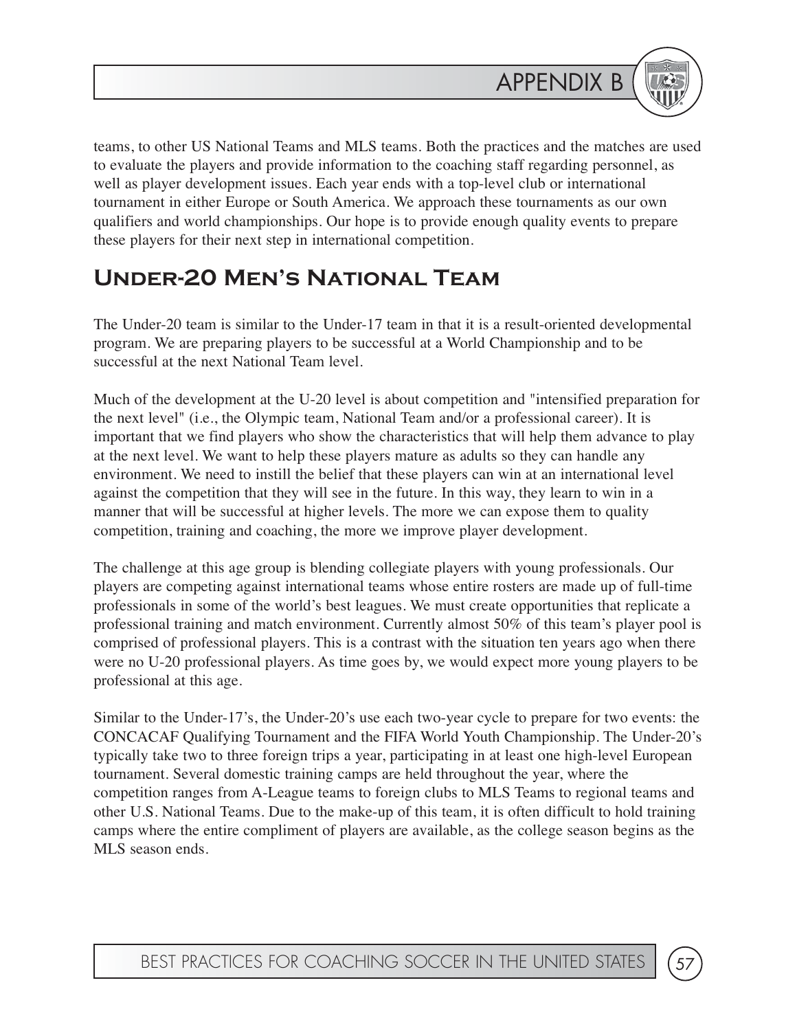teams, to other US National Teams and MLS teams. Both the practices and the matches are used to evaluate the players and provide information to the coaching staff regarding personnel, as well as player development issues. Each year ends with a top-level club or international tournament in either Europe or South America. We approach these tournaments as our own qualifiers and world championships. Our hope is to provide enough quality events to prepare these players for their next step in international competition.

## Under-20 Men's National Team

The Under-20 team is similar to the Under-17 team in that it is a result-oriented developmental program. We are preparing players to be successful at a World Championship and to be successful at the next National Team level.

Much of the development at the U-20 level is about competition and "intensified preparation for the next level" (i.e., the Olympic team, National Team and/or a professional career). It is important that we find players who show the characteristics that will help them advance to play at the next level. We want to help these players mature as adults so they can handle any environment. We need to instill the belief that these players can win at an international level against the competition that they will see in the future. In this way, they learn to win in a manner that will be successful at higher levels. The more we can expose them to quality competition, training and coaching, the more we improve player development.

The challenge at this age group is blending collegiate players with young professionals. Our players are competing against international teams whose entire rosters are made up of full-time professionals in some of the world's best leagues. We must create opportunities that replicate a professional training and match environment. Currently almost 50% of this team's player pool is comprised of professional players. This is a contrast with the situation ten years ago when there were no U-20 professional players. As time goes by, we would expect more young players to be professional at this age.

Similar to the Under-17's, the Under-20's use each two-year cycle to prepare for two events: the CONCACAF Qualifying Tournament and the FIFA World Youth Championship. The Under-20's typically take two to three foreign trips a year, participating in at least one high-level European tournament. Several domestic training camps are held throughout the year, where the competition ranges from A-League teams to foreign clubs to MLS Teams to regional teams and other U.S. National Teams. Due to the make-up of this team, it is often difficult to hold training camps where the entire compliment of players are available, as the college season begins as the MLS season ends.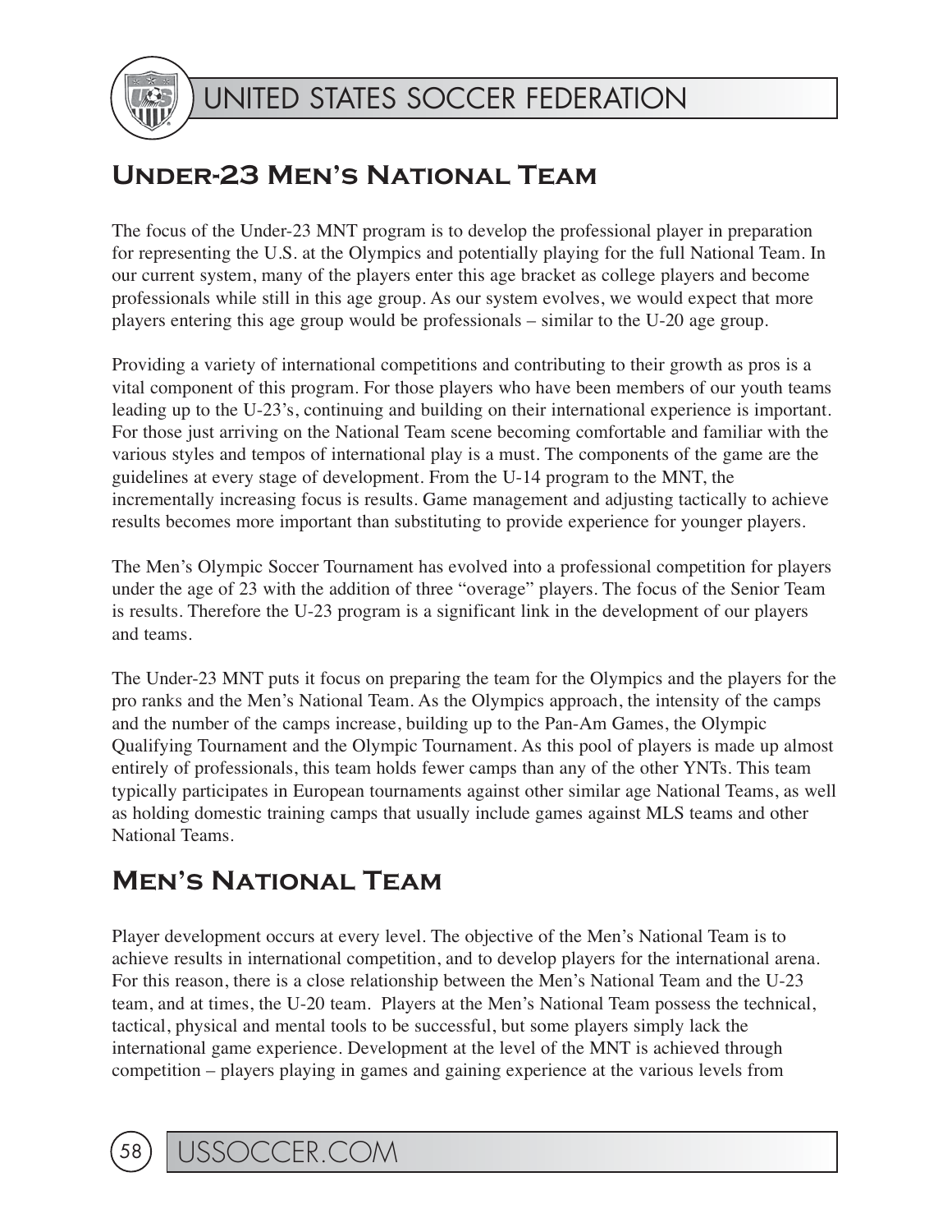## Under-23 Men's National Team

The focus of the Under-23 MNT program is to develop the professional player in preparation for representing the U.S. at the Olympics and potentially playing for the full National Team. In our current system, many of the players enter this age bracket as college players and become professionals while still in this age group. As our system evolves, we would expect that more players entering this age group would be professionals – similar to the U-20 age group.

Providing a variety of international competitions and contributing to their growth as pros is a vital component of this program. For those players who have been members of our youth teams leading up to the U-23's, continuing and building on their international experience is important. For those just arriving on the National Team scene becoming comfortable and familiar with the various styles and tempos of international play is a must. The components of the game are the guidelines at every stage of development. From the U-14 program to the MNT, the incrementally increasing focus is results. Game management and adjusting tactically to achieve results becomes more important than substituting to provide experience for younger players.

The Men's Olympic Soccer Tournament has evolved into a professional competition for players under the age of 23 with the addition of three "overage" players. The focus of the Senior Team is results. Therefore the U-23 program is a significant link in the development of our players and teams.

The Under-23 MNT puts it focus on preparing the team for the Olympics and the players for the pro ranks and the Men's National Team. As the Olympics approach, the intensity of the camps and the number of the camps increase, building up to the Pan-Am Games, the Olympic Qualifying Tournament and the Olympic Tournament. As this pool of players is made up almost entirely of professionals, this team holds fewer camps than any of the other YNTs. This team typically participates in European tournaments against other similar age National Teams, as well as holding domestic training camps that usually include games against MLS teams and other National Teams.

## Men's National Team

Player development occurs at every level. The objective of the Men's National Team is to achieve results in international competition, and to develop players for the international arena. For this reason, there is a close relationship between the Men's National Team and the U-23 team, and at times, the U-20 team. Players at the Men's National Team possess the technical, tactical, physical and mental tools to be successful, but some players simply lack the international game experience. Development at the level of the MNT is achieved through competition – players playing in games and gaining experience at the various levels from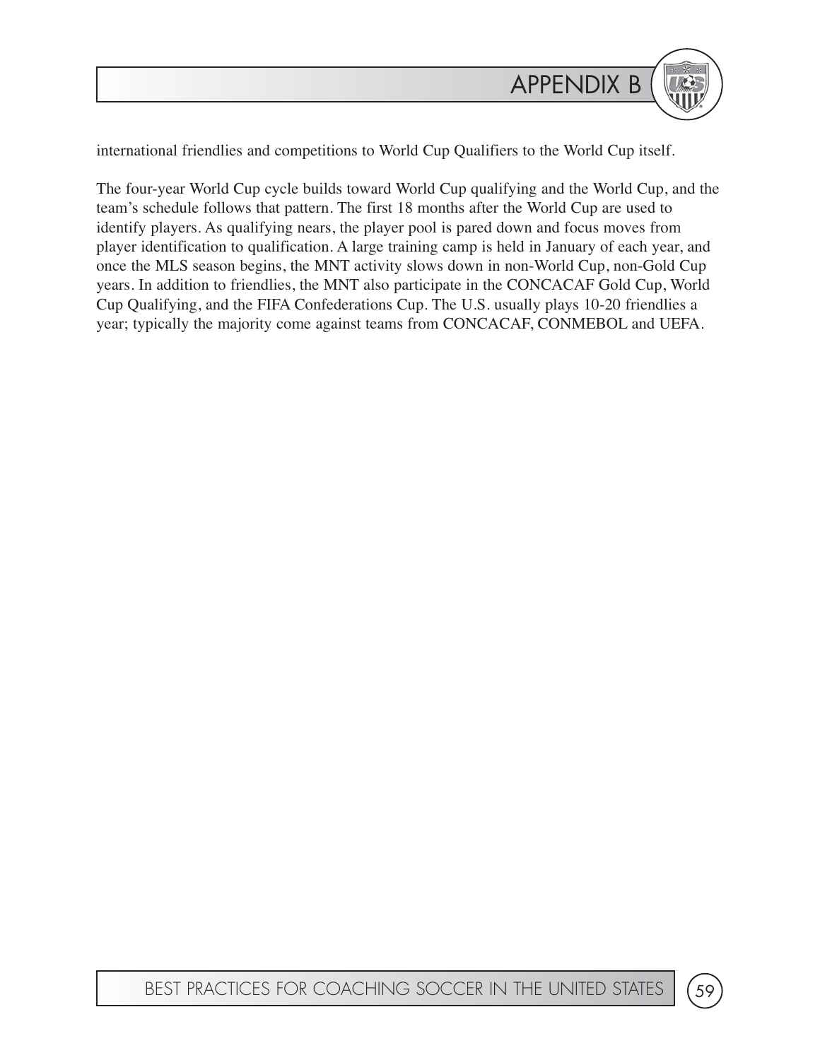international friendlies and competitions to World Cup Qualifiers to the World Cup itself.

The four-year World Cup cycle builds toward World Cup qualifying and the World Cup, and the team's schedule follows that pattern. The first 18 months after the World Cup are used to identify players. As qualifying nears, the player pool is pared down and focus moves from player identification to qualification. A large training camp is held in January of each year, and once the MLS season begins, the MNT activity slows down in non-World Cup, non-Gold Cup years. In addition to friendlies, the MNT also participate in the CONCACAF Gold Cup, World Cup Qualifying, and the FIFA Confederations Cup. The U.S. usually plays 10-20 friendlies a year; typically the majority come against teams from CONCACAF, CONMEBOL and UEFA.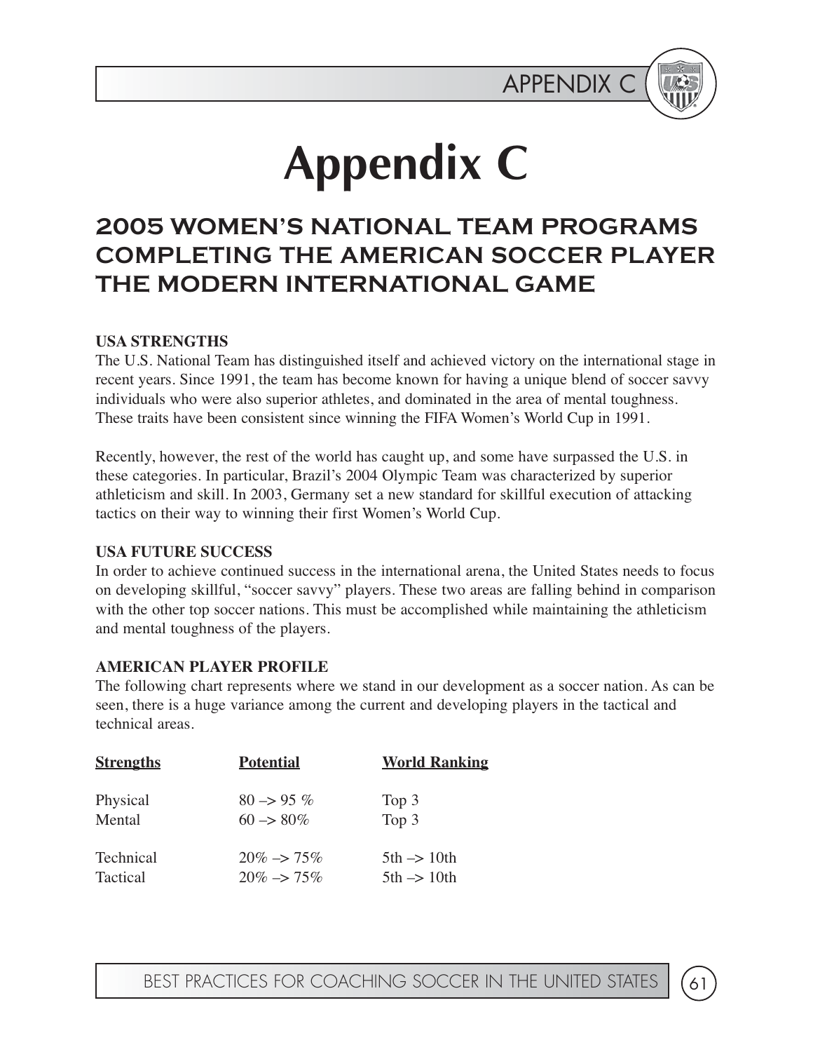# Appendix C

## 2005 WOMEN'S NATIONAL TEAM PROGRAMS COMPLETING THE AMERICAN SOCCER PLAYER THE MODERN INTERNATIONAL GAME

**USA STRENGTHS**

The U.S. National Team has distinguished itself and achieved victory on the international stage in recent years. Since 1991, the team has become known for having a unique blend of soccer savvy individuals who were also superior athletes, and dominated in the area of mental toughness. These traits have been consistent since winning the FIFA Women's World Cup in 1991.

Recently, however, the rest of the world has caught up, and some have surpassed the U.S. in these categories. In particular, Brazil's 2004 Olympic Team was characterized by superior athleticism and skill. In 2003, Germany set a new standard for skillful execution of attacking tactics on their way to winning their first Women's World Cup.

**USA FUTURE SUCCESS**

In order to achieve continued success in the international arena, the United States needs to focus on developing skillful, "soccer savvy" players. These two areas are falling behind in comparison with the other top soccer nations. This must be accomplished while maintaining the athleticism and mental toughness of the players.

**AMERICAN PLAYER PROFILE**

The following chart represents where we stand in our development as a soccer nation. As can be seen, there is a huge variance among the current and developing players in the tactical and technical areas.

| Strengths | Potential | World Ranking |
|---|---|---|
| Physical | 80 –> 95 % | Top 3 |
| Mental | 60 –> 80% | Top 3 |
| Technical | 20% –> 75% | 5th –> 10th |
| Tactical | 20% –> 75% | 5th –> 10th |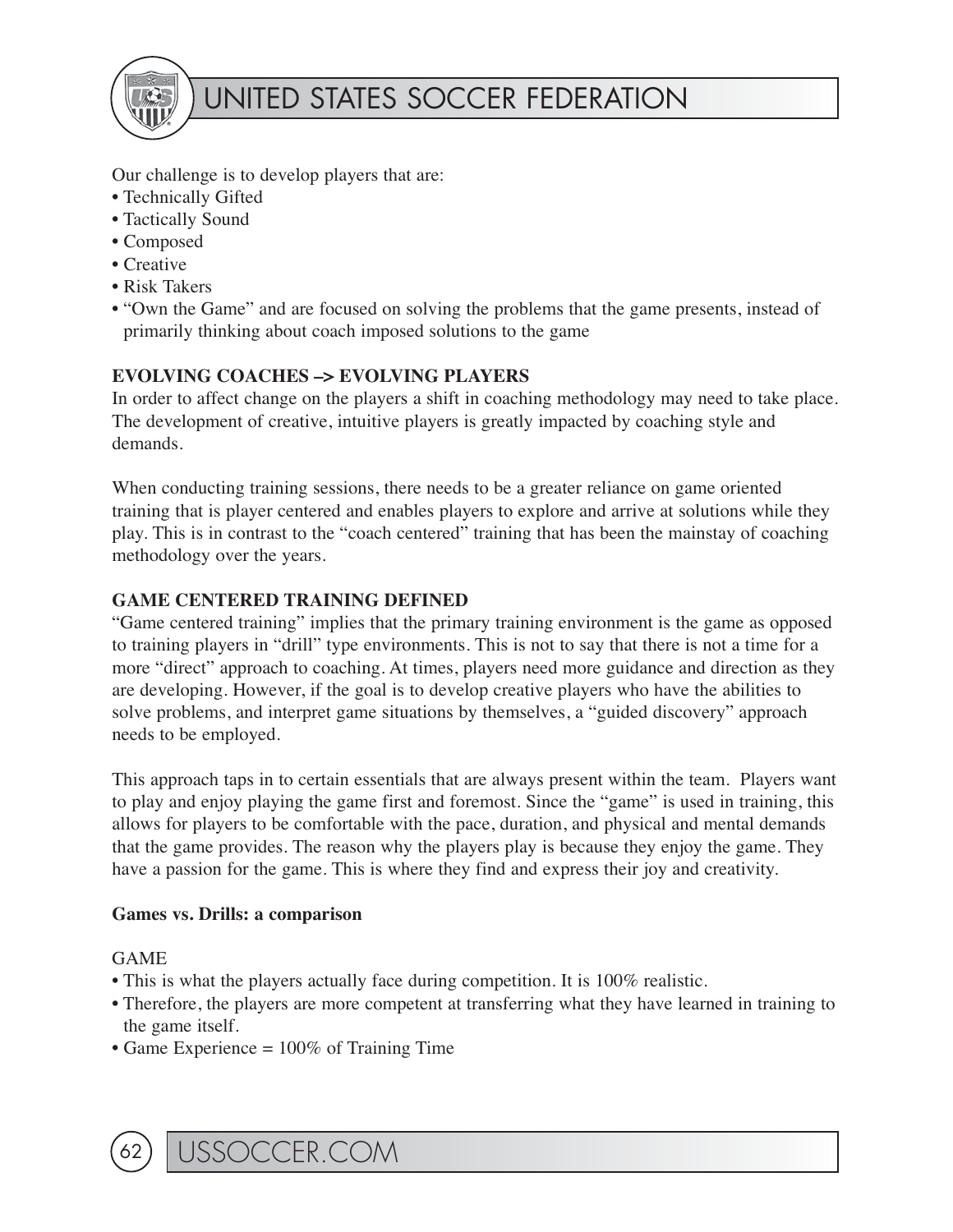Our challenge is to develop players that are:

- Technically Gifted
- Tactically Sound
- Composed
- Creative
- Risk Takers
- "Own the Game" and are focused on solving the problems that the game presents, instead of primarily thinking about coach imposed solutions to the game

**EVOLVING COACHES –> EVOLVING PLAYERS**

In order to affect change on the players a shift in coaching methodology may need to take place. The development of creative, intuitive players is greatly impacted by coaching style and demands.

When conducting training sessions, there needs to be a greater reliance on game oriented training that is player centered and enables players to explore and arrive at solutions while they play. This is in contrast to the "coach centered" training that has been the mainstay of coaching methodology over the years.

**GAME CENTERED TRAINING DEFINED**

"Game centered training" implies that the primary training environment is the game as opposed to training players in "drill" type environments. This is not to say that there is not a time for a more "direct" approach to coaching. At times, players need more guidance and direction as they are developing. However, if the goal is to develop creative players who have the abilities to solve problems, and interpret game situations by themselves, a "guided discovery" approach needs to be employed.

This approach taps in to certain essentials that are always present within the team. Players want to play and enjoy playing the game first and foremost. Since the "game" is used in training, this allows for players to be comfortable with the pace, duration, and physical and mental demands that the game provides. The reason why the players play is because they enjoy the game. They have a passion for the game. This is where they find and express their joy and creativity.

**Games vs. Drills: a comparison**

GAME

- This is what the players actually face during competition. It is 100% realistic.
- Therefore, the players are more competent at transferring what they have learned in training to the game itself.
- Game Experience = 100% of Training Time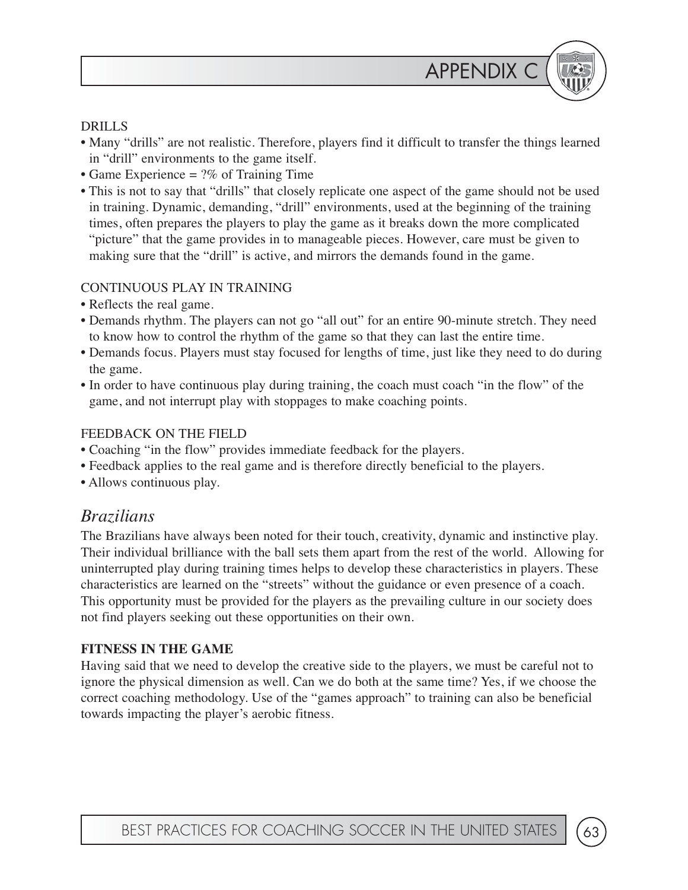DRILLS

- Many "drills" are not realistic. Therefore, players find it difficult to transfer the things learned in "drill" environments to the game itself.
- Game Experience = ?% of Training Time
- This is not to say that "drills" that closely replicate one aspect of the game should not be used in training. Dynamic, demanding, "drill" environments, used at the beginning of the training times, often prepares the players to play the game as it breaks down the more complicated "picture" that the game provides in to manageable pieces. However, care must be given to making sure that the "drill" is active, and mirrors the demands found in the game.

CONTINUOUS PLAY IN TRAINING

- Reflects the real game.
- Demands rhythm. The players can not go "all out" for an entire 90-minute stretch. They need to know how to control the rhythm of the game so that they can last the entire time.
- Demands focus. Players must stay focused for lengths of time, just like they need to do during the game.
- In order to have continuous play during training, the coach must coach "in the flow" of the game, and not interrupt play with stoppages to make coaching points.

FEEDBACK ON THE FIELD

- Coaching "in the flow" provides immediate feedback for the players.
- Feedback applies to the real game and is therefore directly beneficial to the players.
- Allows continuous play.

## *Brazilians*

The Brazilians have always been noted for their touch, creativity, dynamic and instinctive play. Their individual brilliance with the ball sets them apart from the rest of the world. Allowing for uninterrupted play during training times helps to develop these characteristics in players. These characteristics are learned on the "streets" without the guidance or even presence of a coach. This opportunity must be provided for the players as the prevailing culture in our society does not find players seeking out these opportunities on their own.

**FITNESS IN THE GAME**

Having said that we need to develop the creative side to the players, we must be careful not to ignore the physical dimension as well. Can we do both at the same time? Yes, if we choose the correct coaching methodology. Use of the "games approach" to training can also be beneficial towards impacting the player's aerobic fitness.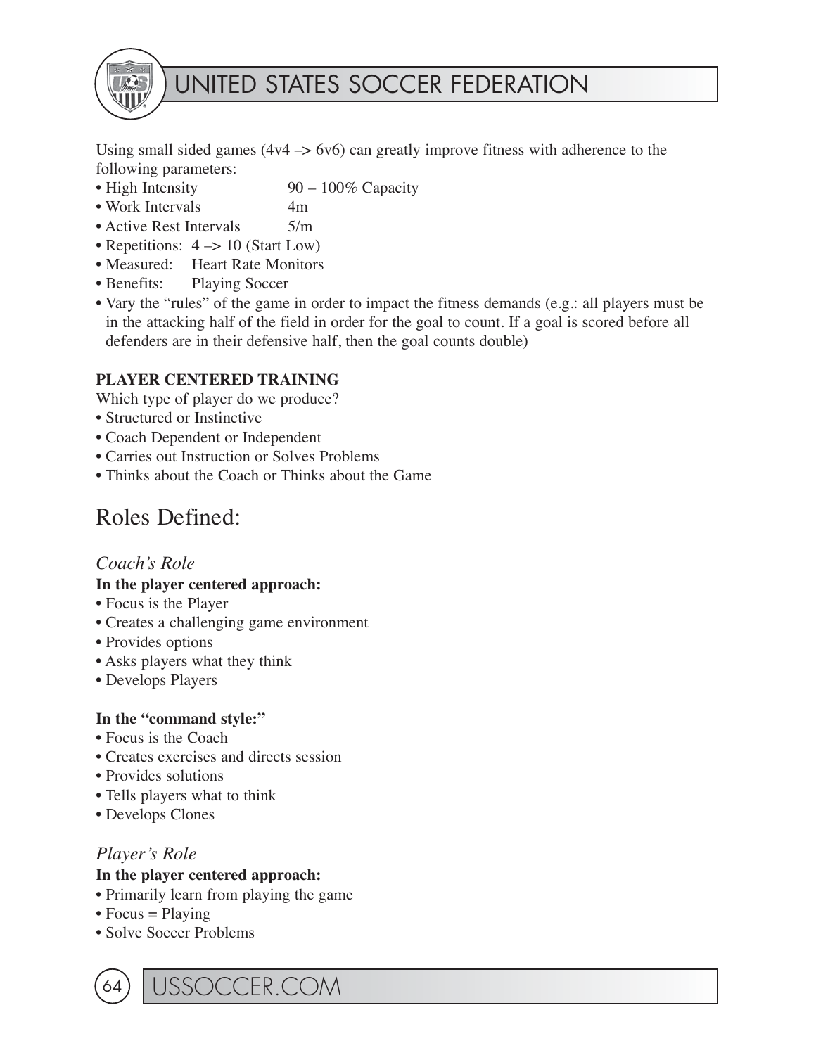Using small sided games (4v4 –> 6v6) can greatly improve fitness with adherence to the following parameters:

- High Intensity 90 – 100% Capacity
- Work Intervals 4m
- Active Rest Intervals 5/m
- Repetitions: 4 –> 10 (Start Low)
- Measured: Heart Rate Monitors
- Benefits: Playing Soccer
- Vary the "rules" of the game in order to impact the fitness demands (e.g.: all players must be in the attacking half of the field in order for the goal to count. If a goal is scored before all defenders are in their defensive half, then the goal counts double)

**PLAYER CENTERED TRAINING**

Which type of player do we produce?

- Structured or Instinctive
- Coach Dependent or Independent
- Carries out Instruction or Solves Problems
- Thinks about the Coach or Thinks about the Game

## Roles Defined:

### *Coach's Role*

**In the player centered approach:**

- Focus is the Player
- Creates a challenging game environment
- Provides options
- Asks players what they think
- Develops Players

**In the "command style:"**

- Focus is the Coach
- Creates exercises and directs session
- Provides solutions
- Tells players what to think
- Develops Clones

### *Player's Role*

**In the player centered approach:**

- Primarily learn from playing the game
- Focus = Playing
- Solve Soccer Problems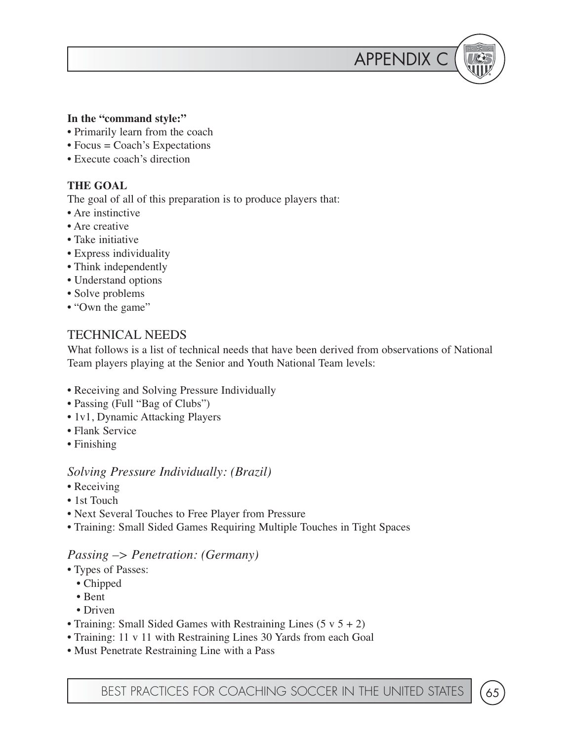**In the "command style:"**

- Primarily learn from the coach
- Focus = Coach's Expectations
- Execute coach's direction

**THE GOAL**

The goal of all of this preparation is to produce players that:

- Are instinctive
- Are creative
- Take initiative
- Express individuality
- Think independently
- Understand options
- Solve problems
- "Own the game"

## TECHNICAL NEEDS

What follows is a list of technical needs that have been derived from observations of National Team players playing at the Senior and Youth National Team levels:

- Receiving and Solving Pressure Individually
- Passing (Full "Bag of Clubs")
- 1v1, Dynamic Attacking Players
- Flank Service
- Finishing

### *Solving Pressure Individually: (Brazil)*

- Receiving
- 1st Touch
- Next Several Touches to Free Player from Pressure
- Training: Small Sided Games Requiring Multiple Touches in Tight Spaces

### *Passing –> Penetration: (Germany)*

- Types of Passes:
  - Chipped
  - Bent
  - Driven
- Training: Small Sided Games with Restraining Lines (5 v 5 + 2)
- Training: 11 v 11 with Restraining Lines 30 Yards from each Goal
- Must Penetrate Restraining Line with a Pass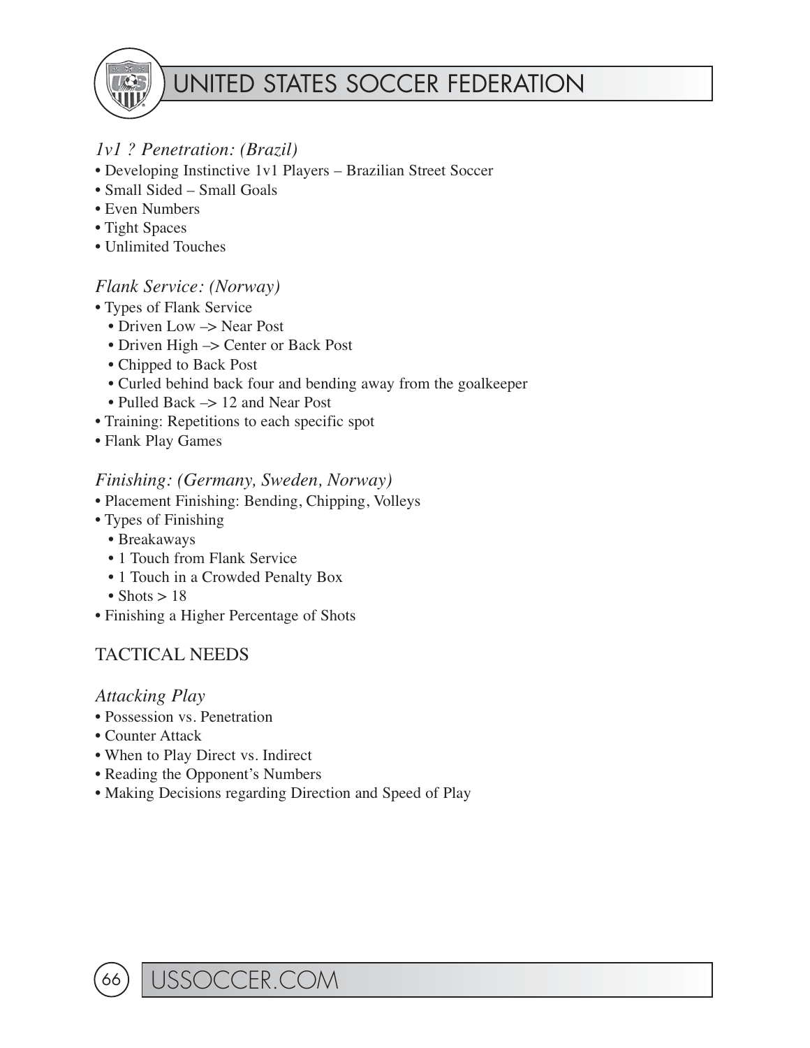*1v1 ? Penetration: (Brazil)*

- Developing Instinctive 1v1 Players – Brazilian Street Soccer
- Small Sided – Small Goals
- Even Numbers
- Tight Spaces
- Unlimited Touches

*Flank Service: (Norway)*

- Types of Flank Service
  - Driven Low –> Near Post
  - Driven High –> Center or Back Post
  - Chipped to Back Post
  - Curled behind back four and bending away from the goalkeeper
  - Pulled Back –> 12 and Near Post
- Training: Repetitions to each specific spot
- Flank Play Games

*Finishing: (Germany, Sweden, Norway)*

- Placement Finishing: Bending, Chipping, Volleys
- Types of Finishing
  - Breakaways
  - 1 Touch from Flank Service
  - 1 Touch in a Crowded Penalty Box
  - Shots > 18
- Finishing a Higher Percentage of Shots

## TACTICAL NEEDS

*Attacking Play*

- Possession vs. Penetration
- Counter Attack
- When to Play Direct vs. Indirect
- Reading the Opponent's Numbers
- Making Decisions regarding Direction and Speed of Play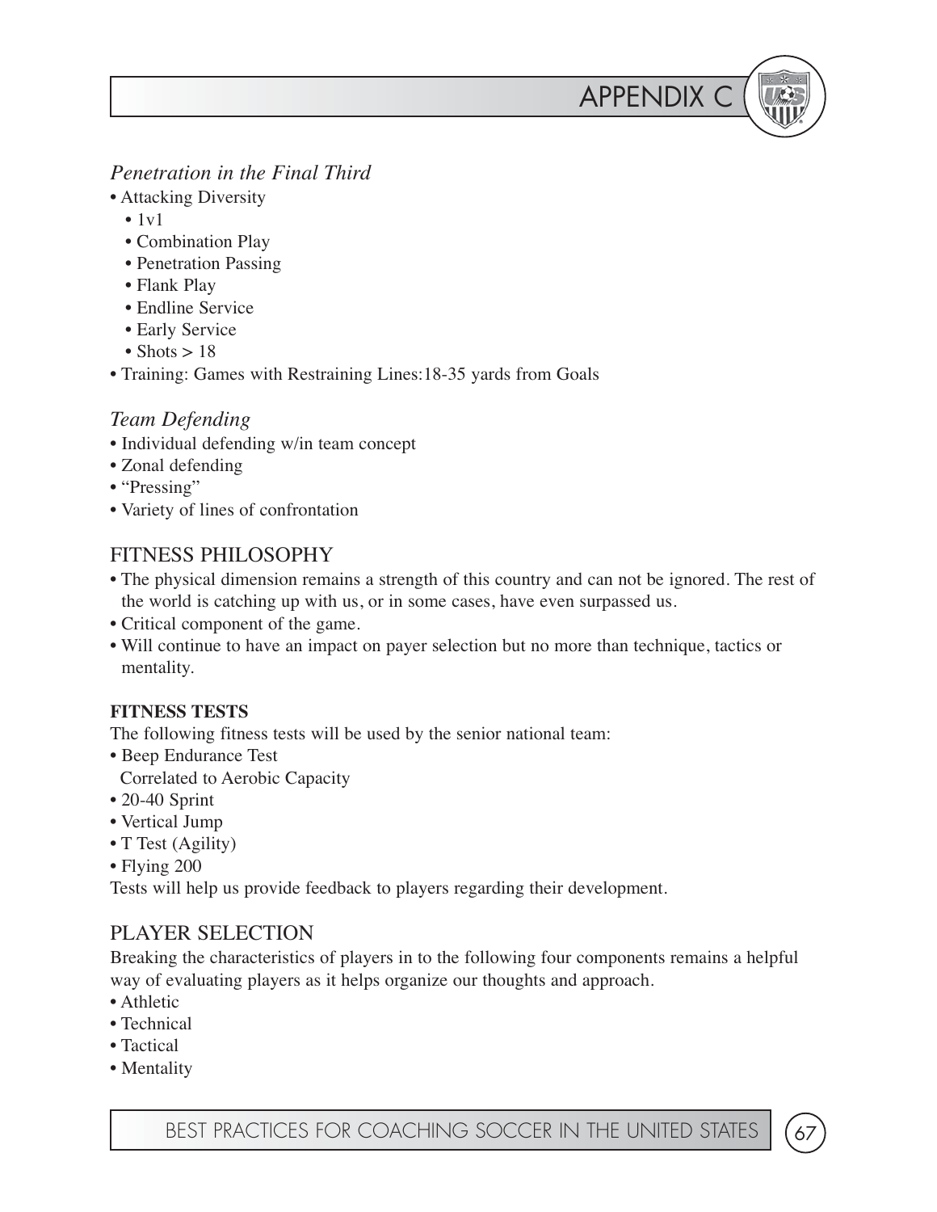*Penetration in the Final Third*

- Attacking Diversity
  - 1v1
  - Combination Play
  - Penetration Passing
  - Flank Play
  - Endline Service
  - Early Service
  - Shots > 18
- Training: Games with Restraining Lines:18-35 yards from Goals

*Team Defending*

- Individual defending w/in team concept
- Zonal defending
- "Pressing"
- Variety of lines of confrontation

## FITNESS PHILOSOPHY

- The physical dimension remains a strength of this country and can not be ignored. The rest of the world is catching up with us, or in some cases, have even surpassed us.
- Critical component of the game.
- Will continue to have an impact on payer selection but no more than technique, tactics or mentality.

**FITNESS TESTS**

The following fitness tests will be used by the senior national team:

- Beep Endurance Test
  Correlated to Aerobic Capacity
- 20-40 Sprint
- Vertical Jump
- T Test (Agility)
- Flying 200

Tests will help us provide feedback to players regarding their development.

## PLAYER SELECTION

Breaking the characteristics of players in to the following four components remains a helpful way of evaluating players as it helps organize our thoughts and approach.

- Athletic
- Technical
- Tactical
- Mentality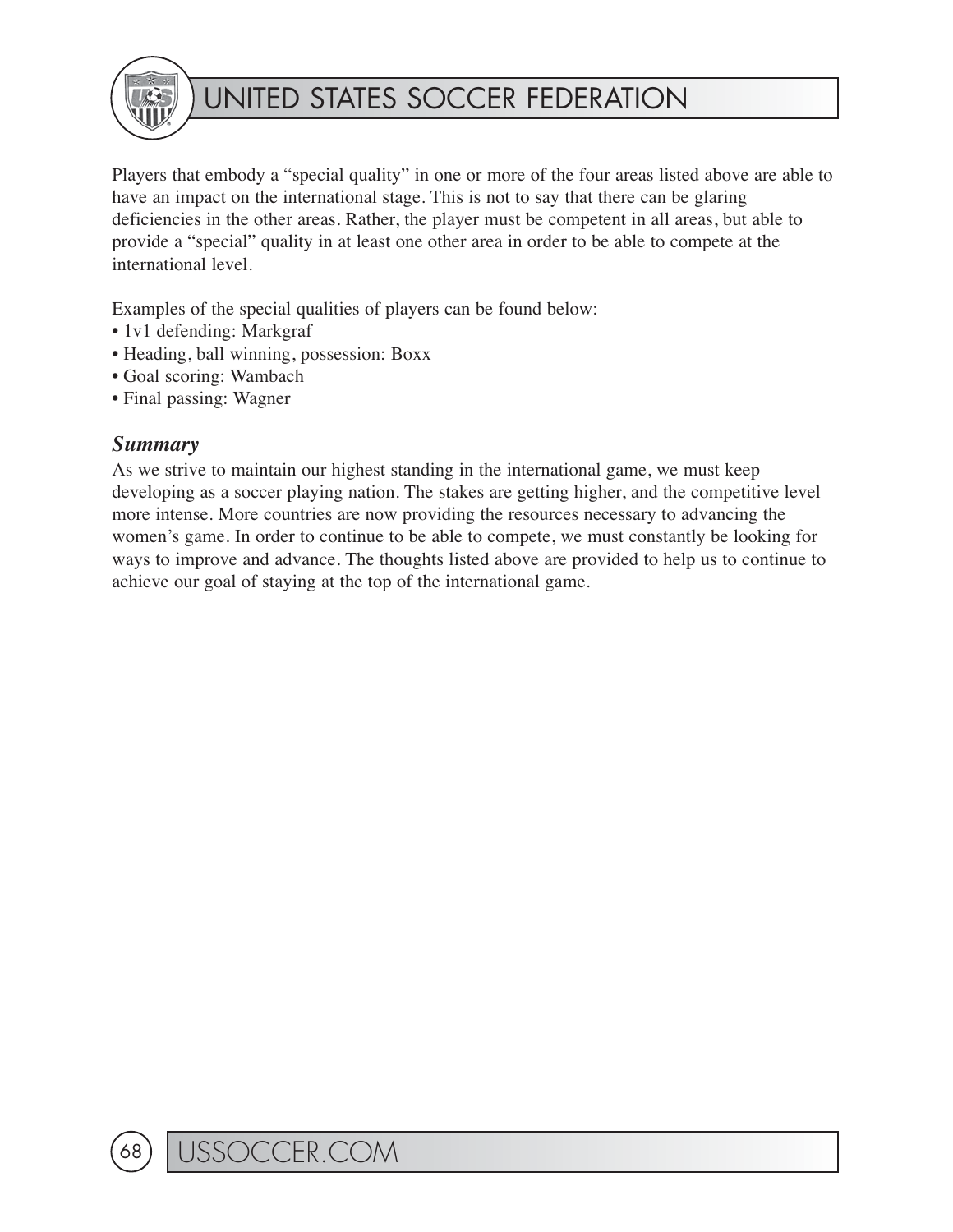Players that embody a "special quality" in one or more of the four areas listed above are able to have an impact on the international stage. This is not to say that there can be glaring deficiencies in the other areas. Rather, the player must be competent in all areas, but able to provide a "special" quality in at least one other area in order to be able to compete at the international level.

Examples of the special qualities of players can be found below:

- 1v1 defending: Markgraf
- Heading, ball winning, possession: Boxx
- Goal scoring: Wambach
- Final passing: Wagner

### *Summary*

As we strive to maintain our highest standing in the international game, we must keep developing as a soccer playing nation. The stakes are getting higher, and the competitive level more intense. More countries are now providing the resources necessary to advancing the women's game. In order to continue to be able to compete, we must constantly be looking for ways to improve and advance. The thoughts listed above are provided to help us to continue to achieve our goal of staying at the top of the international game.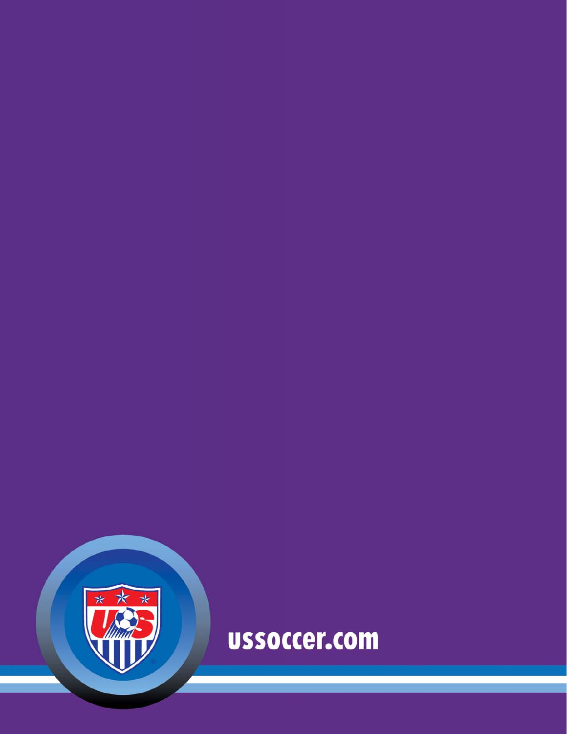ussoccer.com